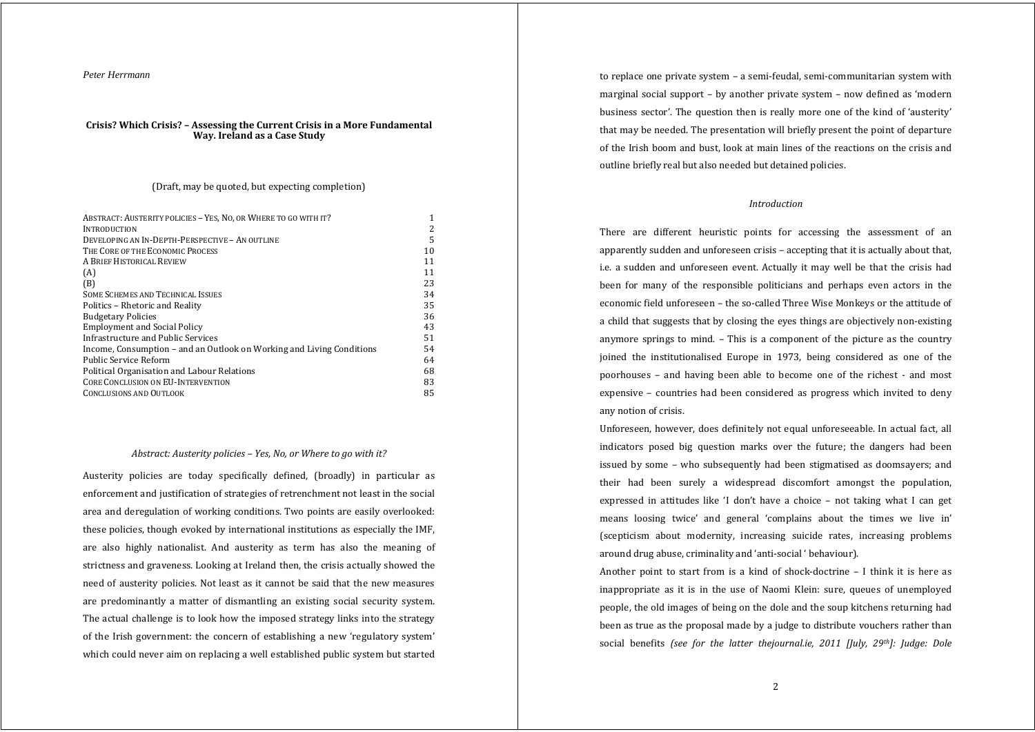*Peter Herrmann*

# Crisis? Which Crisis? – Assessing the Current Crisis in a More Fundamental Way. Ireland as a Case Study

(Draft, may be quoted, but expecting completion)

| | |
|---|---|
| Abstract: Austerity policies – Yes, No, or Where to go with it? | 1 |
| Introduction | 2 |
| Developing an In-Depth-Perspective – An outline | 5 |
| The Core of the Economic Process | 10 |
| A Brief Historical Review | 11 |
| (A) | 11 |
| (B) | 23 |
| Some Schemes and Technical Issues | 34 |
| Politics – Rhetoric and Reality | 35 |
| Budgetary Policies | 36 |
| Employment and Social Policy | 43 |
| Infrastructure and Public Services | 51 |
| Income, Consumption – and an Outlook on Working and Living Conditions | 54 |
| Public Service Reform | 64 |
| Political Organisation and Labour Relations | 68 |
| Core Conclusion on EU-Intervention | 83 |
| Conclusions and Outlook | 85 |

### *Abstract: Austerity policies – Yes, No, or Where to go with it?*

Austerity policies are today specifically defined, (broadly) in particular as enforcement and justification of strategies of retrenchment not least in the social area and deregulation of working conditions. Two points are easily overlooked: these policies, though evoked by international institutions as especially the IMF, are also highly nationalist. And austerity as term has also the meaning of strictness and graveness. Looking at Ireland then, the crisis actually showed the need of austerity policies. Not least as it cannot be said that the new measures are predominantly a matter of dismantling an existing social security system. The actual challenge is to look how the imposed strategy links into the strategy of the Irish government: the concern of establishing a new 'regulatory system' which could never aim on replacing a well established public system but started to replace one private system – a semi-feudal, semi-communitarian system with marginal social support – by another private system – now defined as 'modern business sector'. The question then is really more one of the kind of 'austerity' that may be needed. The presentation will briefly present the point of departure of the Irish boom and bust, look at main lines of the reactions on the crisis and outline briefly real but also needed but detained policies.

### *Introduction*

There are different heuristic points for accessing the assessment of an apparently sudden and unforeseen crisis – accepting that it is actually about that, i.e. a sudden and unforeseen event. Actually it may well be that the crisis had been for many of the responsible politicians and perhaps even actors in the economic field unforeseen – the so-called Three Wise Monkeys or the attitude of a child that suggests that by closing the eyes things are objectively non-existing anymore springs to mind. – This is a component of the picture as the country joined the institutionalised Europe in 1973, being considered as one of the poorhouses – and having been able to become one of the richest - and most expensive – countries had been considered as progress which invited to deny any notion of crisis.

Unforeseen, however, does definitely not equal unforeseeable. In actual fact, all indicators posed big question marks over the future; the dangers had been issued by some – who subsequently had been stigmatised as doomsayers; and their had been surely a widespread discomfort amongst the population, expressed in attitudes like 'I don't have a choice – not taking what I can get means loosing twice' and general 'complains about the times we live in' (scepticism about modernity, increasing suicide rates, increasing problems around drug abuse, criminality and 'anti-social ' behaviour).

Another point to start from is a kind of shock-doctrine – I think it is here as inappropriate as it is in the use of Naomi Klein: sure, queues of unemployed people, the old images of being on the dole and the soup kitchens returning had been as true as the proposal made by a judge to distribute vouchers rather than social benefits *(see for the latter thejournal.ie, 2011 [July, 29th]: Judge: Dole*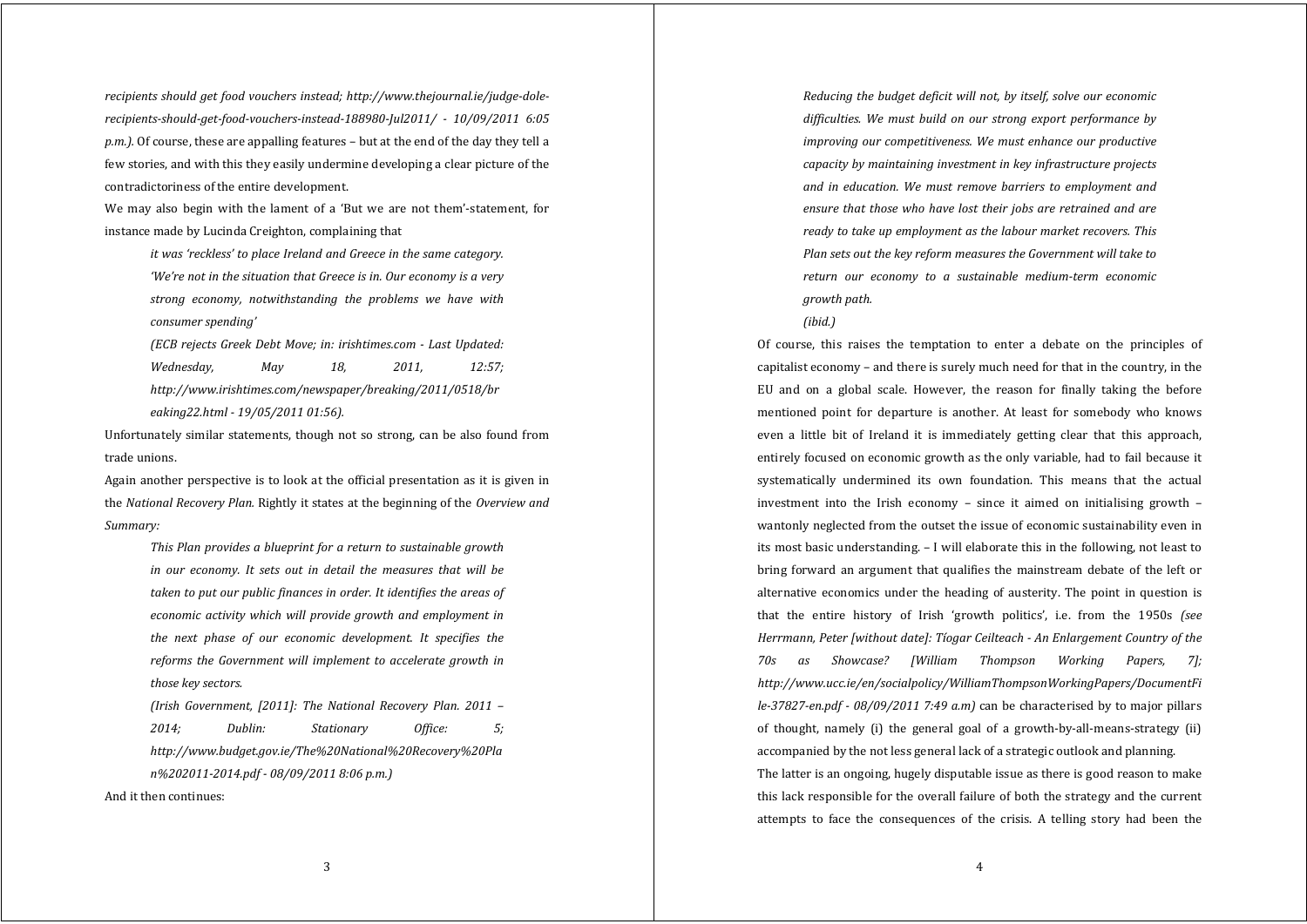*recipients should get food vouchers instead; http://www.thejournal.ie/judge-dole-recipients-should-get-food-vouchers-instead-188980-Jul2011/ - 10/09/2011 6:05 p.m.).* Of course, these are appalling features – but at the end of the day they tell a few stories, and with this they easily undermine developing a clear picture of the contradictoriness of the entire development.

We may also begin with the lament of a 'But we are not them'-statement, for instance made by Lucinda Creighton, complaining that

> *it was 'reckless' to place Ireland and Greece in the same category. 'We're not in the situation that Greece is in. Our economy is a very strong economy, notwithstanding the problems we have with consumer spending'*
>
> *(ECB rejects Greek Debt Move; in: irishtimes.com - Last Updated: Wednesday, May 18, 2011, 12:57; http://www.irishtimes.com/newspaper/breaking/2011/0518/breaking22.html - 19/05/2011 01:56).*

Unfortunately similar statements, though not so strong, can be also found from trade unions.

Again another perspective is to look at the official presentation as it is given in the *National Recovery Plan.* Rightly it states at the beginning of the *Overview and Summary:*

> *This Plan provides a blueprint for a return to sustainable growth in our economy. It sets out in detail the measures that will be taken to put our public finances in order. It identifies the areas of economic activity which will provide growth and employment in the next phase of our economic development. It specifies the reforms the Government will implement to accelerate growth in those key sectors.*
>
> *(Irish Government, [2011]: The National Recovery Plan. 2011 – 2014; Dublin: Stationary Office: 5; http://www.budget.gov.ie/The%20National%20Recovery%20Plan%202011-2014.pdf - 08/09/2011 8:06 p.m.)*

And it then continues:

> *Reducing the budget deficit will not, by itself, solve our economic difficulties. We must build on our strong export performance by improving our competitiveness. We must enhance our productive capacity by maintaining investment in key infrastructure projects and in education. We must remove barriers to employment and ensure that those who have lost their jobs are retrained and are ready to take up employment as the labour market recovers. This Plan sets out the key reform measures the Government will take to return our economy to a sustainable medium-term economic growth path.*
>
> *(ibid.)*

Of course, this raises the temptation to enter a debate on the principles of capitalist economy – and there is surely much need for that in the country, in the EU and on a global scale. However, the reason for finally taking the before mentioned point for departure is another. At least for somebody who knows even a little bit of Ireland it is immediately getting clear that this approach, entirely focused on economic growth as the only variable, had to fail because it systematically undermined its own foundation. This means that the actual investment into the Irish economy – since it aimed on initialising growth – wantonly neglected from the outset the issue of economic sustainability even in its most basic understanding. – I will elaborate this in the following, not least to bring forward an argument that qualifies the mainstream debate of the left or alternative economics under the heading of austerity. The point in question is that the entire history of Irish 'growth politics', i.e. from the 1950s *(see Herrmann, Peter [without date]: Tíogar Ceilteach - An Enlargement Country of the 70s as Showcase? [William Thompson Working Papers, 7]; http://www.ucc.ie/en/socialpolicy/WilliamThompsonWorkingPapers/DocumentFile-37827-en.pdf - 08/09/2011 7:49 a.m.)* can be characterised by to major pillars of thought, namely (i) the general goal of a growth-by-all-means-strategy (ii) accompanied by the not less general lack of a strategic outlook and planning.

The latter is an ongoing, hugely disputable issue as there is good reason to make this lack responsible for the overall failure of both the strategy and the current attempts to face the consequences of the crisis. A telling story had been the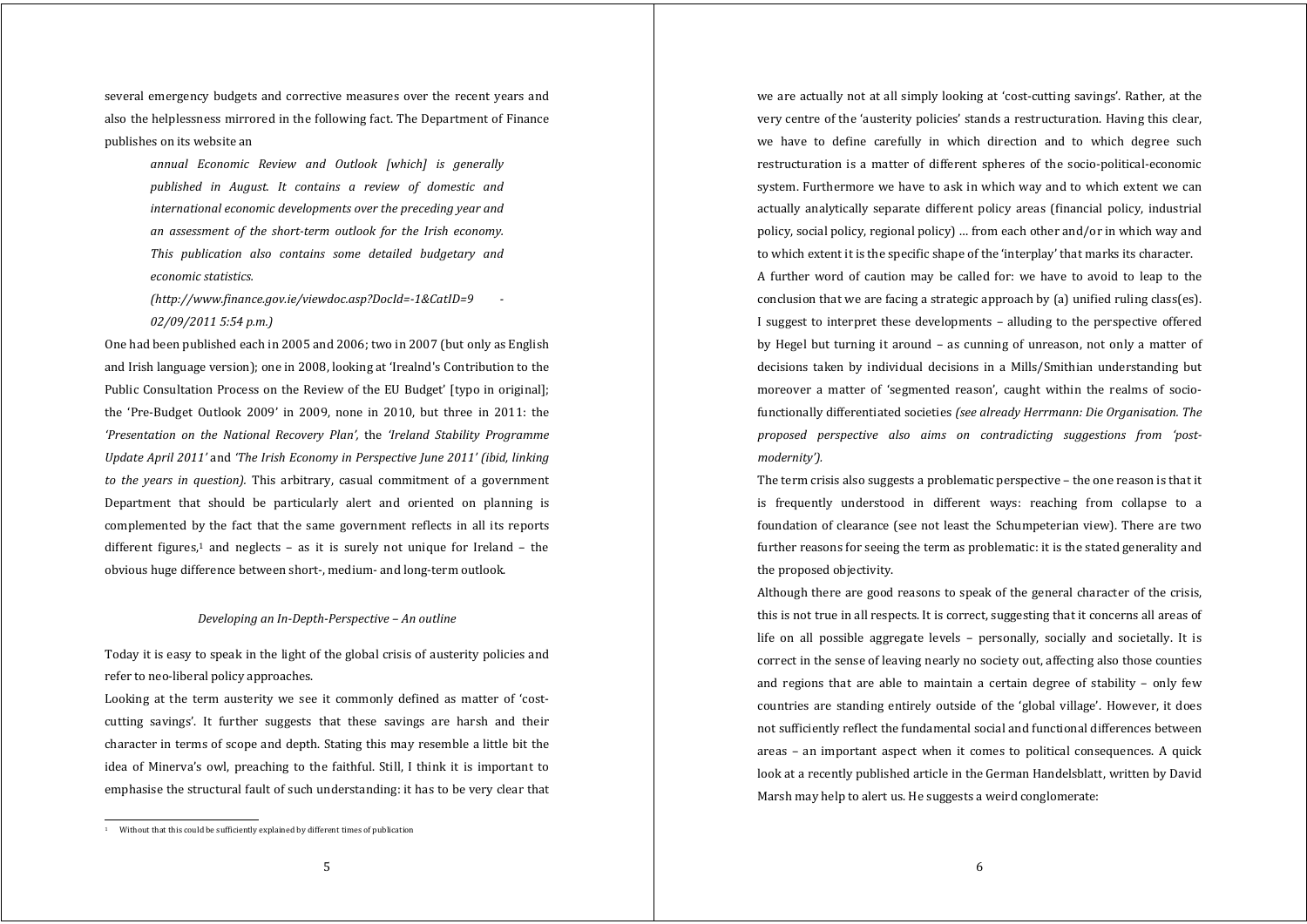several emergency budgets and corrective measures over the recent years and also the helplessness mirrored in the following fact. The Department of Finance publishes on its website an

> *annual Economic Review and Outlook [which] is generally published in August. It contains a review of domestic and international economic developments over the preceding year and an assessment of the short-term outlook for the Irish economy. This publication also contains some detailed budgetary and economic statistics.*
>
> *(http://www.finance.gov.ie/viewdoc.asp?DocId=-1&CatID=9 - 02/09/2011 5:54 p.m.)*

One had been published each in 2005 and 2006; two in 2007 (but only as English and Irish language version); one in 2008, looking at 'Irealnd's Contribution to the Public Consultation Process on the Review of the EU Budget' [typo in original]; the 'Pre-Budget Outlook 2009' in 2009, none in 2010, but three in 2011: the *'Presentation on the National Recovery Plan'*, the *'Ireland Stability Programme Update April 2011'* and *'The Irish Economy in Perspective June 2011' (ibid, linking to the years in question).* This arbitrary, casual commitment of a government Department that should be particularly alert and oriented on planning is complemented by the fact that the same government reflects in all its reports different figures,[1] and neglects – as it is surely not unique for Ireland – the obvious huge difference between short-, medium- and long-term outlook.

### *Developing an In-Depth-Perspective – An outline*

Today it is easy to speak in the light of the global crisis of austerity policies and refer to neo-liberal policy approaches.

Looking at the term austerity we see it commonly defined as matter of 'cost-cutting savings'. It further suggests that these savings are harsh and their character in terms of scope and depth. Stating this may resemble a little bit the idea of Minerva's owl, preaching to the faithful. Still, I think it is important to emphasise the structural fault of such understanding: it has to be very clear that we are actually not at all simply looking at 'cost-cutting savings'. Rather, at the very centre of the 'austerity policies' stands a restructuration. Having this clear, we have to define carefully in which direction and to which degree such restructuration is a matter of different spheres of the socio-political-economic system. Furthermore we have to ask in which way and to which extent we can actually analytically separate different policy areas (financial policy, industrial policy, social policy, regional policy) … from each other and/or in which way and to which extent it is the specific shape of the 'interplay' that marks its character.

A further word of caution may be called for: we have to avoid to leap to the conclusion that we are facing a strategic approach by (a) unified ruling class(es). I suggest to interpret these developments – alluding to the perspective offered by Hegel but turning it around – as cunning of unreason, not only a matter of decisions taken by individual decisions in a Mills/Smithian understanding but moreover a matter of 'segmented reason', caught within the realms of socio-functionally differentiated societies *(see already Herrmann: Die Organisation. The proposed perspective also aims on contradicting suggestions from 'post-modernity').*

The term crisis also suggests a problematic perspective – the one reason is that it is frequently understood in different ways: reaching from collapse to a foundation of clearance (see not least the Schumpeterian view). There are two further reasons for seeing the term as problematic: it is the stated generality and the proposed objectivity.

Although there are good reasons to speak of the general character of the crisis, this is not true in all respects. It is correct, suggesting that it concerns all areas of life on all possible aggregate levels – personally, socially and societally. It is correct in the sense of leaving nearly no society out, affecting also those counties and regions that are able to maintain a certain degree of stability – only few countries are standing entirely outside of the 'global village'. However, it does not sufficiently reflect the fundamental social and functional differences between areas – an important aspect when it comes to political consequences. A quick look at a recently published article in the German Handelsblatt, written by David Marsh may help to alert us. He suggests a weird conglomerate:

---

[1] Without that this could be sufficiently explained by different times of publication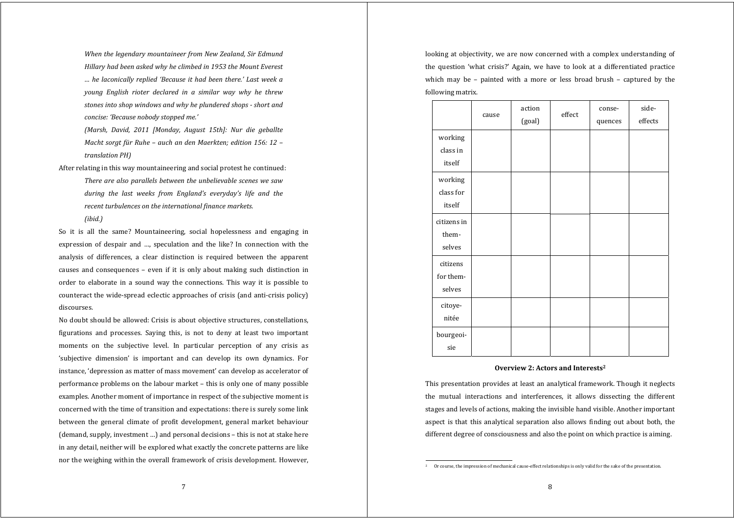> *When the legendary mountaineer from New Zealand, Sir Edmund Hillary had been asked why he climbed in 1953 the Mount Everest … he laconically replied 'Because it had been there.' Last week a young English rioter declared in a similar way why he threw stones into shop windows and why he plundered shops - short and concise: 'Because nobody stopped me.'*
>
> *(Marsh, David, 2011 [Monday, August 15th]: Nur die geballte Macht sorgt für Ruhe – auch an den Maerkten; edition 156: 12 – translation PH)*

After relating in this way mountaineering and social protest he continued:

> *There are also parallels between the unbelievable scenes we saw during the last weeks from England's everyday's life and the recent turbulences on the international finance markets.*
>
> *(ibid.)*

So it is all the same? Mountaineering, social hopelessness and engaging in expression of despair and …, speculation and the like? In connection with the analysis of differences, a clear distinction is required between the apparent causes and consequences – even if it is only about making such distinction in order to elaborate in a sound way the connections. This way it is possible to counteract the wide-spread eclectic approaches of crisis (and anti-crisis policy) discourses.

No doubt should be allowed: Crisis is about objective structures, constellations, figurations and processes. Saying this, is not to deny at least two important moments on the subjective level. In particular perception of any crisis as 'subjective dimension' is important and can develop its own dynamics. For instance, 'depression as matter of mass movement' can develop as accelerator of performance problems on the labour market – this is only one of many possible examples. Another moment of importance in respect of the subjective moment is concerned with the time of transition and expectations: there is surely some link between the general climate of profit development, general market behaviour (demand, supply, investment …) and personal decisions – this is not at stake here in any detail, neither will be explored what exactly the concrete patterns are like nor the weighing within the overall framework of crisis development. However, looking at objectivity, we are now concerned with a complex understanding of the question 'what crisis?' Again, we have to look at a differentiated practice which may be – painted with a more or less broad brush – captured by the following matrix.

| | cause | action (goal) | effect | conse-quences | side-effects |
|---|---|---|---|---|---|
| working class in itself | | | | | |
| working class for itself | | | | | |
| citizens in them-selves | | | | | |
| citizens for them-selves | | | | | |
| citoye-nitée | | | | | |
| bourgeoi-sie | | | | | |

**Overview 2: Actors and Interests[2]**

This presentation provides at least an analytical framework. Though it neglects the mutual interactions and interferences, it allows dissecting the different stages and levels of actions, making the invisible hand visible. Another important aspect is that this analytical separation also allows finding out about both, the different degree of consciousness and also the point on which practice is aiming.

[2] Or course, the impression of mechanical cause-effect relationships is only valid for the sake of the presentation.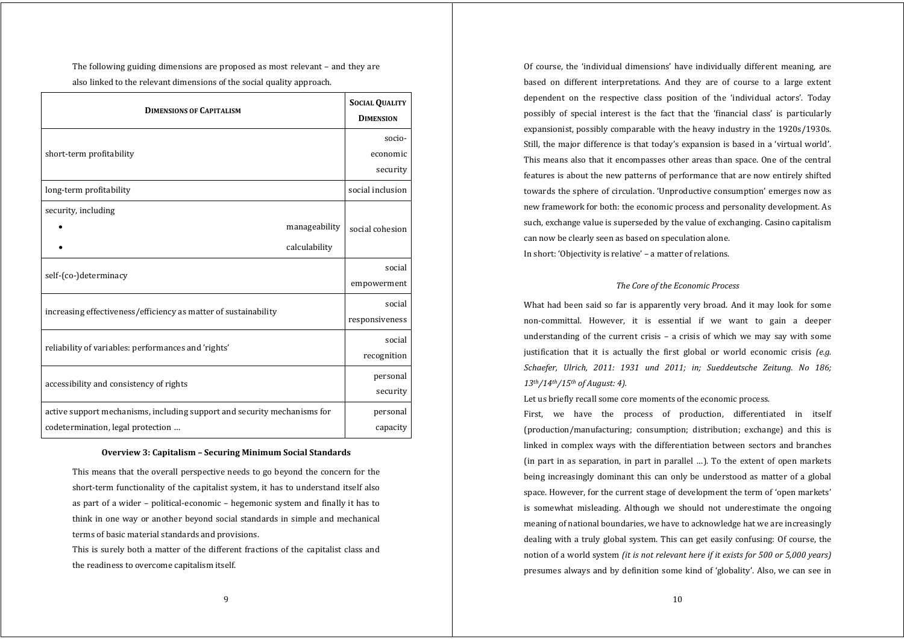The following guiding dimensions are proposed as most relevant – and they are also linked to the relevant dimensions of the social quality approach.

| **Dimensions of Capitalism** | **Social Quality Dimension** |
|---|---|
| short-term profitability | socio-economic security |
| long-term profitability | social inclusion |
| security, including<br>• manageability<br>• calculability | social cohesion |
| self-(co-)determinacy | social empowerment |
| increasing effectiveness/efficiency as matter of sustainability | social responsiveness |
| reliability of variables: performances and 'rights' | social recognition |
| accessibility and consistency of rights | personal security |
| active support mechanisms, including support and security mechanisms for codetermination, legal protection … | personal capacity |

**Overview 3: Capitalism – Securing Minimum Social Standards**

This means that the overall perspective needs to go beyond the concern for the short-term functionality of the capitalist system, it has to understand itself also as part of a wider – political-economic – hegemonic system and finally it has to think in one way or another beyond social standards in simple and mechanical terms of basic material standards and provisions.

This is surely both a matter of the different fractions of the capitalist class and the readiness to overcome capitalism itself.

Of course, the 'individual dimensions' have individually different meaning, are based on different interpretations. And they are of course to a large extent dependent on the respective class position of the 'individual actors'. Today possibly of special interest is the fact that the 'financial class' is particularly expansionist, possibly comparable with the heavy industry in the 1920s/1930s. Still, the major difference is that today's expansion is based in a 'virtual world'. This means also that it encompasses other areas than space. One of the central features is about the new patterns of performance that are now entirely shifted towards the sphere of circulation. 'Unproductive consumption' emerges now as new framework for both: the economic process and personality development. As such, exchange value is superseded by the value of exchanging. Casino capitalism can now be clearly seen as based on speculation alone.

In short: 'Objectivity is relative' – a matter of relations.

*The Core of the Economic Process*

What had been said so far is apparently very broad. And it may look for some non-committal. However, it is essential if we want to gain a deeper understanding of the current crisis – a crisis of which we may say with some justification that it is actually the first global or world economic crisis *(e.g. Schaefer, Ulrich, 2011: 1931 und 2011; in; Sueddeutsche Zeitung. No 186; 13th/14th/15th of August: 4).*

Let us briefly recall some core moments of the economic process.

First, we have the process of production, differentiated in itself (production/manufacturing; consumption; distribution; exchange) and this is linked in complex ways with the differentiation between sectors and branches (in part in as separation, in part in parallel …). To the extent of open markets being increasingly dominant this can only be understood as matter of a global space. However, for the current stage of development the term of 'open markets' is somewhat misleading. Although we should not underestimate the ongoing meaning of national boundaries, we have to acknowledge hat we are increasingly dealing with a truly global system. This can get easily confusing: Of course, the notion of a world system *(it is not relevant here if it exists for 500 or 5,000 years)* presumes always and by definition some kind of 'globality'. Also, we can see in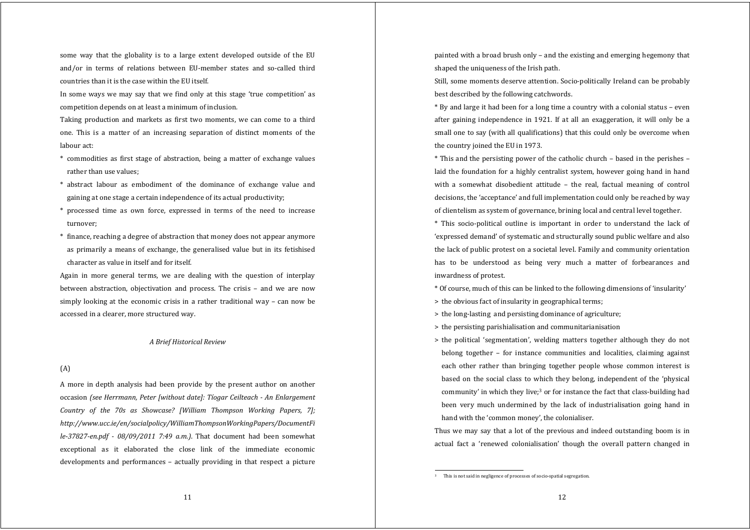some way that the globality is to a large extent developed outside of the EU and/or in terms of relations between EU-member states and so-called third countries than it is the case within the EU itself.

In some ways we may say that we find only at this stage 'true competition' as competition depends on at least a minimum of inclusion.

Taking production and markets as first two moments, we can come to a third one. This is a matter of an increasing separation of distinct moments of the labour act:

* commodities as first stage of abstraction, being a matter of exchange values rather than use values;
* abstract labour as embodiment of the dominance of exchange value and gaining at one stage a certain independence of its actual productivity;
* processed time as own force, expressed in terms of the need to increase turnover;
* finance, reaching a degree of abstraction that money does not appear anymore as primarily a means of exchange, the generalised value but in its fetishised character as value in itself and for itself.

Again in more general terms, we are dealing with the question of interplay between abstraction, objectivation and process. The crisis – and we are now simply looking at the economic crisis in a rather traditional way – can now be accessed in a clearer, more structured way.

*A Brief Historical Review*

(A)

A more in depth analysis had been provide by the present author on another occasion *(see Herrmann, Peter [without date]: Tíogar Ceilteach - An Enlargement Country of the 70s as Showcase? [William Thompson Working Papers, 7]; http://www.ucc.ie/en/socialpolicy/WilliamThompsonWorkingPapers/DocumentFile-37827-en.pdf - 08/09/2011 7:49 a.m.)*. That document had been somewhat exceptional as it elaborated the close link of the immediate economic developments and performances – actually providing in that respect a picture painted with a broad brush only – and the existing and emerging hegemony that shaped the uniqueness of the Irish path.

Still, some moments deserve attention. Socio-politically Ireland can be probably best described by the following catchwords.

* By and large it had been for a long time a country with a colonial status – even after gaining independence in 1921. If at all an exaggeration, it will only be a small one to say (with all qualifications) that this could only be overcome when the country joined the EU in 1973.
* This and the persisting power of the catholic church – based in the perishes – laid the foundation for a highly centralist system, however going hand in hand with a somewhat disobedient attitude – the real, factual meaning of control decisions, the 'acceptance' and full implementation could only be reached by way of clientelism as system of governance, brining local and central level together.
* This socio-political outline is important in order to understand the lack of 'expressed demand' of systematic and structurally sound public welfare and also the lack of public protest on a societal level. Family and community orientation has to be understood as being very much a matter of forbearances and inwardness of protest.
* Of course, much of this can be linked to the following dimensions of 'insularity'
  > the obvious fact of insularity in geographical terms;
  > the long-lasting and persisting dominance of agriculture;
  > the persisting parishialisation and communitarianisation
  > the political 'segmentation', welding matters together although they do not belong together – for instance communities and localities, claiming against each other rather than bringing together people whose common interest is based on the social class to which they belong, independent of the 'physical community' in which they live;[3] or for instance the fact that class-building had been very much undermined by the lack of industrialisation going hand in hand with the 'common money', the coloniser.

Thus we may say that a lot of the previous and indeed outstanding boom is in actual fact a 'renewed colonialisation' though the overall pattern changed in

[3] This is not said in negligence of processes of socio-spatial segregation.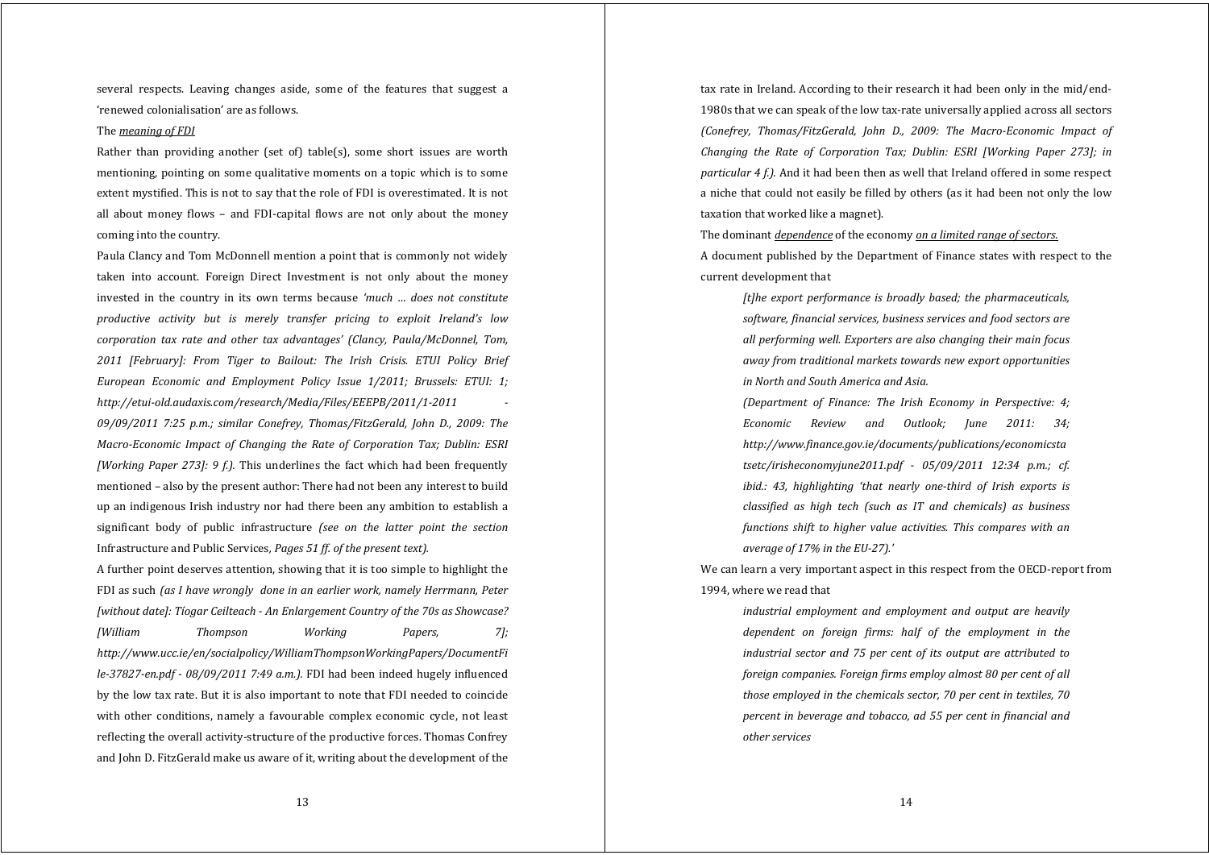several respects. Leaving changes aside, some of the features that suggest a 'renewed colonialisation' are as follows.

The *meaning of FDI*

Rather than providing another (set of) table(s), some short issues are worth mentioning, pointing on some qualitative moments on a topic which is to some extent mystified. This is not to say that the role of FDI is overestimated. It is not all about money flows – and FDI-capital flows are not only about the money coming into the country.

Paula Clancy and Tom McDonnell mention a point that is commonly not widely taken into account. Foreign Direct Investment is not only about the money invested in the country in its own terms because *'much … does not constitute productive activity but is merely transfer pricing to exploit Ireland's low corporation tax rate and other tax advantages' (Clancy, Paula/McDonnel, Tom, 2011 [February]: From Tiger to Bailout: The Irish Crisis. ETUI Policy Brief European Economic and Employment Policy Issue 1/2011; Brussels: ETUI: 1; http://etui-old.audaxis.com/research/Media/Files/EEEPB/2011/1-2011 - 09/09/2011 7:25 p.m.; similar Conefrey, Thomas/FitzGerald, John D., 2009: The Macro-Economic Impact of Changing the Rate of Corporation Tax; Dublin: ESRI [Working Paper 273]: 9 f.).* This underlines the fact which had been frequently mentioned – also by the present author: There had not been any interest to build up an indigenous Irish industry nor had there been any ambition to establish a significant body of public infrastructure *(see on the latter point the section* Infrastructure and Public Services*, Pages 51 ff. of the present text).*

A further point deserves attention, showing that it is too simple to highlight the FDI as such *(as I have wrongly done in an earlier work, namely Herrmann, Peter [without date]: Tíogar Ceilteach - An Enlargement Country of the 70s as Showcase? [William Thompson Working Papers, 7]; http://www.ucc.ie/en/socialpolicy/WilliamThompsonWorkingPapers/DocumentFile-37827-en.pdf - 08/09/2011 7:49 a.m.).* FDI had been indeed hugely influenced by the low tax rate. But it is also important to note that FDI needed to coincide with other conditions, namely a favourable complex economic cycle, not least reflecting the overall activity-structure of the productive forces. Thomas Confrey and John D. FitzGerald make us aware of it, writing about the development of the tax rate in Ireland. According to their research it had been only in the mid/end-1980s that we can speak of the low tax-rate universally applied across all sectors *(Conefrey, Thomas/FitzGerald, John D., 2009: The Macro-Economic Impact of Changing the Rate of Corporation Tax; Dublin: ESRI [Working Paper 273]; in particular 4 f.).* And it had been then as well that Ireland offered in some respect a niche that could not easily be filled by others (as it had been not only the low taxation that worked like a magnet).

The dominant *dependence* of the economy *on a limited range of sectors.*

A document published by the Department of Finance states with respect to the current development that

> *[t]he export performance is broadly based; the pharmaceuticals, software, financial services, business services and food sectors are all performing well. Exporters are also changing their main focus away from traditional markets towards new export opportunities in North and South America and Asia.*
>
> *(Department of Finance: The Irish Economy in Perspective: 4; Economic Review and Outlook; June 2011: 34; http://www.finance.gov.ie/documents/publications/economicstatsetc/irisheconomyjune2011.pdf - 05/09/2011 12:34 p.m.; cf. ibid.: 43, highlighting 'that nearly one-third of Irish exports is classified as high tech (such as IT and chemicals) as business functions shift to higher value activities. This compares with an average of 17% in the EU-27).'*

We can learn a very important aspect in this respect from the OECD-report from 1994, where we read that

> *industrial employment and employment and output are heavily dependent on foreign firms: half of the employment in the industrial sector and 75 per cent of its output are attributed to foreign companies. Foreign firms employ almost 80 per cent of all those employed in the chemicals sector, 70 per cent in textiles, 70 percent in beverage and tobacco, ad 55 per cent in financial and other services*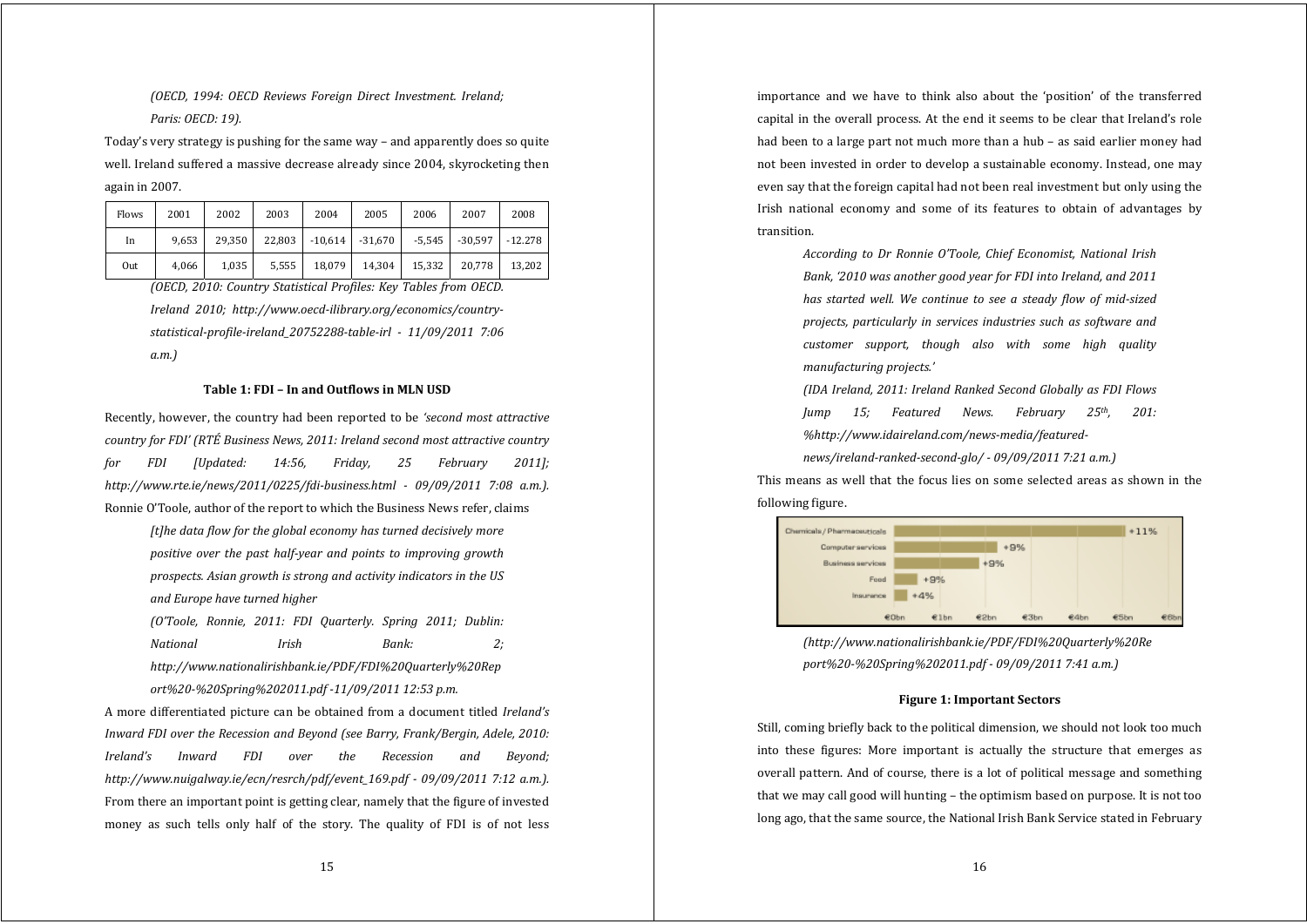*(OECD, 1994: OECD Reviews Foreign Direct Investment. Ireland; Paris: OECD: 19).*

Today's very strategy is pushing for the same way – and apparently does so quite well. Ireland suffered a massive decrease already since 2004, skyrocketing then again in 2007.

| Flows | 2001 | 2002 | 2003 | 2004 | 2005 | 2006 | 2007 | 2008 |
|---|---|---|---|---|---|---|---|---|
| In | 9,653 | 29,350 | 22,803 | -10,614 | -31,670 | -5,545 | -30,597 | -12.278 |
| Out | 4,066 | 1,035 | 5,555 | 18,079 | 14,304 | 15,332 | 20,778 | 13,202 |

*(OECD, 2010: Country Statistical Profiles: Key Tables from OECD. Ireland 2010; http://www.oecd-ilibrary.org/economics/country-statistical-profile-ireland_20752288-table-irl - 11/09/2011 7:06 a.m.)*

**Table 1: FDI – In and Outflows in MLN USD**

Recently, however, the country had been reported to be *'second most attractive country for FDI' (RTÉ Business News, 2011: Ireland second most attractive country for FDI [Updated: 14:56, Friday, 25 February 2011]; http://www.rte.ie/news/2011/0225/fdi-business.html - 09/09/2011 7:08 a.m.).* Ronnie O'Toole, author of the report to which the Business News refer, claims

> *[t]he data flow for the global economy has turned decisively more positive over the past half-year and points to improving growth prospects. Asian growth is strong and activity indicators in the US and Europe have turned higher*
>
> *(O'Toole, Ronnie, 2011: FDI Quarterly. Spring 2011; Dublin: National Irish Bank: 2; http://www.nationalirishbank.ie/PDF/FDI%20Quarterly%20Report%20-%20Spring%202011.pdf -11/09/2011 12:53 p.m.*

A more differentiated picture can be obtained from a document titled *Ireland's Inward FDI over the Recession and Beyond (see Barry, Frank/Bergin, Adele, 2010: Ireland's Inward FDI over the Recession and Beyond; http://www.nuigalway.ie/ecn/resrch/pdf/event_169.pdf - 09/09/2011 7:12 a.m.).* From there an important point is getting clear, namely that the figure of invested money as such tells only half of the story. The quality of FDI is of not less importance and we have to think also about the 'position' of the transferred capital in the overall process. At the end it seems to be clear that Ireland's role had been to a large part not much more than a hub – as said earlier money had not been invested in order to develop a sustainable economy. Instead, one may even say that the foreign capital had not been real investment but only using the Irish national economy and some of its features to obtain of advantages by transition.

> *According to Dr Ronnie O'Toole, Chief Economist, National Irish Bank, '2010 was another good year for FDI into Ireland, and 2011 has started well. We continue to see a steady flow of mid-sized projects, particularly in services industries such as software and customer support, though also with some high quality manufacturing projects.'*
>
> *(IDA Ireland, 2011: Ireland Ranked Second Globally as FDI Flows Jump 15; Featured News. February 25th, 201: %http://www.idaireland.com/news-media/featured-news/ireland-ranked-second-glo/ - 09/09/2011 7:21 a.m.)*

This means as well that the focus lies on some selected areas as shown in the following figure.

| Sector | Change |
|---|---|
| Chemicals / Pharmaceuticals | +11% |
| Computer services | +9% |
| Business services | +9% |
| Food | +9% |
| Insurance | +4% |

*(http://www.nationalirishbank.ie/PDF/FDI%20Quarterly%20Report%20-%20Spring%202011.pdf - 09/09/2011 7:41 a.m.)*

**Figure 1: Important Sectors**

Still, coming briefly back to the political dimension, we should not look too much into these figures: More important is actually the structure that emerges as overall pattern. And of course, there is a lot of political message and something that we may call good will hunting – the optimism based on purpose. It is not too long ago, that the same source, the National Irish Bank Service stated in February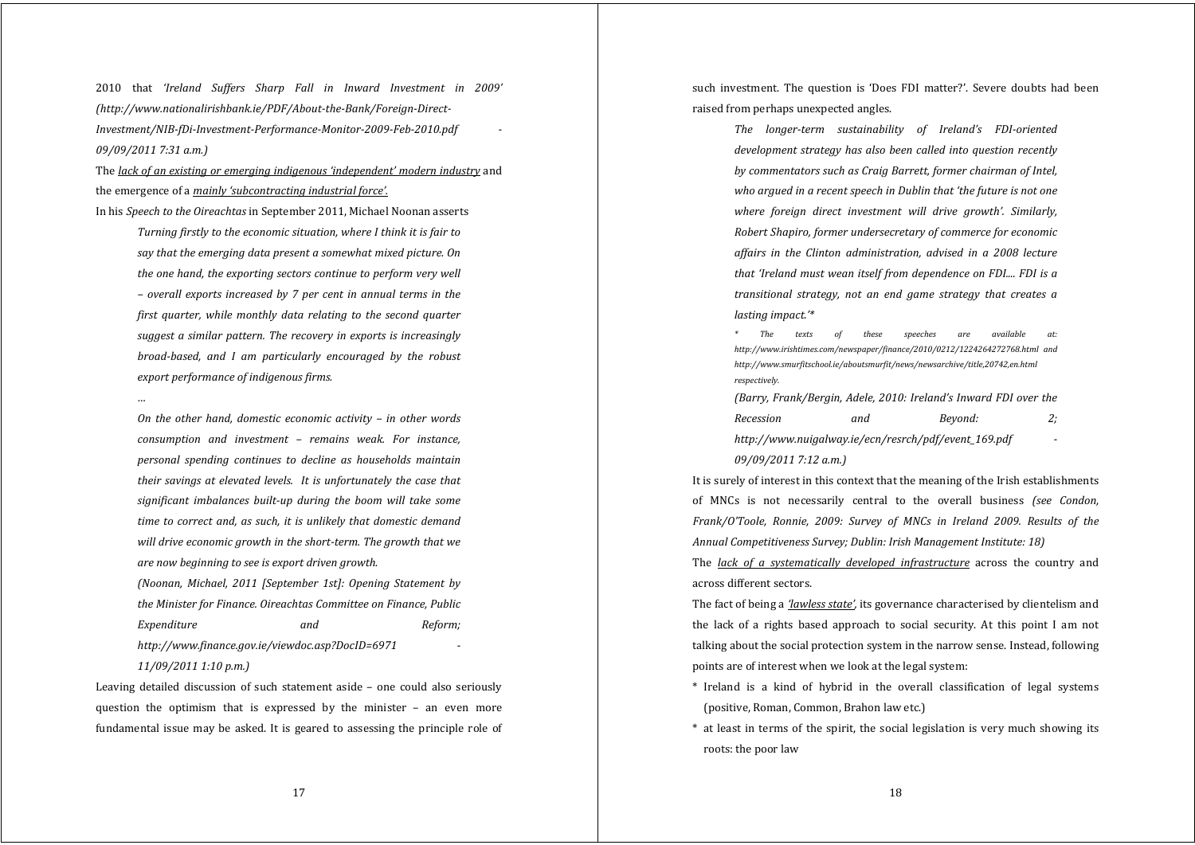2010 that *'Ireland Suffers Sharp Fall in Inward Investment in 2009' (http://www.nationalirishbank.ie/PDF/About-the-Bank/Foreign-Direct-Investment/NIB-fDi-Investment-Performance-Monitor-2009-Feb-2010.pdf - 09/09/2011 7:31 a.m.)*

The <u>*lack of an existing or emerging indigenous 'independent' modern industry*</u> and the emergence of a <u>*mainly 'subcontracting industrial force'.*</u>

In his *Speech to the Oireachtas* in September 2011, Michael Noonan asserts

> *Turning firstly to the economic situation, where I think it is fair to say that the emerging data present a somewhat mixed picture. On the one hand, the exporting sectors continue to perform very well – overall exports increased by 7 per cent in annual terms in the first quarter, while monthly data relating to the second quarter suggest a similar pattern. The recovery in exports is increasingly broad-based, and I am particularly encouraged by the robust export performance of indigenous firms.*
>
> *…*
>
> *On the other hand, domestic economic activity – in other words consumption and investment – remains weak. For instance, personal spending continues to decline as households maintain their savings at elevated levels. It is unfortunately the case that significant imbalances built-up during the boom will take some time to correct and, as such, it is unlikely that domestic demand will drive economic growth in the short-term. The growth that we are now beginning to see is export driven growth.*
>
> *(Noonan, Michael, 2011 [September 1st]: Opening Statement by the Minister for Finance. Oireachtas Committee on Finance, Public Expenditure and Reform; http://www.finance.gov.ie/viewdoc.asp?DocID=6971 - 11/09/2011 1:10 p.m.)*

Leaving detailed discussion of such statement aside – one could also seriously question the optimism that is expressed by the minister – an even more fundamental issue may be asked. It is geared to assessing the principle role of such investment. The question is 'Does FDI matter?'. Severe doubts had been raised from perhaps unexpected angles.

> *The longer-term sustainability of Ireland's FDI-oriented development strategy has also been called into question recently by commentators such as Craig Barrett, former chairman of Intel, who argued in a recent speech in Dublin that 'the future is not one where foreign direct investment will drive growth'. Similarly, Robert Shapiro, former undersecretary of commerce for economic affairs in the Clinton administration, advised in a 2008 lecture that 'Ireland must wean itself from dependence on FDI.... FDI is a transitional strategy, not an end game strategy that creates a lasting impact.'\**
>
> *\* The texts of these speeches are available at: http://www.irishtimes.com/newspaper/finance/2010/0212/1224264272768.html and http://www.smurfitschool.ie/aboutsmurfit/news/newsarchive/title,20742,en.html respectively.*
>
> *(Barry, Frank/Bergin, Adele, 2010: Ireland's Inward FDI over the Recession and Beyond: 2; http://www.nuigalway.ie/ecn/resrch/pdf/event_169.pdf - 09/09/2011 7:12 a.m.)*

It is surely of interest in this context that the meaning of the Irish establishments of MNCs is not necessarily central to the overall business *(see Condon, Frank/O'Toole, Ronnie, 2009: Survey of MNCs in Ireland 2009. Results of the Annual Competitiveness Survey; Dublin: Irish Management Institute: 18)*

The <u>*lack of a systematically developed infrastructure*</u> across the country and across different sectors.

The fact of being a <u>*'lawless state'*</u>, its governance characterised by clientelism and the lack of a rights based approach to social security. At this point I am not talking about the social protection system in the narrow sense. Instead, following points are of interest when we look at the legal system:

* Ireland is a kind of hybrid in the overall classification of legal systems (positive, Roman, Common, Brahon law etc.)
* at least in terms of the spirit, the social legislation is very much showing its roots: the poor law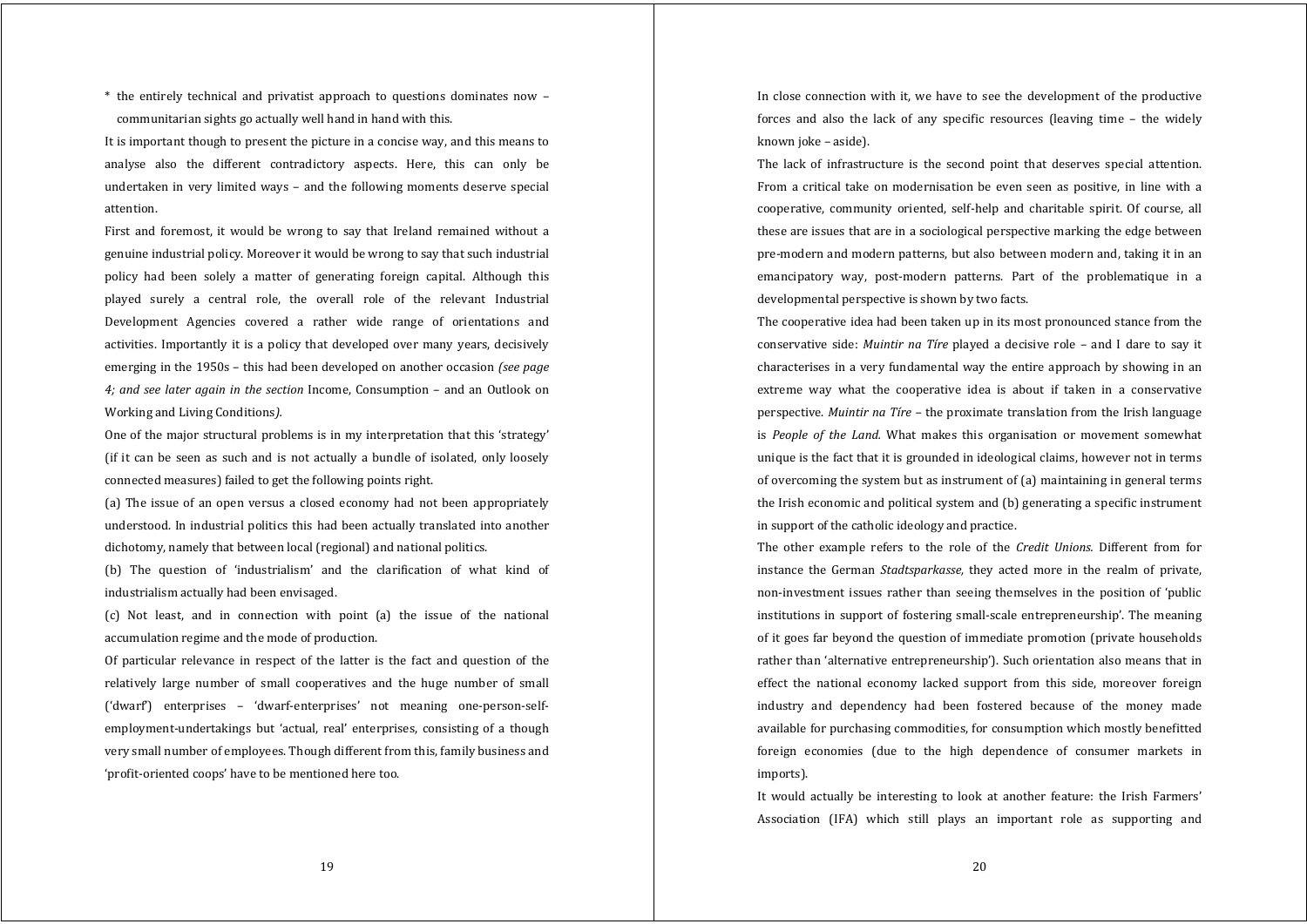* the entirely technical and privatist approach to questions dominates now – communitarian sights go actually well hand in hand with this.

It is important though to present the picture in a concise way, and this means to analyse also the different contradictory aspects. Here, this can only be undertaken in very limited ways – and the following moments deserve special attention.

First and foremost, it would be wrong to say that Ireland remained without a genuine industrial policy. Moreover it would be wrong to say that such industrial policy had been solely a matter of generating foreign capital. Although this played surely a central role, the overall role of the relevant Industrial Development Agencies covered a rather wide range of orientations and activities. Importantly it is a policy that developed over many years, decisively emerging in the 1950s – this had been developed on another occasion *(see page 4; and see later again in the section* Income, Consumption – and an Outlook on Working and Living Conditions*).*

One of the major structural problems is in my interpretation that this 'strategy' (if it can be seen as such and is not actually a bundle of isolated, only loosely connected measures) failed to get the following points right.

(a) The issue of an open versus a closed economy had not been appropriately understood. In industrial politics this had been actually translated into another dichotomy, namely that between local (regional) and national politics.

(b) The question of 'industrialism' and the clarification of what kind of industrialism actually had been envisaged.

(c) Not least, and in connection with point (a) the issue of the national accumulation regime and the mode of production.

Of particular relevance in respect of the latter is the fact and question of the relatively large number of small cooperatives and the huge number of small ('dwarf') enterprises – 'dwarf-enterprises' not meaning one-person-self-employment-undertakings but 'actual, real' enterprises, consisting of a though very small number of employees. Though different from this, family business and 'profit-oriented coops' have to be mentioned here too.

In close connection with it, we have to see the development of the productive forces and also the lack of any specific resources (leaving time – the widely known joke – aside).

The lack of infrastructure is the second point that deserves special attention. From a critical take on modernisation be even seen as positive, in line with a cooperative, community oriented, self-help and charitable spirit. Of course, all these are issues that are in a sociological perspective marking the edge between pre-modern and modern patterns, but also between modern and, taking it in an emancipatory way, post-modern patterns. Part of the problematique in a developmental perspective is shown by two facts.

The cooperative idea had been taken up in its most pronounced stance from the conservative side: *Muintir na Tíre* played a decisive role – and I dare to say it characterises in a very fundamental way the entire approach by showing in an extreme way what the cooperative idea is about if taken in a conservative perspective. *Muintir na Tíre* – the proximate translation from the Irish language is *People of the Land.* What makes this organisation or movement somewhat unique is the fact that it is grounded in ideological claims, however not in terms of overcoming the system but as instrument of (a) maintaining in general terms the Irish economic and political system and (b) generating a specific instrument in support of the catholic ideology and practice.

The other example refers to the role of the *Credit Unions.* Different from for instance the German *Stadtsparkasse,* they acted more in the realm of private, non-investment issues rather than seeing themselves in the position of 'public institutions in support of fostering small-scale entrepreneurship'. The meaning of it goes far beyond the question of immediate promotion (private households rather than 'alternative entrepreneurship'). Such orientation also means that in effect the national economy lacked support from this side, moreover foreign industry and dependency had been fostered because of the money made available for purchasing commodities, for consumption which mostly benefitted foreign economies (due to the high dependence of consumer markets in imports).

It would actually be interesting to look at another feature: the Irish Farmers' Association (IFA) which still plays an important role as supporting and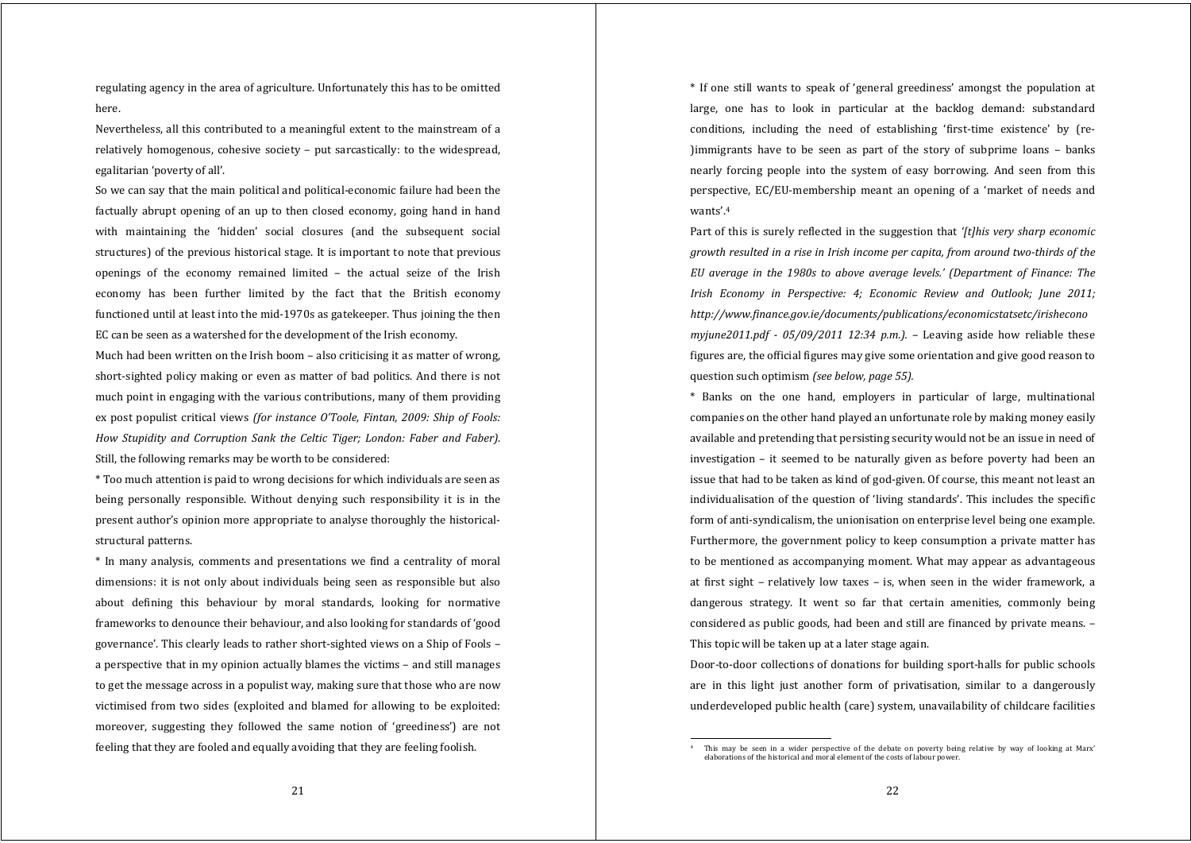regulating agency in the area of agriculture. Unfortunately this has to be omitted here.

Nevertheless, all this contributed to a meaningful extent to the mainstream of a relatively homogenous, cohesive society – put sarcastically: to the widespread, egalitarian 'poverty of all'.

So we can say that the main political and political-economic failure had been the factually abrupt opening of an up to then closed economy, going hand in hand with maintaining the 'hidden' social closures (and the subsequent social structures) of the previous historical stage. It is important to note that previous openings of the economy remained limited – the actual seize of the Irish economy has been further limited by the fact that the British economy functioned until at least into the mid-1970s as gatekeeper. Thus joining the then EC can be seen as a watershed for the development of the Irish economy.

Much had been written on the Irish boom – also criticising it as matter of wrong, short-sighted policy making or even as matter of bad politics. And there is not much point in engaging with the various contributions, many of them providing ex post populist critical views *(for instance O'Toole, Fintan, 2009: Ship of Fools: How Stupidity and Corruption Sank the Celtic Tiger; London: Faber and Faber).* Still, the following remarks may be worth to be considered:

* Too much attention is paid to wrong decisions for which individuals are seen as being personally responsible. Without denying such responsibility it is in the present author's opinion more appropriate to analyse thoroughly the historical-structural patterns.

* In many analysis, comments and presentations we find a centrality of moral dimensions: it is not only about individuals being seen as responsible but also about defining this behaviour by moral standards, looking for normative frameworks to denounce their behaviour, and also looking for standards of 'good governance'. This clearly leads to rather short-sighted views on a Ship of Fools – a perspective that in my opinion actually blames the victims – and still manages to get the message across in a populist way, making sure that those who are now victimised from two sides (exploited and blamed for allowing to be exploited: moreover, suggesting they followed the same notion of 'greediness') are not feeling that they are fooled and equally avoiding that they are feeling foolish.

* If one still wants to speak of 'general greediness' amongst the population at large, one has to look in particular at the backlog demand: substandard conditions, including the need of establishing 'first-time existence' by (re-)immigrants have to be seen as part of the story of subprime loans – banks nearly forcing people into the system of easy borrowing. And seen from this perspective, EC/EU-membership meant an opening of a 'market of needs and wants'.[4]

Part of this is surely reflected in the suggestion that *'[t]his very sharp economic growth resulted in a rise in Irish income per capita, from around two-thirds of the EU average in the 1980s to above average levels.' (Department of Finance: The Irish Economy in Perspective: 4; Economic Review and Outlook; June 2011; http://www.finance.gov.ie/documents/publications/economicstatsetc/irisheconomyjune2011.pdf - 05/09/2011 12:34 p.m.).* – Leaving aside how reliable these figures are, the official figures may give some orientation and give good reason to question such optimism *(see below, page 55).*

* Banks on the one hand, employers in particular of large, multinational companies on the other hand played an unfortunate role by making money easily available and pretending that persisting security would not be an issue in need of investigation – it seemed to be naturally given as before poverty had been an issue that had to be taken as kind of god-given. Of course, this meant not least an individualisation of the question of 'living standards'. This includes the specific form of anti-syndicalism, the unionisation on enterprise level being one example. Furthermore, the government policy to keep consumption a private matter has to be mentioned as accompanying moment. What may appear as advantageous at first sight – relatively low taxes – is, when seen in the wider framework, a dangerous strategy. It went so far that certain amenities, commonly being considered as public goods, had been and still are financed by private means. – This topic will be taken up at a later stage again.

Door-to-door collections of donations for building sport-halls for public schools are in this light just another form of privatisation, similar to a dangerously underdeveloped public health (care) system, unavailability of childcare facilities

[4] This may be seen in a wider perspective of the debate on poverty being relative by way of looking at Marx' elaborations of the historical and moral element of the costs of labour power.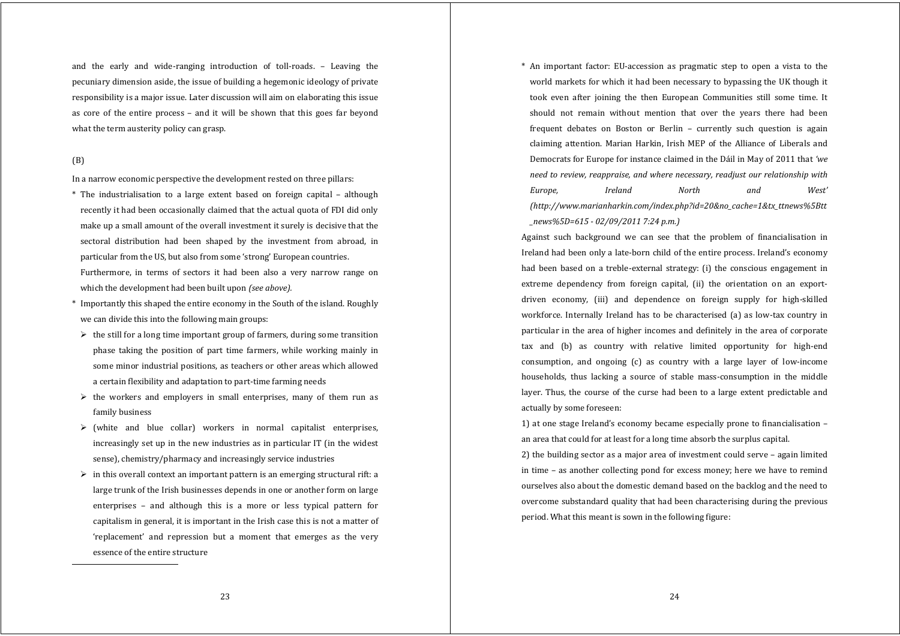and the early and wide-ranging introduction of toll-roads. – Leaving the pecuniary dimension aside, the issue of building a hegemonic ideology of private responsibility is a major issue. Later discussion will aim on elaborating this issue as core of the entire process – and it will be shown that this goes far beyond what the term austerity policy can grasp.

(B)

In a narrow economic perspective the development rested on three pillars:

* The industrialisation to a large extent based on foreign capital – although recently it had been occasionally claimed that the actual quota of FDI did only make up a small amount of the overall investment it surely is decisive that the sectoral distribution had been shaped by the investment from abroad, in particular from the US, but also from some 'strong' European countries.
  Furthermore, in terms of sectors it had been also a very narrow range on which the development had been built upon *(see above).*
* Importantly this shaped the entire economy in the South of the island. Roughly we can divide this into the following main groups:
  - the still for a long time important group of farmers, during some transition phase taking the position of part time farmers, while working mainly in some minor industrial positions, as teachers or other areas which allowed a certain flexibility and adaptation to part-time farming needs
  - the workers and employers in small enterprises, many of them run as family business
  - (white and blue collar) workers in normal capitalist enterprises, increasingly set up in the new industries as in particular IT (in the widest sense), chemistry/pharmacy and increasingly service industries
  - in this overall context an important pattern is an emerging structural rift: a large trunk of the Irish businesses depends in one or another form on large enterprises – and although this is a more or less typical pattern for capitalism in general, it is important in the Irish case this is not a matter of 'replacement' and repression but a moment that emerges as the very essence of the entire structure
* An important factor: EU-accession as pragmatic step to open a vista to the world markets for which it had been necessary to bypassing the UK though it took even after joining the then European Communities still some time. It should not remain without mention that over the years there had been frequent debates on Boston or Berlin – currently such question is again claiming attention. Marian Harkin, Irish MEP of the Alliance of Liberals and Democrats for Europe for instance claimed in the Dáil in May of 2011 that *'we need to review, reappraise, and where necessary, readjust our relationship with Europe, Ireland North and West' (http://www.marianharkin.com/index.php?id=20&no_cache=1&tx_ttnews%5Btt_news%5D=615 - 02/09/2011 7:24 p.m.)*

Against such background we can see that the problem of financialisation in Ireland had been only a late-born child of the entire process. Ireland's economy had been based on a treble-external strategy: (i) the conscious engagement in extreme dependency from foreign capital, (ii) the orientation on an export-driven economy, (iii) and dependence on foreign supply for high-skilled workforce. Internally Ireland has to be characterised (a) as low-tax country in particular in the area of higher incomes and definitely in the area of corporate tax and (b) as country with relative limited opportunity for high-end consumption, and ongoing (c) as country with a large layer of low-income households, thus lacking a source of stable mass-consumption in the middle layer. Thus, the course of the curse had been to a large extent predictable and actually by some foreseen:

1) at one stage Ireland's economy became especially prone to financialisation – an area that could for at least for a long time absorb the surplus capital.

2) the building sector as a major area of investment could serve – again limited in time – as another collecting pond for excess money; here we have to remind ourselves also about the domestic demand based on the backlog and the need to overcome substandard quality that had been characterising during the previous period. What this meant is sown in the following figure: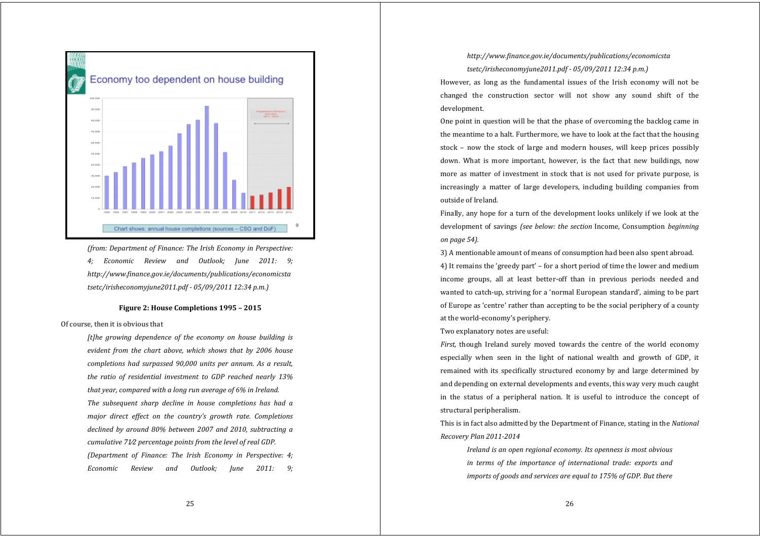*(from: Department of Finance: The Irish Economy in Perspective: 4; Economic Review and Outlook; June 2011: 9; http://www.finance.gov.ie/documents/publications/economicstatsetc/irisheconomyjune2011.pdf - 05/09/2011 12:34 p.m.)*

**Figure 2: House Completions 1995 – 2015**

Of course, then it is obvious that

> *[t]he growing dependence of the economy on house building is evident from the chart above, which shows that by 2006 house completions had surpassed 90,000 units per annum. As a result, the ratio of residential investment to GDP reached nearly 13% that year, compared with a long run average of 6% in Ireland.*
>
> *The subsequent sharp decline in house completions has had a major direct effect on the country's growth rate. Completions declined by around 80% between 2007 and 2010, subtracting a cumulative 7½ percentage points from the level of real GDP.*
>
> *(Department of Finance: The Irish Economy in Perspective: 4; Economic Review and Outlook; June 2011: 9; http://www.finance.gov.ie/documents/publications/economicstatsetc/irisheconomyjune2011.pdf - 05/09/2011 12:34 p.m.)*

However, as long as the fundamental issues of the Irish economy will not be changed the construction sector will not show any sound shift of the development.

One point in question will be that the phase of overcoming the backlog came in the meantime to a halt. Furthermore, we have to look at the fact that the housing stock – now the stock of large and modern houses, will keep prices possibly down. What is more important, however, is the fact that new buildings, now more as matter of investment in stock that is not used for private purpose, is increasingly a matter of large developers, including building companies from outside of Ireland.

Finally, any hope for a turn of the development looks unlikely if we look at the development of savings *(see below: the section* Income, Consumption *beginning on page 54).*

3) A mentionable amount of means of consumption had been also spent abroad.

4) It remains the 'greedy part' – for a short period of time the lower and medium income groups, all at least better-off than in previous periods needed and wanted to catch-up, striving for a 'normal European standard', aiming to be part of Europe as 'centre' rather than accepting to be the social periphery of a county at the world-economy's periphery.

Two explanatory notes are useful:

*First,* though Ireland surely moved towards the centre of the world economy especially when seen in the light of national wealth and growth of GDP, it remained with its specifically structured economy by and large determined by and depending on external developments and events, this way very much caught in the status of a peripheral nation. It is useful to introduce the concept of structural peripheralism.

This is in fact also admitted by the Department of Finance, stating in the *National Recovery Plan 2011-2014*

> *Ireland is an open regional economy. Its openness is most obvious in terms of the importance of international trade: exports and imports of goods and services are equal to 175% of GDP. But there*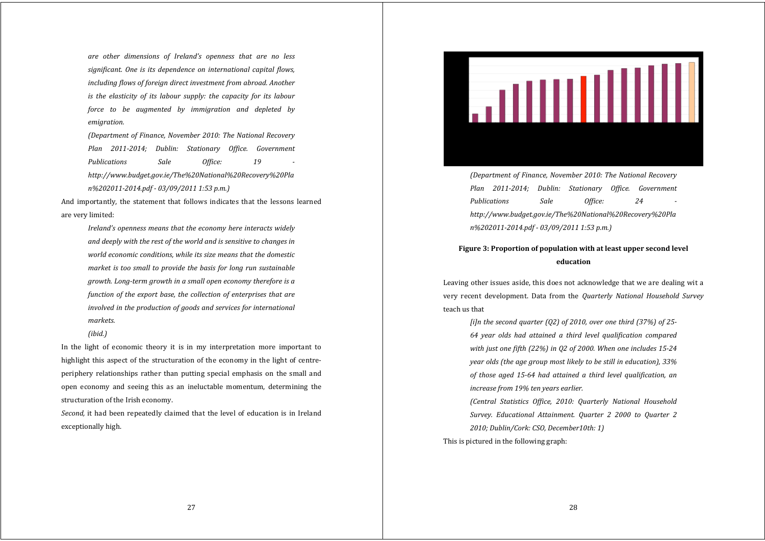> *are other dimensions of Ireland's openness that are no less significant. One is its dependence on international capital flows, including flows of foreign direct investment from abroad. Another is the elasticity of its labour supply: the capacity for its labour force to be augmented by immigration and depleted by emigration.*
>
> *(Department of Finance, November 2010: The National Recovery Plan 2011-2014; Dublin: Stationary Office. Government Publications Sale Office: 19 - http://www.budget.gov.ie/The%20National%20Recovery%20Plan%202011-2014.pdf - 03/09/2011 1:53 p.m.)*

And importantly, the statement that follows indicates that the lessons learned are very limited:

> *Ireland's openness means that the economy here interacts widely and deeply with the rest of the world and is sensitive to changes in world economic conditions, while its size means that the domestic market is too small to provide the basis for long run sustainable growth. Long-term growth in a small open economy therefore is a function of the export base, the collection of enterprises that are involved in the production of goods and services for international markets.*
>
> *(ibid.)*

In the light of economic theory it is in my interpretation more important to highlight this aspect of the structuration of the economy in the light of centre-periphery relationships rather than putting special emphasis on the small and open economy and seeing this as an ineluctable momentum, determining the structuration of the Irish economy.

*Second,* it had been repeatedly claimed that the level of education is in Ireland exceptionally high.

> *(Department of Finance, November 2010: The National Recovery Plan 2011-2014; Dublin: Stationary Office. Government Publications Sale Office: 24 - http://www.budget.gov.ie/The%20National%20Recovery%20Plan%202011-2014.pdf - 03/09/2011 1:53 p.m.)*

**Figure 3: Proportion of population with at least upper second level education**

Leaving other issues aside, this does not acknowledge that we are dealing wit a very recent development. Data from the *Quarterly National Household Survey* teach us that

> *[i]n the second quarter (Q2) of 2010, over one third (37%) of 25-64 year olds had attained a third level qualification compared with just one fifth (22%) in Q2 of 2000. When one includes 15-24 year olds (the age group most likely to be still in education), 33% of those aged 15-64 had attained a third level qualification, an increase from 19% ten years earlier.*
>
> *(Central Statistics Office, 2010: Quarterly National Household Survey. Educational Attainment. Quarter 2 2000 to Quarter 2 2010; Dublin/Cork: CSO, December10th: 1)*

This is pictured in the following graph: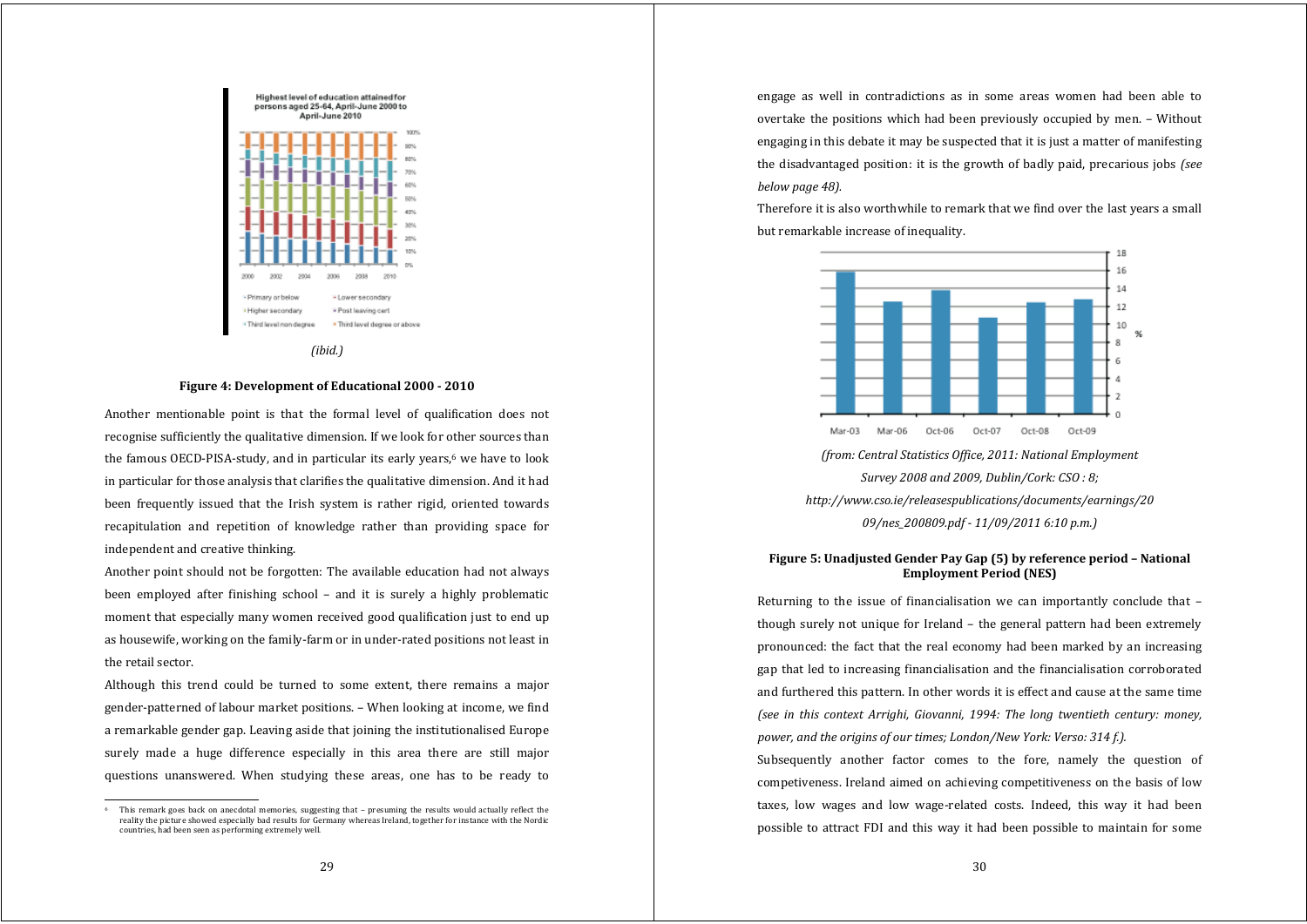*(ibid.)*

**Figure 4: Development of Educational 2000 - 2010**

Another mentionable point is that the formal level of qualification does not recognise sufficiently the qualitative dimension. If we look for other sources than the famous OECD-PISA-study, and in particular its early years,[6] we have to look in particular for those analysis that clarifies the qualitative dimension. And it had been frequently issued that the Irish system is rather rigid, oriented towards recapitulation and repetition of knowledge rather than providing space for independent and creative thinking.

Another point should not be forgotten: The available education had not always been employed after finishing school – and it is surely a highly problematic moment that especially many women received good qualification just to end up as housewife, working on the family-farm or in under-rated positions not least in the retail sector.

Although this trend could be turned to some extent, there remains a major gender-patterned of labour market positions. – When looking at income, we find a remarkable gender gap. Leaving aside that joining the institutionalised Europe surely made a huge difference especially in this area there are still major questions unanswered. When studying these areas, one has to be ready to engage as well in contradictions as in some areas women had been able to overtake the positions which had been previously occupied by men. – Without engaging in this debate it may be suspected that it is just a matter of manifesting the disadvantaged position: it is the growth of badly paid, precarious jobs *(see below page 48)*.

Therefore it is also worthwhile to remark that we find over the last years a small but remarkable increase of inequality.

*(from: Central Statistics Office, 2011: National Employment Survey 2008 and 2009, Dublin/Cork: CSO : 8; http://www.cso.ie/releasespublications/documents/earnings/2009/nes_200809.pdf - 11/09/2011 6:10 p.m.)*

**Figure 5: Unadjusted Gender Pay Gap (5) by reference period – National Employment Period (NES)**

Returning to the issue of financialisation we can importantly conclude that – though surely not unique for Ireland – the general pattern had been extremely pronounced: the fact that the real economy had been marked by an increasing gap that led to increasing financialisation and the financialisation corroborated and furthered this pattern. In other words it is effect and cause at the same time *(see in this context Arrighi, Giovanni, 1994: The long twentieth century: money, power, and the origins of our times; London/New York: Verso: 314 f.)*.

Subsequently another factor comes to the fore, namely the question of competiveness. Ireland aimed on achieving competitiveness on the basis of low taxes, low wages and low wage-related costs. Indeed, this way it had been possible to attract FDI and this way it had been possible to maintain for some

[6] This remark goes back on anecdotal memories, suggesting that – presuming the results would actually reflect the reality the picture showed especially bad results for Germany whereas Ireland, together for instance with the Nordic countries, had been seen as performing extremely well.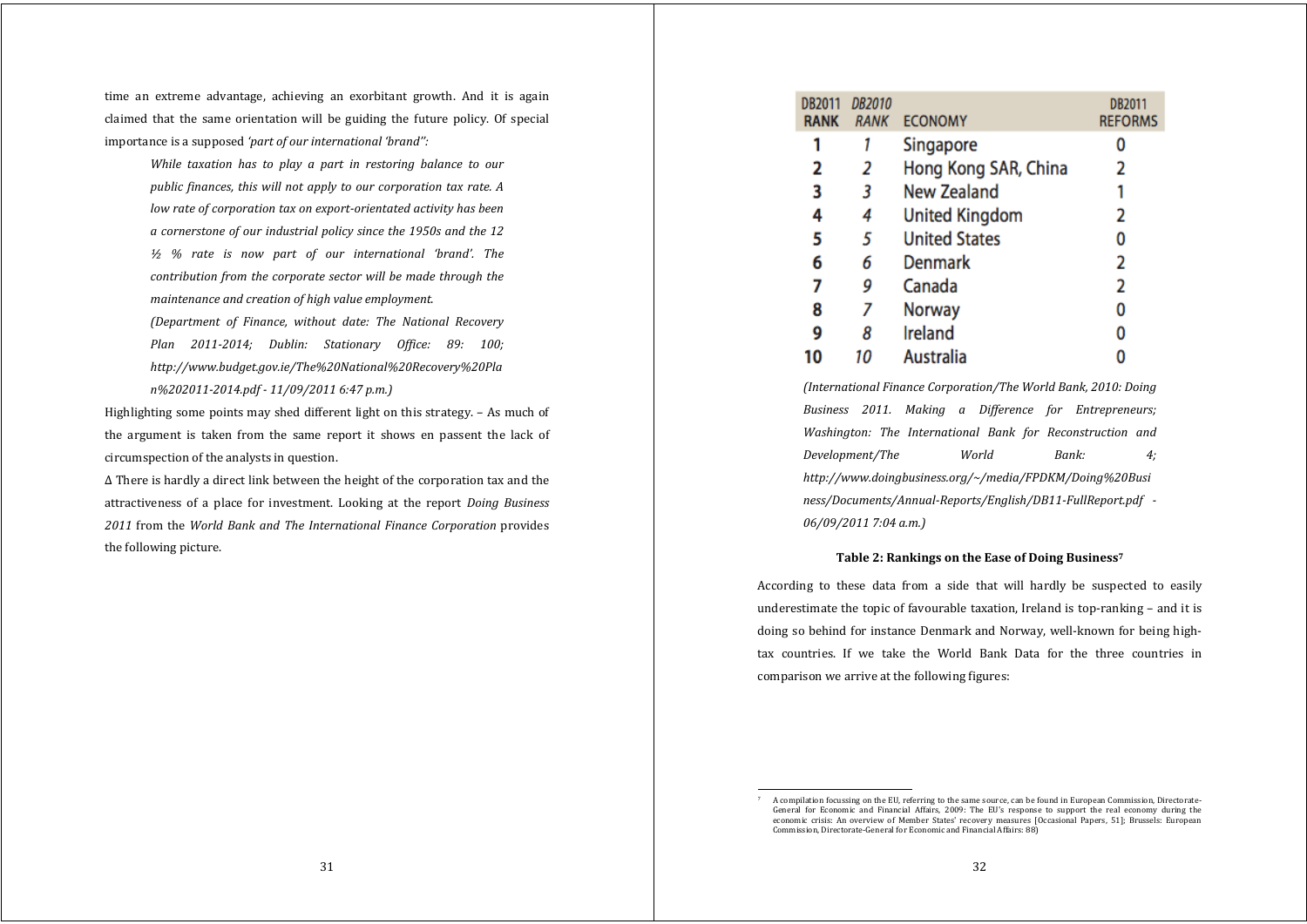time an extreme advantage, achieving an exorbitant growth. And it is again claimed that the same orientation will be guiding the future policy. Of special importance is a supposed *'part of our international 'brand'':*

> *While taxation has to play a part in restoring balance to our public finances, this will not apply to our corporation tax rate. A low rate of corporation tax on export-orientated activity has been a cornerstone of our industrial policy since the 1950s and the 12 ½ % rate is now part of our international 'brand'. The contribution from the corporate sector will be made through the maintenance and creation of high value employment.*
>
> *(Department of Finance, without date: The National Recovery Plan 2011-2014; Dublin: Stationary Office: 89: 100; http://www.budget.gov.ie/The%20National%20Recovery%20Plan%202011-2014.pdf - 11/09/2011 6:47 p.m.)*

Highlighting some points may shed different light on this strategy. – As much of the argument is taken from the same report it shows en passent the lack of circumspection of the analysts in question.

Δ There is hardly a direct link between the height of the corporation tax and the attractiveness of a place for investment. Looking at the report *Doing Business 2011* from the *World Bank and The International Finance Corporation* provides the following picture.

| DB2011 RANK | *DB2010 RANK* | ECONOMY | DB2011 REFORMS |
|---|---|---|---|
| 1 | *1* | Singapore | 0 |
| 2 | *2* | Hong Kong SAR, China | 2 |
| 3 | *3* | New Zealand | 1 |
| 4 | *4* | United Kingdom | 2 |
| 5 | *5* | United States | 0 |
| 6 | *6* | Denmark | 2 |
| 7 | *9* | Canada | 2 |
| 8 | *7* | Norway | 0 |
| 9 | *8* | Ireland | 0 |
| 10 | *10* | Australia | 0 |

*(International Finance Corporation/The World Bank, 2010: Doing Business 2011. Making a Difference for Entrepreneurs; Washington: The International Bank for Reconstruction and Development/The World Bank: 4; http://www.doingbusiness.org/~/media/FPDKM/Doing%20Business/Documents/Annual-Reports/English/DB11-FullReport.pdf - 06/09/2011 7:04 a.m.)*

**Table 2: Rankings on the Ease of Doing Business[7]**

According to these data from a side that will hardly be suspected to easily underestimate the topic of favourable taxation, Ireland is top-ranking – and it is doing so behind for instance Denmark and Norway, well-known for being high-tax countries. If we take the World Bank Data for the three countries in comparison we arrive at the following figures:

[7] A compilation focussing on the EU, referring to the same source, can be found in European Commission, Directorate-General for Economic and Financial Affairs, 2009: The EU's response to support the real economy during the economic crisis: An overview of Member States' recovery measures [Occasional Papers, 51]; Brussels: European Commission, Directorate-General for Economic and Financial Affairs: 88)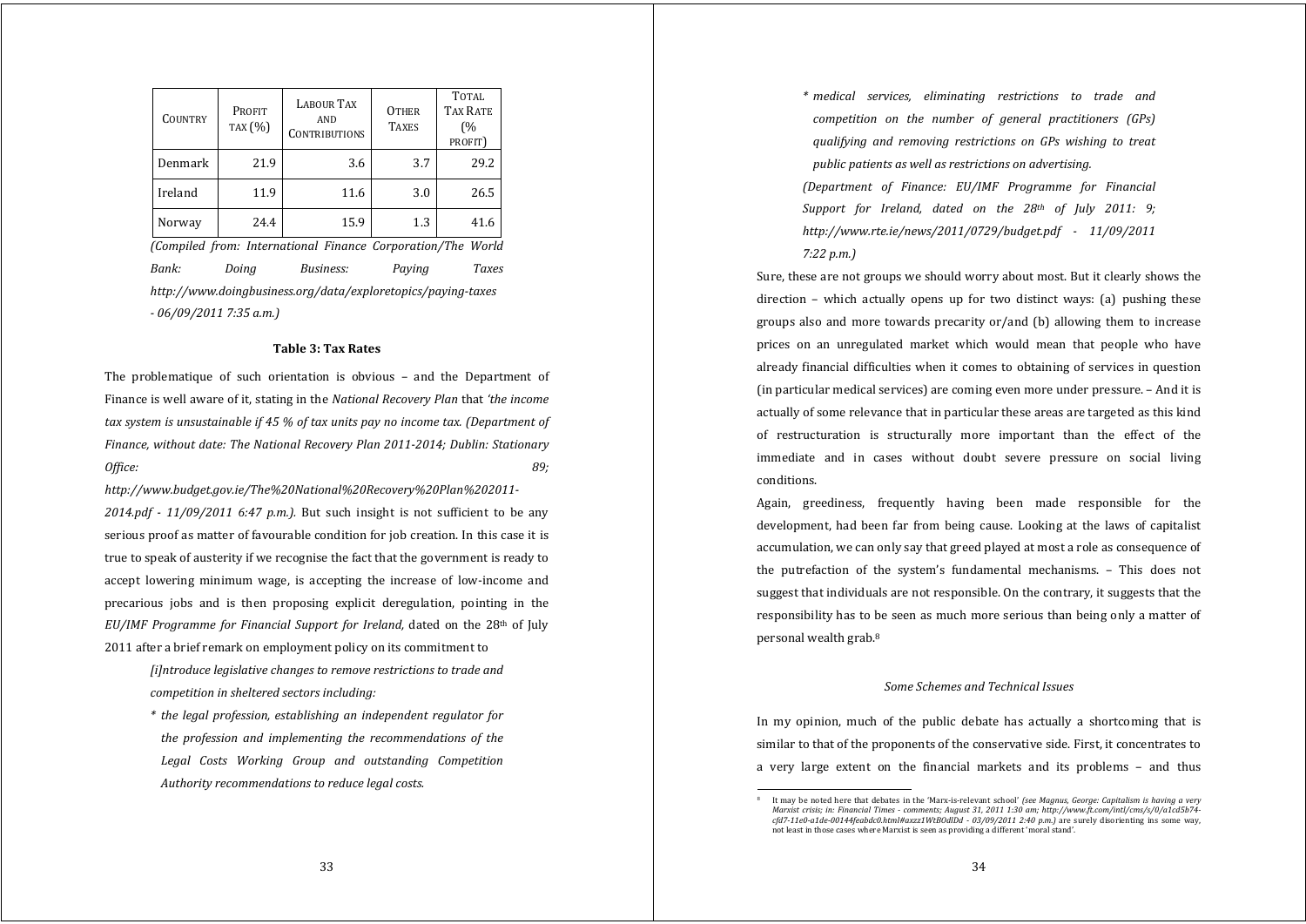| Country | Profit tax (%) | Labour Tax and Contributions | Other Taxes | Total Tax Rate (% profit) |
|---|---|---|---|---|
| Denmark | 21.9 | 3.6 | 3.7 | 29.2 |
| Ireland | 11.9 | 11.6 | 3.0 | 26.5 |
| Norway | 24.4 | 15.9 | 1.3 | 41.6 |

*(Compiled from: International Finance Corporation/The World Bank: Doing Business: Paying Taxes http://www.doingbusiness.org/data/exploretopics/paying-taxes - 06/09/2011 7:35 a.m.)*

**Table 3: Tax Rates**

The problematique of such orientation is obvious – and the Department of Finance is well aware of it, stating in the *National Recovery Plan* that *'the income tax system is unsustainable if 45 % of tax units pay no income tax. (Department of Finance, without date: The National Recovery Plan 2011-2014; Dublin: Stationary Office: 89; http://www.budget.gov.ie/The%20National%20Recovery%20Plan%202011-2014.pdf - 11/09/2011 6:47 p.m.).* But such insight is not sufficient to be any serious proof as matter of favourable condition for job creation. In this case it is true to speak of austerity if we recognise the fact that the government is ready to accept lowering minimum wage, is accepting the increase of low-income and precarious jobs and is then proposing explicit deregulation, pointing in the *EU/IMF Programme for Financial Support for Ireland*, dated on the 28th of July 2011 after a brief remark on employment policy on its commitment to

> *[i]ntroduce legislative changes to remove restrictions to trade and competition in sheltered sectors including:*
>
> *\* the legal profession, establishing an independent regulator for the profession and implementing the recommendations of the Legal Costs Working Group and outstanding Competition Authority recommendations to reduce legal costs.*
>
> *\* medical services, eliminating restrictions to trade and competition on the number of general practitioners (GPs) qualifying and removing restrictions on GPs wishing to treat public patients as well as restrictions on advertising.*
>
> *(Department of Finance: EU/IMF Programme for Financial Support for Ireland, dated on the 28th of July 2011: 9; http://www.rte.ie/news/2011/0729/budget.pdf - 11/09/2011 7:22 p.m.)*

Sure, these are not groups we should worry about most. But it clearly shows the direction – which actually opens up for two distinct ways: (a) pushing these groups also and more towards precarity or/and (b) allowing them to increase prices on an unregulated market which would mean that people who have already financial difficulties when it comes to obtaining of services in question (in particular medical services) are coming even more under pressure. – And it is actually of some relevance that in particular these areas are targeted as this kind of restructuration is structurally more important than the effect of the immediate and in cases without doubt severe pressure on social living conditions.

Again, greediness, frequently having been made responsible for the development, had been far from being cause. Looking at the laws of capitalist accumulation, we can only say that greed played at most a role as consequence of the putrefaction of the system's fundamental mechanisms. – This does not suggest that individuals are not responsible. On the contrary, it suggests that the responsibility has to be seen as much more serious than being only a matter of personal wealth grab.[8]

### *Some Schemes and Technical Issues*

In my opinion, much of the public debate has actually a shortcoming that is similar to that of the proponents of the conservative side. First, it concentrates to a very large extent on the financial markets and its problems – and thus

[8] It may be noted here that debates in the 'Marx-is-relevant school' *(see Magnus, George: Capitalism is having a very Marxist crisis; in: Financial Times - comments; August 31, 2011 1:30 am; http://www.ft.com/intl/cms/s/0/a1cd5b74-cfd7-11e0-a1de-00144feabdc0.html#axzz1WtB0dlDd - 03/09/2011 2:40 p.m.)* are surely disorienting ins some way, not least in those cases where Marxist is seen as providing a different 'moral stand'.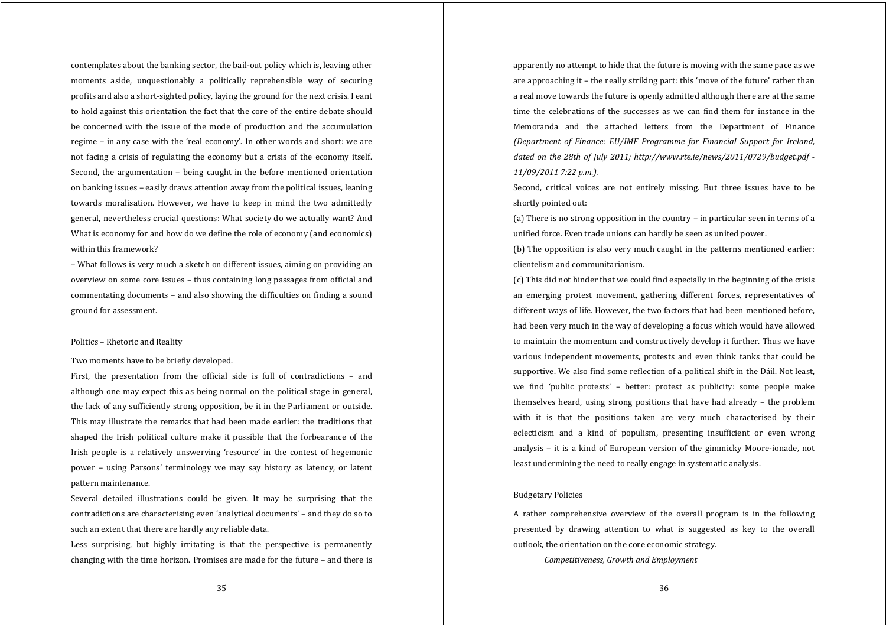contemplates about the banking sector, the bail-out policy which is, leaving other moments aside, unquestionably a politically reprehensible way of securing profits and also a short-sighted policy, laying the ground for the next crisis. I eant to hold against this orientation the fact that the core of the entire debate should be concerned with the issue of the mode of production and the accumulation regime – in any case with the 'real economy'. In other words and short: we are not facing a crisis of regulating the economy but a crisis of the economy itself. Second, the argumentation – being caught in the before mentioned orientation on banking issues – easily draws attention away from the political issues, leaning towards moralisation. However, we have to keep in mind the two admittedly general, nevertheless crucial questions: What society do we actually want? And What is economy for and how do we define the role of economy (and economics) within this framework?

– What follows is very much a sketch on different issues, aiming on providing an overview on some core issues – thus containing long passages from official and commentating documents – and also showing the difficulties on finding a sound ground for assessment.

## Politics – Rhetoric and Reality

Two moments have to be briefly developed.

First, the presentation from the official side is full of contradictions – and although one may expect this as being normal on the political stage in general, the lack of any sufficiently strong opposition, be it in the Parliament or outside. This may illustrate the remarks that had been made earlier: the traditions that shaped the Irish political culture make it possible that the forbearance of the Irish people is a relatively unswerving 'resource' in the contest of hegemonic power – using Parsons' terminology we may say history as latency, or latent pattern maintenance.

Several detailed illustrations could be given. It may be surprising that the contradictions are characterising even 'analytical documents' – and they do so to such an extent that there are hardly any reliable data.

Less surprising, but highly irritating is that the perspective is permanently changing with the time horizon. Promises are made for the future – and there is apparently no attempt to hide that the future is moving with the same pace as we are approaching it – the really striking part: this 'move of the future' rather than a real move towards the future is openly admitted although there are at the same time the celebrations of the successes as we can find them for instance in the Memoranda and the attached letters from the Department of Finance *(Department of Finance: EU/IMF Programme for Financial Support for Ireland, dated on the 28th of July 2011; http://www.rte.ie/news/2011/0729/budget.pdf - 11/09/2011 7:22 p.m.).*

Second, critical voices are not entirely missing. But three issues have to be shortly pointed out:

(a) There is no strong opposition in the country – in particular seen in terms of a unified force. Even trade unions can hardly be seen as united power.

(b) The opposition is also very much caught in the patterns mentioned earlier: clientelism and communitarianism.

(c) This did not hinder that we could find especially in the beginning of the crisis an emerging protest movement, gathering different forces, representatives of different ways of life. However, the two factors that had been mentioned before, had been very much in the way of developing a focus which would have allowed to maintain the momentum and constructively develop it further. Thus we have various independent movements, protests and even think tanks that could be supportive. We also find some reflection of a political shift in the Dáil. Not least, we find 'public protests' – better: protest as publicity: some people make themselves heard, using strong positions that have had already – the problem with it is that the positions taken are very much characterised by their eclecticism and a kind of populism, presenting insufficient or even wrong analysis – it is a kind of European version of the gimmicky Moore-ionade, not least undermining the need to really engage in systematic analysis.

## Budgetary Policies

A rather comprehensive overview of the overall program is in the following presented by drawing attention to what is suggested as key to the overall outlook, the orientation on the core economic strategy.

*Competitiveness, Growth and Employment*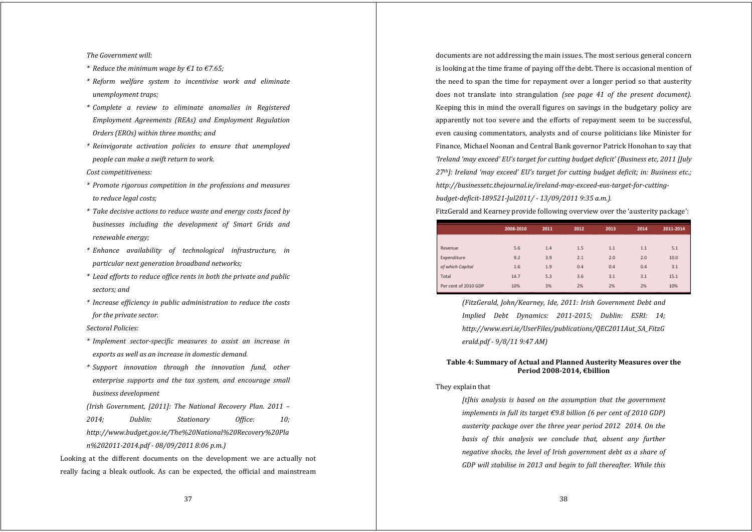*The Government will:*

- *Reduce the minimum wage by €1 to €7.65;*
- *Reform welfare system to incentivise work and eliminate unemployment traps;*
- *Complete a review to eliminate anomalies in Registered Employment Agreements (REAs) and Employment Regulation Orders (EROs) within three months; and*
- *Reinvigorate activation policies to ensure that unemployed people can make a swift return to work.*

*Cost competitiveness:*

- *Promote rigorous competition in the professions and measures to reduce legal costs;*
- *Take decisive actions to reduce waste and energy costs faced by businesses including the development of Smart Grids and renewable energy;*
- *Enhance availability of technological infrastructure, in particular next generation broadband networks;*
- *Lead efforts to reduce office rents in both the private and public sectors; and*
- *Increase efficiency in public administration to reduce the costs for the private sector.*

*Sectoral Policies:*

- *Implement sector-specific measures to assist an increase in exports as well as an increase in domestic demand.*
- *Support innovation through the innovation fund, other enterprise supports and the tax system, and encourage small business development*

*(Irish Government, [2011]: The National Recovery Plan. 2011 – 2014; Dublin: Stationary Office: 10; http://www.budget.gov.ie/The%20National%20Recovery%20Plan%202011-2014.pdf - 08/09/2011 8:06 p.m.)*

Looking at the different documents on the development we are actually not really facing a bleak outlook. As can be expected, the official and mainstream documents are not addressing the main issues. The most serious general concern is looking at the time frame of paying off the debt. There is occasional mention of the need to span the time for repayment over a longer period so that austerity does not translate into strangulation *(see page 41 of the present document).* Keeping this in mind the overall figures on savings in the budgetary policy are apparently not too severe and the efforts of repayment seem to be successful, even causing commentators, analysts and of course politicians like Minister for Finance, Michael Noonan and Central Bank governor Patrick Honohan to say that *'Ireland 'may exceed' EU's target for cutting budget deficit' (Business etc, 2011 [July 27th]: Ireland 'may exceed' EU's target for cutting budget deficit; in: Business etc.; http://businessetc.thejournal.ie/ireland-may-exceed-eus-target-for-cutting-budget-deficit-189521-Jul2011/ - 13/09/2011 9:35 a.m.).*

FitzGerald and Kearney provide following overview over the 'austerity package':

| | 2008-2010 | 2011 | 2012 | 2013 | 2014 | 2011-2014 |
|---|---|---|---|---|---|---|
| Revenue | 5.6 | 1.4 | 1.5 | 1.1 | 1.1 | 5.1 |
| Expenditure | 9.2 | 3.9 | 2.1 | 2.0 | 2.0 | 10.0 |
| *of which Capital* | 1.6 | 1.9 | 0.4 | 0.4 | 0.4 | 3.1 |
| Total | 14.7 | 5.3 | 3.6 | 3.1 | 3.1 | 15.1 |
| Per cent of 2010 GDP | 10% | 3% | 2% | 2% | 2% | 10% |

*(FitzGerald, John/Kearney, Ide, 2011: Irish Government Debt and Implied Debt Dynamics: 2011-2015; Dublin: ESRI: 14; http://www.esri.ie/UserFiles/publications/QEC2011Aut_SA_FitzGerald.pdf - 9/8/11 9:47 AM)*

**Table 4: Summary of Actual and Planned Austerity Measures over the Period 2008-2014, €billion**

They explain that

> *[t]his analysis is based on the assumption that the government implements in full its target €9.8 billion (6 per cent of 2010 GDP) austerity package over the three year period 2012 2014. On the basis of this analysis we conclude that, absent any further negative shocks, the level of Irish government debt as a share of GDP will stabilise in 2013 and begin to fall thereafter. While this*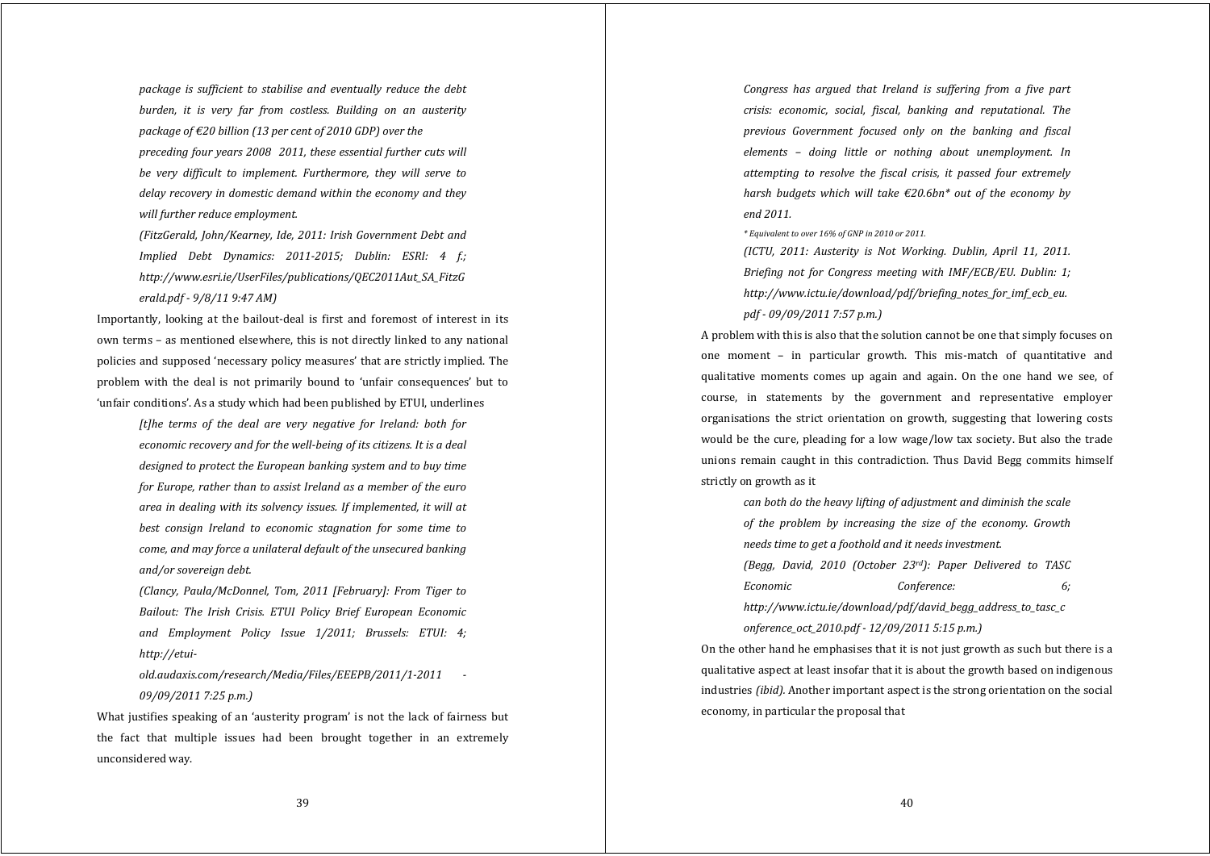*package is sufficient to stabilise and eventually reduce the debt burden, it is very far from costless. Building on an austerity package of €20 billion (13 per cent of 2010 GDP) over the preceding four years 2008 2011, these essential further cuts will be very difficult to implement. Furthermore, they will serve to delay recovery in domestic demand within the economy and they will further reduce employment.*

*(FitzGerald, John/Kearney, Ide, 2011: Irish Government Debt and Implied Debt Dynamics: 2011-2015; Dublin: ESRI: 4 f.; http://www.esri.ie/UserFiles/publications/QEC2011Aut_SA_FitzGerald.pdf - 9/8/11 9:47 AM)*

Importantly, looking at the bailout-deal is first and foremost of interest in its own terms – as mentioned elsewhere, this is not directly linked to any national policies and supposed 'necessary policy measures' that are strictly implied. The problem with the deal is not primarily bound to 'unfair consequences' but to 'unfair conditions'. As a study which had been published by ETUI, underlines

> *[t]he terms of the deal are very negative for Ireland: both for economic recovery and for the well-being of its citizens. It is a deal designed to protect the European banking system and to buy time for Europe, rather than to assist Ireland as a member of the euro area in dealing with its solvency issues. If implemented, it will at best consign Ireland to economic stagnation for some time to come, and may force a unilateral default of the unsecured banking and/or sovereign debt.*
>
> *(Clancy, Paula/McDonnel, Tom, 2011 [February]: From Tiger to Bailout: The Irish Crisis. ETUI Policy Brief European Economic and Employment Policy Issue 1/2011; Brussels: ETUI: 4; http://etui-old.audaxis.com/research/Media/Files/EEEPB/2011/1-2011 - 09/09/2011 7:25 p.m.)*

What justifies speaking of an 'austerity program' is not the lack of fairness but the fact that multiple issues had been brought together in an extremely unconsidered way.

> *Congress has argued that Ireland is suffering from a five part crisis: economic, social, fiscal, banking and reputational. The previous Government focused only on the banking and fiscal elements – doing little or nothing about unemployment. In attempting to resolve the fiscal crisis, it passed four extremely harsh budgets which will take €20.6bn\* out of the economy by end 2011.*
>
> *\* Equivalent to over 16% of GNP in 2010 or 2011.*
>
> *(ICTU, 2011: Austerity is Not Working. Dublin, April 11, 2011. Briefing not for Congress meeting with IMF/ECB/EU. Dublin: 1; http://www.ictu.ie/download/pdf/briefing_notes_for_imf_ecb_eu.pdf - 09/09/2011 7:57 p.m.)*

A problem with this is also that the solution cannot be one that simply focuses on one moment – in particular growth. This mis-match of quantitative and qualitative moments comes up again and again. On the one hand we see, of course, in statements by the government and representative employer organisations the strict orientation on growth, suggesting that lowering costs would be the cure, pleading for a low wage/low tax society. But also the trade unions remain caught in this contradiction. Thus David Begg commits himself strictly on growth as it

> *can both do the heavy lifting of adjustment and diminish the scale of the problem by increasing the size of the economy. Growth needs time to get a foothold and it needs investment.*
>
> *(Begg, David, 2010 (October 23rd): Paper Delivered to TASC Economic Conference: 6; http://www.ictu.ie/download/pdf/david_begg_address_to_tasc_conference_oct_2010.pdf - 12/09/2011 5:15 p.m.)*

On the other hand he emphasises that it is not just growth as such but there is a qualitative aspect at least insofar that it is about the growth based on indigenous industries *(ibid)*. Another important aspect is the strong orientation on the social economy, in particular the proposal that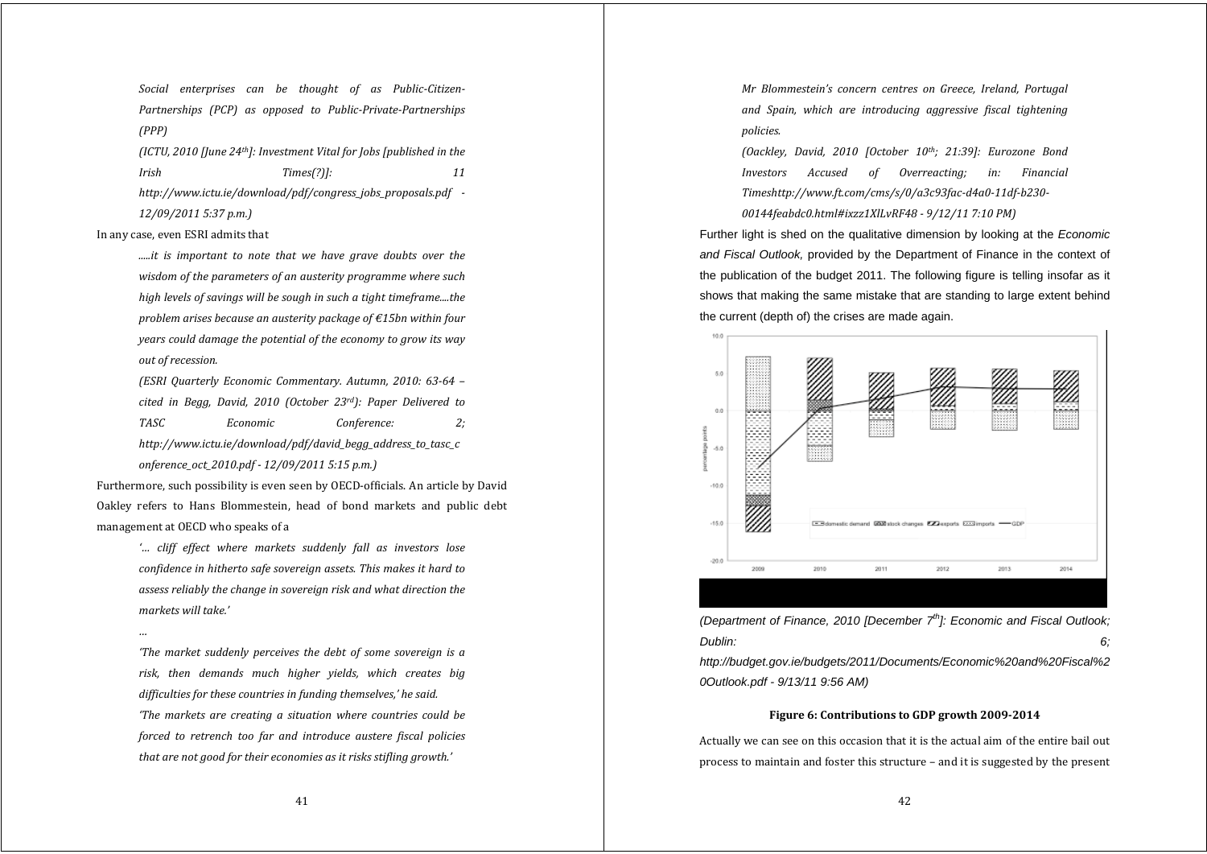*Social enterprises can be thought of as Public-Citizen-Partnerships (PCP) as opposed to Public-Private-Partnerships (PPP)*

*(ICTU, 2010 [June 24th]: Investment Vital for Jobs [published in the Irish Times(?)]: 11 http://www.ictu.ie/download/pdf/congress_jobs_proposals.pdf - 12/09/2011 5:37 p.m.)*

In any case, even ESRI admits that

*.....it is important to note that we have grave doubts over the wisdom of the parameters of an austerity programme where such high levels of savings will be sough in such a tight timeframe....the problem arises because an austerity package of €15bn within four years could damage the potential of the economy to grow its way out of recession.*

*(ESRI Quarterly Economic Commentary. Autumn, 2010: 63-64 – cited in Begg, David, 2010 (October 23rd): Paper Delivered to TASC Economic Conference: 2; http://www.ictu.ie/download/pdf/david_begg_address_to_tasc_conference_oct_2010.pdf - 12/09/2011 5:15 p.m.)*

Furthermore, such possibility is even seen by OECD-officials. An article by David Oakley refers to Hans Blommestein, head of bond markets and public debt management at OECD who speaks of a

*'... cliff effect where markets suddenly fall as investors lose confidence in hitherto safe sovereign assets. This makes it hard to assess reliably the change in sovereign risk and what direction the markets will take.'*

*...*

*'The market suddenly perceives the debt of some sovereign is a risk, then demands much higher yields, which creates big difficulties for these countries in funding themselves,' he said.*

*'The markets are creating a situation where countries could be forced to retrench too far and introduce austere fiscal policies that are not good for their economies as it risks stifling growth.'*

*Mr Blommestein's concern centres on Greece, Ireland, Portugal and Spain, which are introducing aggressive fiscal tightening policies.*

*(Oackley, David, 2010 [October 10th; 21:39]: Eurozone Bond Investors Accused of Overreacting; in: Financial Timeshttp://www.ft.com/cms/s/0/a3c93fac-d4a0-11df-b230-00144feabdc0.html#ixzz1XlLvRF48 - 9/12/11 7:10 PM)*

Further light is shed on the qualitative dimension by looking at the *Economic and Fiscal Outlook*, provided by the Department of Finance in the context of the publication of the budget 2011. The following figure is telling insofar as it shows that making the same mistake that are standing to large extent behind the current (depth of) the crises are made again.

*(Department of Finance, 2010 [December 7th]: Economic and Fiscal Outlook; Dublin: 6; http://budget.gov.ie/budgets/2011/Documents/Economic%20and%20Fiscal%20Outlook.pdf - 9/13/11 9:56 AM)*

**Figure 6: Contributions to GDP growth 2009-2014**

Actually we can see on this occasion that it is the actual aim of the entire bail out process to maintain and foster this structure – and it is suggested by the present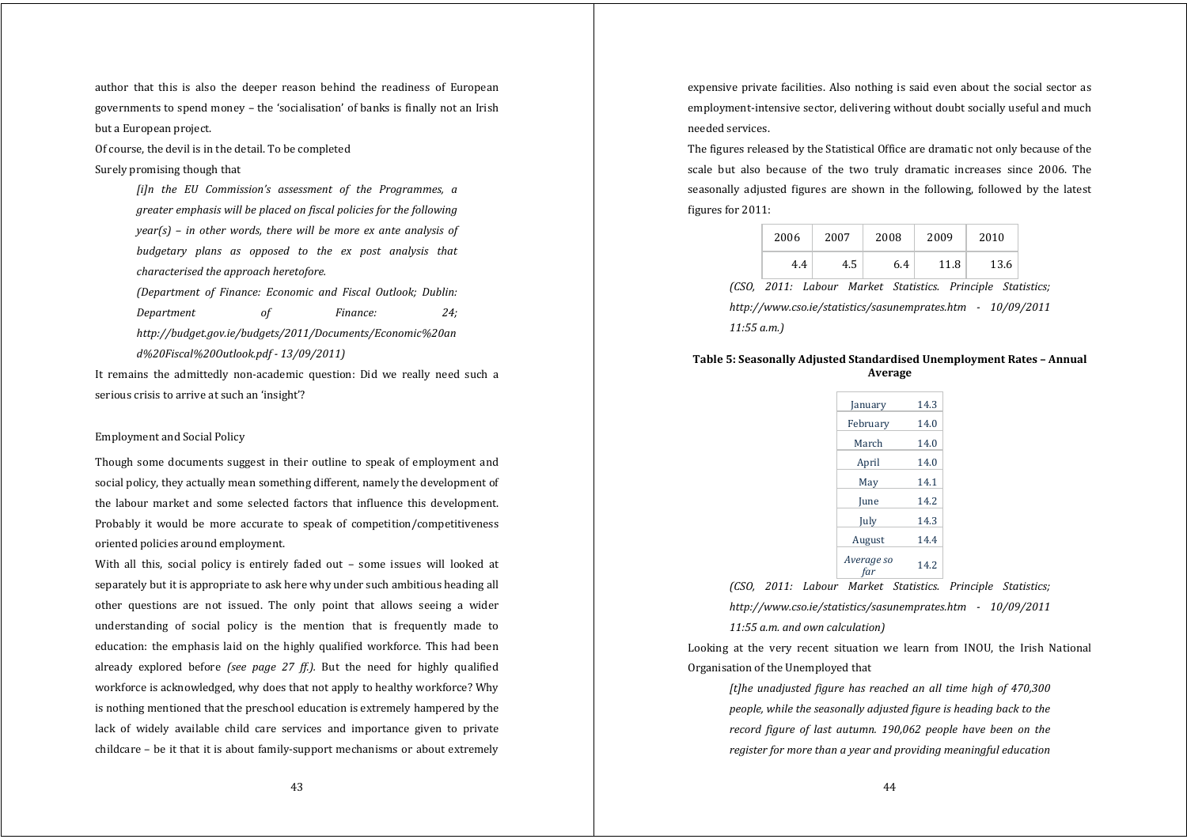author that this is also the deeper reason behind the readiness of European governments to spend money – the 'socialisation' of banks is finally not an Irish but a European project.

Of course, the devil is in the detail. To be completed

Surely promising though that

> *[i]n the EU Commission's assessment of the Programmes, a greater emphasis will be placed on fiscal policies for the following year(s) – in other words, there will be more ex ante analysis of budgetary plans as opposed to the ex post analysis that characterised the approach heretofore.*
>
> *(Department of Finance: Economic and Fiscal Outlook; Dublin: Department of Finance: 24; http://budget.gov.ie/budgets/2011/Documents/Economic%20and%20Fiscal%20Outlook.pdf - 13/09/2011)*

It remains the admittedly non-academic question: Did we really need such a serious crisis to arrive at such an 'insight'?

Employment and Social Policy

Though some documents suggest in their outline to speak of employment and social policy, they actually mean something different, namely the development of the labour market and some selected factors that influence this development. Probably it would be more accurate to speak of competition/competitiveness oriented policies around employment.

With all this, social policy is entirely faded out – some issues will looked at separately but it is appropriate to ask here why under such ambitious heading all other questions are not issued. The only point that allows seeing a wider understanding of social policy is the mention that is frequently made to education: the emphasis laid on the highly qualified workforce. This had been already explored before *(see page 27 ff.)*. But the need for highly qualified workforce is acknowledged, why does that not apply to healthy workforce? Why is nothing mentioned that the preschool education is extremely hampered by the lack of widely available child care services and importance given to private childcare – be it that it is about family-support mechanisms or about extremely expensive private facilities. Also nothing is said even about the social sector as employment-intensive sector, delivering without doubt socially useful and much needed services.

The figures released by the Statistical Office are dramatic not only because of the scale but also because of the two truly dramatic increases since 2006. The seasonally adjusted figures are shown in the following, followed by the latest figures for 2011:

| 2006 | 2007 | 2008 | 2009 | 2010 |
|---|---|---|---|---|
| 4.4 | 4.5 | 6.4 | 11.8 | 13.6 |

> *(CSO, 2011: Labour Market Statistics. Principle Statistics; http://www.cso.ie/statistics/sasunemprates.htm - 10/09/2011 11:55 a.m.)*

**Table 5: Seasonally Adjusted Standardised Unemployment Rates – Annual Average**

| | |
|---|---|
| January | 14.3 |
| February | 14.0 |
| March | 14.0 |
| April | 14.0 |
| May | 14.1 |
| June | 14.2 |
| July | 14.3 |
| August | 14.4 |
| *Average so far* | 14.2 |

> *(CSO, 2011: Labour Market Statistics. Principle Statistics; http://www.cso.ie/statistics/sasunemprates.htm - 10/09/2011 11:55 a.m. and own calculation)*

Looking at the very recent situation we learn from INOU, the Irish National Organisation of the Unemployed that

> *[t]he unadjusted figure has reached an all time high of 470,300 people, while the seasonally adjusted figure is heading back to the record figure of last autumn. 190,062 people have been on the register for more than a year and providing meaningful education*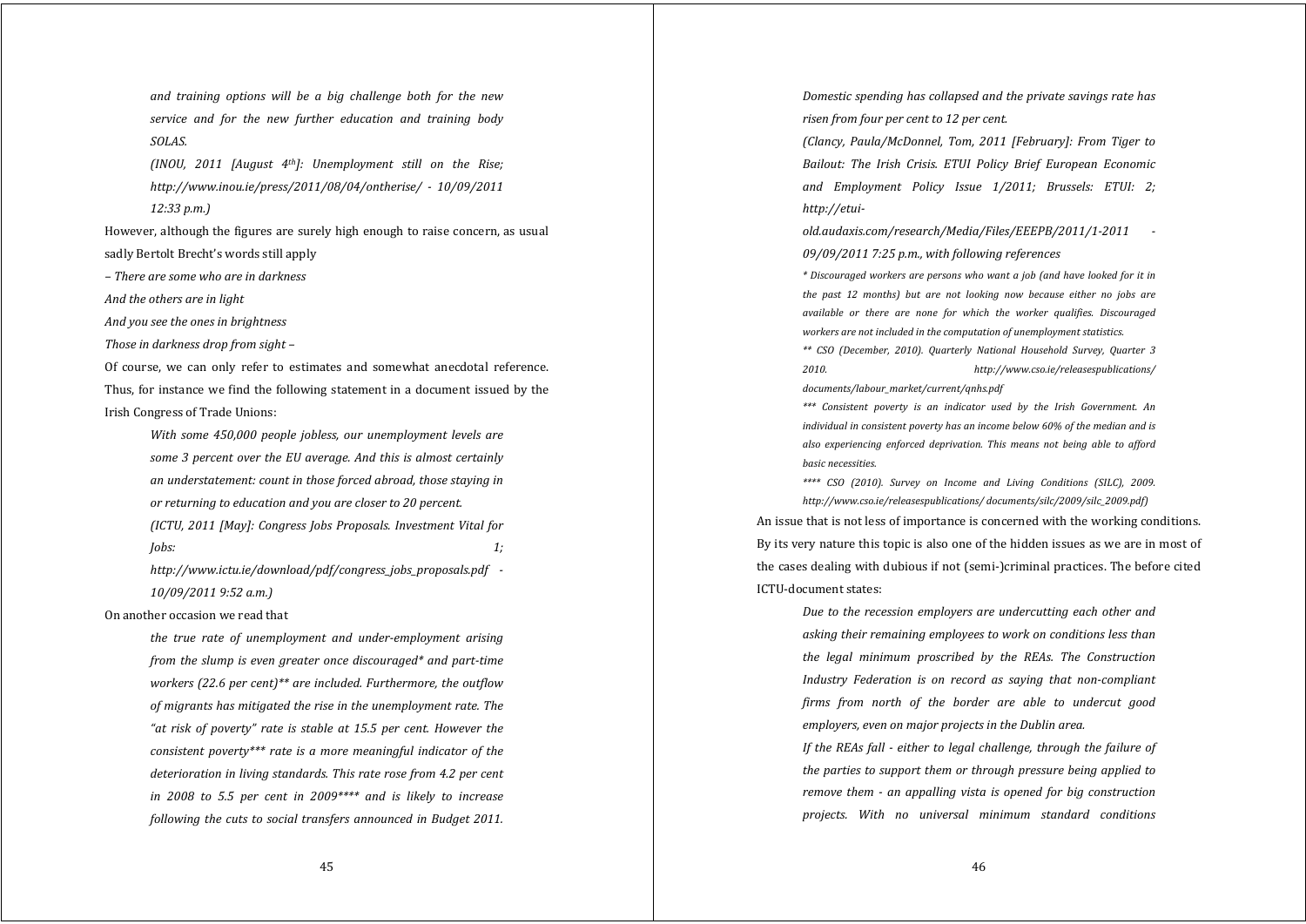*and training options will be a big challenge both for the new service and for the new further education and training body SOLAS.*

*(INOU, 2011 [August 4th]: Unemployment still on the Rise; http://www.inou.ie/press/2011/08/04/ontherise/ - 10/09/2011 12:33 p.m.)*

However, although the figures are surely high enough to raise concern, as usual sadly Bertolt Brecht's words still apply

*– There are some who are in darkness*
*And the others are in light*
*And you see the ones in brightness*
*Those in darkness drop from sight –*

Of course, we can only refer to estimates and somewhat anecdotal reference. Thus, for instance we find the following statement in a document issued by the Irish Congress of Trade Unions:

> *With some 450,000 people jobless, our unemployment levels are some 3 percent over the EU average. And this is almost certainly an understatement: count in those forced abroad, those staying in or returning to education and you are closer to 20 percent.*
>
> *(ICTU, 2011 [May]: Congress Jobs Proposals. Investment Vital for Jobs: 1; http://www.ictu.ie/download/pdf/congress_jobs_proposals.pdf - 10/09/2011 9:52 a.m.)*

On another occasion we read that

> *the true rate of unemployment and under-employment arising from the slump is even greater once discouraged* and part-time workers (22.6 per cent)** are included. Furthermore, the outflow of migrants has mitigated the rise in the unemployment rate. The "at risk of poverty" rate is stable at 15.5 per cent. However the consistent poverty*** rate is a more meaningful indicator of the deterioration in living standards. This rate rose from 4.2 per cent in 2008 to 5.5 per cent in 2009**** and is likely to increase following the cuts to social transfers announced in Budget 2011. Domestic spending has collapsed and the private savings rate has risen from four per cent to 12 per cent.*
>
> *(Clancy, Paula/McDonnel, Tom, 2011 [February]: From Tiger to Bailout: The Irish Crisis. ETUI Policy Brief European Economic and Employment Policy Issue 1/2011; Brussels: ETUI: 2; http://etui-old.audaxis.com/research/Media/Files/EEEPB/2011/1-2011 - 09/09/2011 7:25 p.m., with following references*
>
> ** Discouraged workers are persons who want a job (and have looked for it in the past 12 months) but are not looking now because either no jobs are available or there are none for which the worker qualifies. Discouraged workers are not included in the computation of unemployment statistics.*
>
> *** CSO (December, 2010). Quarterly National Household Survey, Quarter 3 2010. http://www.cso.ie/releasespublications/ documents/labour_market/current/qnhs.pdf*
>
> **** Consistent poverty is an indicator used by the Irish Government. An individual in consistent poverty has an income below 60% of the median and is also experiencing enforced deprivation. This means not being able to afford basic necessities.*
>
> ***** CSO (2010). Survey on Income and Living Conditions (SILC), 2009. http://www.cso.ie/releasespublications/ documents/silc/2009/silc_2009.pdf)*

An issue that is not less of importance is concerned with the working conditions. By its very nature this topic is also one of the hidden issues as we are in most of the cases dealing with dubious if not (semi-)criminal practices. The before cited ICTU-document states:

> *Due to the recession employers are undercutting each other and asking their remaining employees to work on conditions less than the legal minimum proscribed by the REAs. The Construction Industry Federation is on record as saying that non-compliant firms from north of the border are able to undercut good employers, even on major projects in the Dublin area.*
>
> *If the REAs fall - either to legal challenge, through the failure of the parties to support them or through pressure being applied to remove them - an appalling vista is opened for big construction projects. With no universal minimum standard conditions*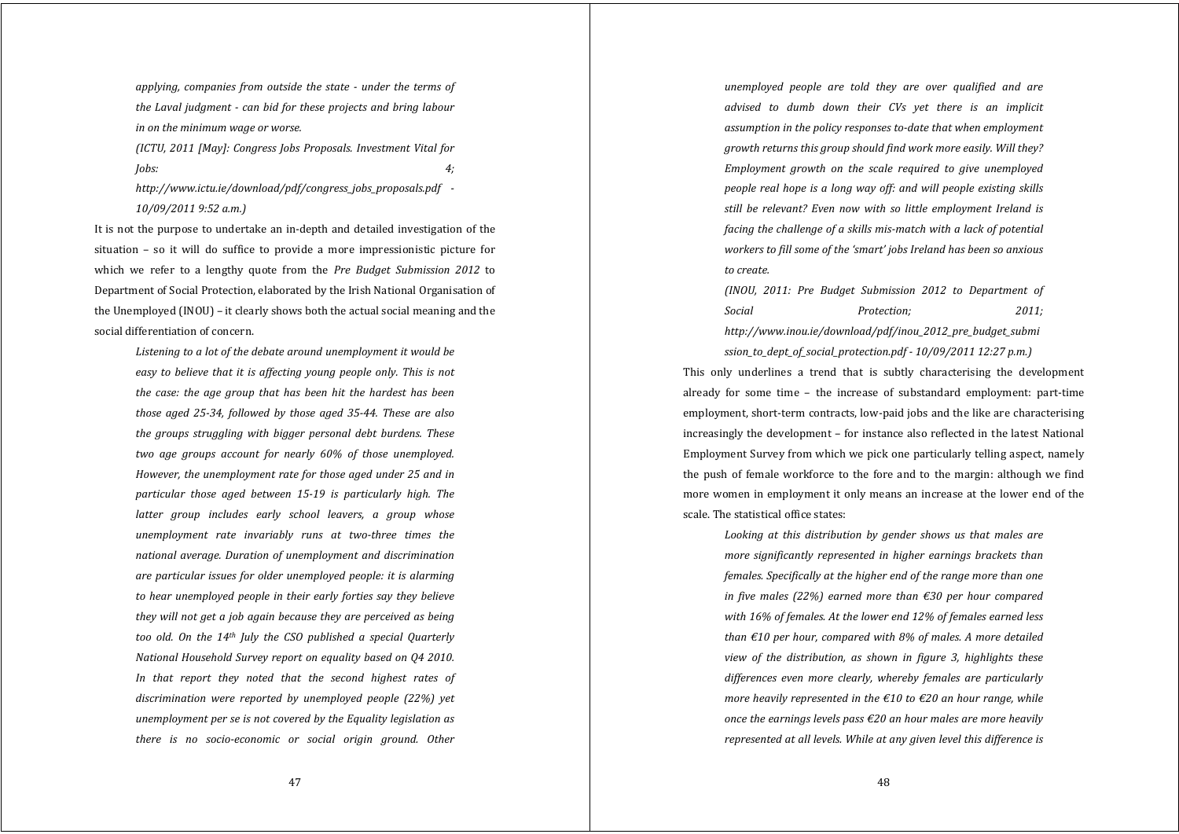*applying, companies from outside the state - under the terms of the Laval judgment - can bid for these projects and bring labour in on the minimum wage or worse.*

*(ICTU, 2011 [May]: Congress Jobs Proposals. Investment Vital for Jobs: 4; http://www.ictu.ie/download/pdf/congress_jobs_proposals.pdf - 10/09/2011 9:52 a.m.)*

It is not the purpose to undertake an in-depth and detailed investigation of the situation – so it will do suffice to provide a more impressionistic picture for which we refer to a lengthy quote from the *Pre Budget Submission 2012* to Department of Social Protection, elaborated by the Irish National Organisation of the Unemployed (INOU) – it clearly shows both the actual social meaning and the social differentiation of concern.

*Listening to a lot of the debate around unemployment it would be easy to believe that it is affecting young people only. This is not the case: the age group that has been hit the hardest has been those aged 25-34, followed by those aged 35-44. These are also the groups struggling with bigger personal debt burdens. These two age groups account for nearly 60% of those unemployed. However, the unemployment rate for those aged under 25 and in particular those aged between 15-19 is particularly high. The latter group includes early school leavers, a group whose unemployment rate invariably runs at two-three times the national average. Duration of unemployment and discrimination are particular issues for older unemployed people: it is alarming to hear unemployed people in their early forties say they believe they will not get a job again because they are perceived as being too old. On the 14th July the CSO published a special Quarterly National Household Survey report on equality based on Q4 2010. In that report they noted that the second highest rates of discrimination were reported by unemployed people (22%) yet unemployment per se is not covered by the Equality legislation as there is no socio-economic or social origin ground. Other unemployed people are told they are over qualified and are advised to dumb down their CVs yet there is an implicit assumption in the policy responses to-date that when employment growth returns this group should find work more easily. Will they? Employment growth on the scale required to give unemployed people real hope is a long way off: and will people existing skills still be relevant? Even now with so little employment Ireland is facing the challenge of a skills mis-match with a lack of potential workers to fill some of the 'smart' jobs Ireland has been so anxious to create.*

*(INOU, 2011: Pre Budget Submission 2012 to Department of Social Protection; 2011; http://www.inou.ie/download/pdf/inou_2012_pre_budget_submission_to_dept_of_social_protection.pdf - 10/09/2011 12:27 p.m.)*

This only underlines a trend that is subtly characterising the development already for some time – the increase of substandard employment: part-time employment, short-term contracts, low-paid jobs and the like are characterising increasingly the development – for instance also reflected in the latest National Employment Survey from which we pick one particularly telling aspect, namely the push of female workforce to the fore and to the margin: although we find more women in employment it only means an increase at the lower end of the scale. The statistical office states:

*Looking at this distribution by gender shows us that males are more significantly represented in higher earnings brackets than females. Specifically at the higher end of the range more than one in five males (22%) earned more than €30 per hour compared with 16% of females. At the lower end 12% of females earned less than €10 per hour, compared with 8% of males. A more detailed view of the distribution, as shown in figure 3, highlights these differences even more clearly, whereby females are particularly more heavily represented in the €10 to €20 an hour range, while once the earnings levels pass €20 an hour males are more heavily represented at all levels. While at any given level this difference is*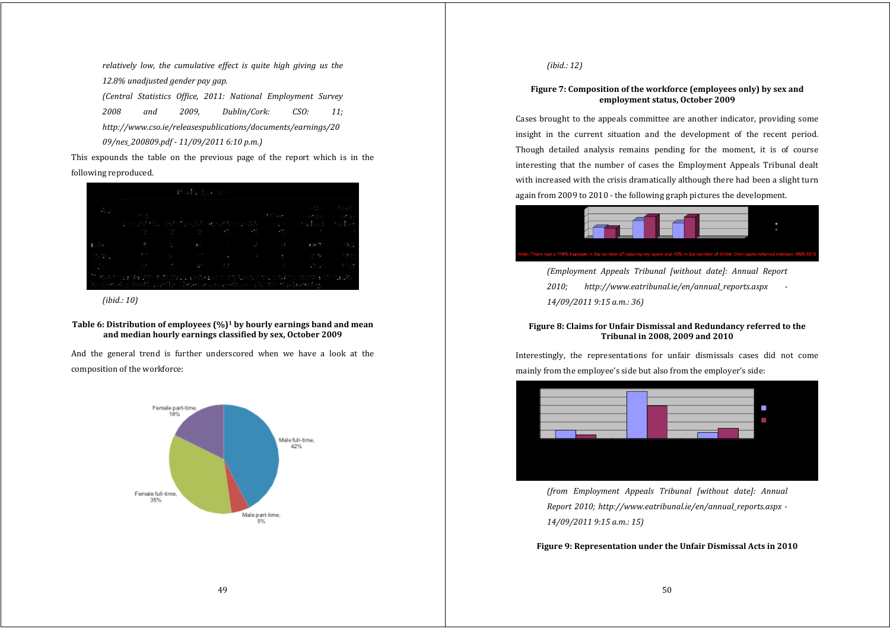*relatively low, the cumulative effect is quite high giving us the 12.8% unadjusted gender pay gap.*

*(Central Statistics Office, 2011: National Employment Survey 2008 and 2009, Dublin/Cork: CSO: 11; http://www.cso.ie/releasespublications/documents/earnings/2009/nes_200809.pdf - 11/09/2011 6:10 p.m.)*

This expounds the table on the previous page of the report which is in the following reproduced.

*(ibid.: 10)*

**Table 6: Distribution of employees (%)[1] by hourly earnings band and mean and median hourly earnings classified by sex, October 2009**

And the general trend is further underscored when we have a look at the composition of the workforce:

Female part-time, 18%
Male full-time, 42%
Female full-time, 35%
Male part-time, 5%

*(ibid.: 12)*

**Figure 7: Composition of the workforce (employees only) by sex and employment status, October 2009**

Cases brought to the appeals committee are another indicator, providing some insight in the current situation and the development of the recent period. Though detailed analysis remains pending for the moment, it is of course interesting that the number of cases the Employment Appeals Tribunal dealt with increased with the crisis dramatically although there had been a slight turn again from 2009 to 2010 - the following graph pictures the development.

*(Employment Appeals Tribunal [without date]: Annual Report 2010; http://www.eatribunal.ie/en/annual_reports.aspx - 14/09/2011 9:15 a.m.: 36)*

**Figure 8: Claims for Unfair Dismissal and Redundancy referred to the Tribunal in 2008, 2009 and 2010**

Interestingly, the representations for unfair dismissals cases did not come mainly from the employee's side but also from the employer's side:

*(from Employment Appeals Tribunal [without date]: Annual Report 2010; http://www.eatribunal.ie/en/annual_reports.aspx - 14/09/2011 9:15 a.m.: 15)*

**Figure 9: Representation under the Unfair Dismissal Acts in 2010**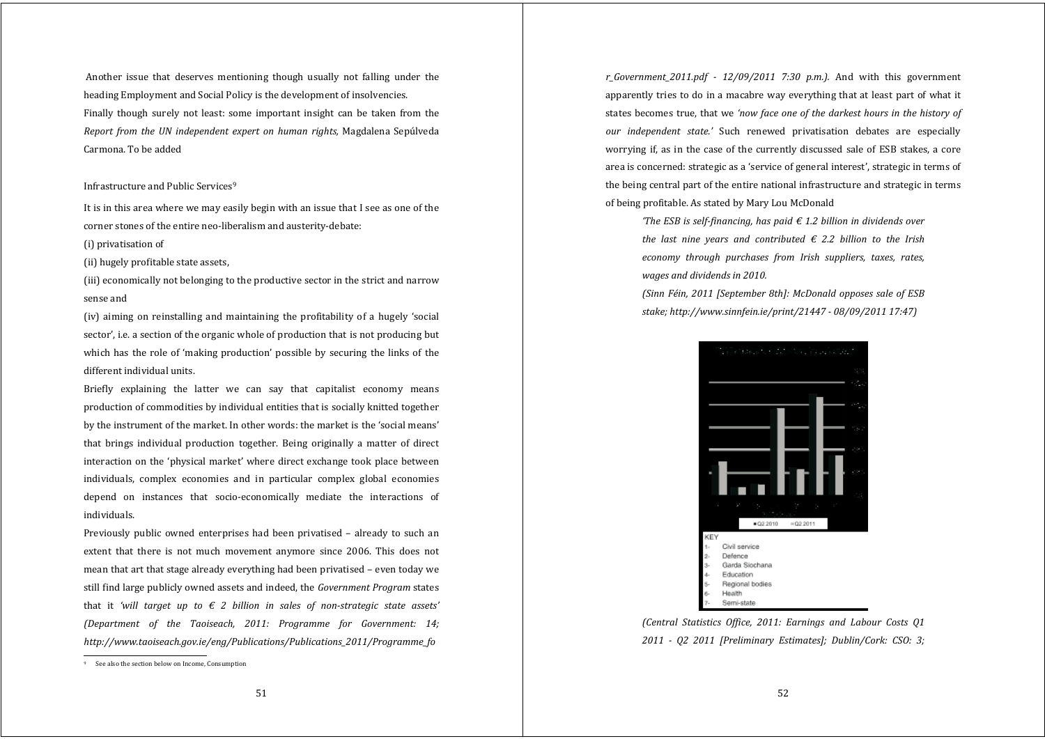Another issue that deserves mentioning though usually not falling under the heading Employment and Social Policy is the development of insolvencies.

Finally though surely not least: some important insight can be taken from the *Report from the UN independent expert on human rights,* Magdalena Sepúlveda Carmona. To be added

Infrastructure and Public Services[9]

It is in this area where we may easily begin with an issue that I see as one of the corner stones of the entire neo-liberalism and austerity-debate:

(i) privatisation of

(ii) hugely profitable state assets,

(iii) economically not belonging to the productive sector in the strict and narrow sense and

(iv) aiming on reinstalling and maintaining the profitability of a hugely 'social sector', i.e. a section of the organic whole of production that is not producing but which has the role of 'making production' possible by securing the links of the different individual units.

Briefly explaining the latter we can say that capitalist economy means production of commodities by individual entities that is socially knitted together by the instrument of the market. In other words: the market is the 'social means' that brings individual production together. Being originally a matter of direct interaction on the 'physical market' where direct exchange took place between individuals, complex economies and in particular complex global economies depend on instances that socio-economically mediate the interactions of individuals.

Previously public owned enterprises had been privatised – already to such an extent that there is not much movement anymore since 2006. This does not mean that art that stage already everything had been privatised – even today we still find large publicly owned assets and indeed, the *Government Program* states that it *'will target up to € 2 billion in sales of non-strategic state assets' (Department of the Taoiseach, 2011: Programme for Government: 14; http://www.taoiseach.gov.ie/eng/Publications/Publications_2011/Programme_for_Government_2011.pdf - 12/09/2011 7:30 p.m.).* And with this government apparently tries to do in a macabre way everything that at least part of what it states becomes true, that we *'now face one of the darkest hours in the history of our independent state.'* Such renewed privatisation debates are especially worrying if, as in the case of the currently discussed sale of ESB stakes, a core area is concerned: strategic as a 'service of general interest', strategic in terms of the being central part of the entire national infrastructure and strategic in terms of being profitable. As stated by Mary Lou McDonald

> *'The ESB is self-financing, has paid € 1.2 billion in dividends over the last nine years and contributed € 2.2 billion to the Irish economy through purchases from Irish suppliers, taxes, rates, wages and dividends in 2010.*
>
> *(Sinn Féin, 2011 [September 8th]: McDonald opposes sale of ESB stake; http://www.sinnfein.ie/print/21447 - 08/09/2011 17:47)*

■ Q2 2010 ■ Q2 2011

KEY
1- Civil service
2- Defence
3- Garda Siochana
4- Education
5- Regional bodies
6- Health
7- Semi-state

*(Central Statistics Office, 2011: Earnings and Labour Costs Q1 2011 - Q2 2011 [Preliminary Estimates]; Dublin/Cork: CSO: 3;*

[9] See also the section below on Income, Consumption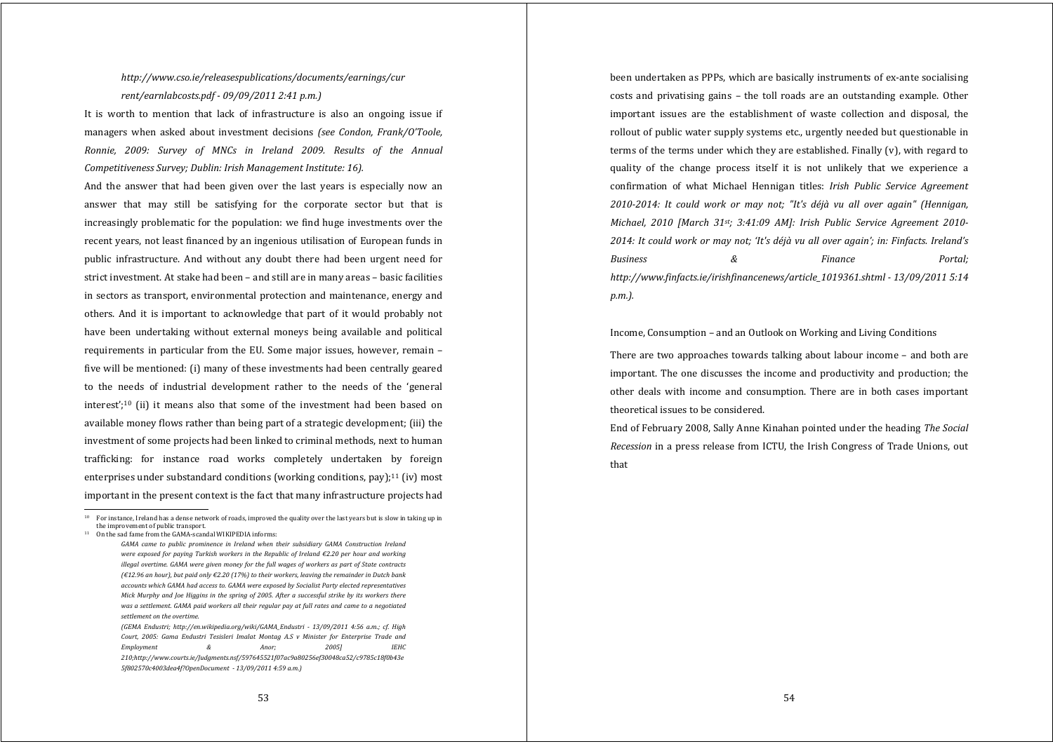*http://www.cso.ie/releasespublications/documents/earnings/current/earnlabcosts.pdf - 09/09/2011 2:41 p.m.)*

It is worth to mention that lack of infrastructure is also an ongoing issue if managers when asked about investment decisions *(see Condon, Frank/O'Toole, Ronnie, 2009: Survey of MNCs in Ireland 2009. Results of the Annual Competitiveness Survey; Dublin: Irish Management Institute: 16).*

And the answer that had been given over the last years is especially now an answer that may still be satisfying for the corporate sector but that is increasingly problematic for the population: we find huge investments over the recent years, not least financed by an ingenious utilisation of European funds in public infrastructure. And without any doubt there had been urgent need for strict investment. At stake had been – and still are in many areas – basic facilities in sectors as transport, environmental protection and maintenance, energy and others. And it is important to acknowledge that part of it would probably not have been undertaking without external moneys being available and political requirements in particular from the EU. Some major issues, however, remain – five will be mentioned: (i) many of these investments had been centrally geared to the needs of industrial development rather to the needs of the 'general interest';[10] (ii) it means also that some of the investment had been based on available money flows rather than being part of a strategic development; (iii) the investment of some projects had been linked to criminal methods, next to human trafficking: for instance road works completely undertaken by foreign enterprises under substandard conditions (working conditions, pay);[11] (iv) most important in the present context is the fact that many infrastructure projects had been undertaken as PPPs, which are basically instruments of ex-ante socialising costs and privatising gains – the toll roads are an outstanding example. Other important issues are the establishment of waste collection and disposal, the rollout of public water supply systems etc., urgently needed but questionable in terms of the terms under which they are established. Finally (v), with regard to quality of the change process itself it is not unlikely that we experience a confirmation of what Michael Hennigan titles: *Irish Public Service Agreement 2010-2014: It could work or may not; "It's déjà vu all over again" (Hennigan, Michael, 2010 [March 31st; 3:41:09 AM]: Irish Public Service Agreement 2010-2014: It could work or may not; 'It's déjà vu all over again'; in: Finfacts. Ireland's Business & Finance Portal; http://www.finfacts.ie/irishfinancenews/article_1019361.shtml - 13/09/2011 5:14 p.m.).*

## Income, Consumption – and an Outlook on Working and Living Conditions

There are two approaches towards talking about labour income – and both are important. The one discusses the income and productivity and production; the other deals with income and consumption. There are in both cases important theoretical issues to be considered.

End of February 2008, Sally Anne Kinahan pointed under the heading *The Social Recession* in a press release from ICTU, the Irish Congress of Trade Unions, out that

---

[10] For instance, Ireland has a dense network of roads, improved the quality over the last years but is slow in taking up in the improvement of public transport.

[11] On the sad fame from the GAMA-scandal WIKIPEDIA informs:

> *GAMA came to public prominence in Ireland when their subsidiary GAMA Construction Ireland were exposed for paying Turkish workers in the Republic of Ireland €2.20 per hour and working illegal overtime. GAMA were given money for the full wages of workers as part of State contracts (€12.96 an hour), but paid only €2.20 (17%) to their workers, leaving the remainder in Dutch bank accounts which GAMA had access to. GAMA were exposed by Socialist Party elected representatives Mick Murphy and Joe Higgins in the spring of 2005. After a successful strike by its workers there was a settlement. GAMA paid workers all their regular pay at full rates and came to a negotiated settlement on the overtime.*
>
> *(GEMA Endustri; http://en.wikipedia.org/wiki/GAMA_Endustri - 13/09/2011 4:56 a.m.; cf. High Court, 2005: Gama Endustri Tesisleri Imalat Montag A.S v Minister for Enterprise Trade and Employment & Anor; 2005] IEHC 210;http://www.courts.ie/Judgments.nsf/597645521f07ac9a80256ef30048ca52/c9785c18f0b43e5f802570c4003dea4f?OpenDocument - 13/09/2011 4:59 a.m.)*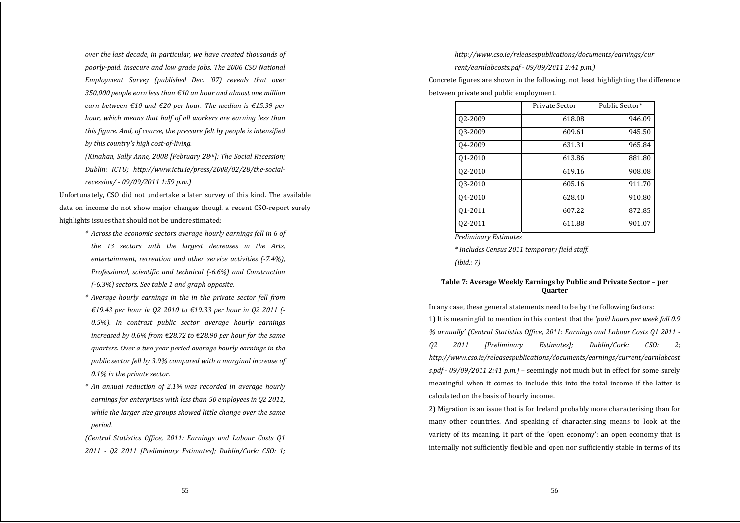*over the last decade, in particular, we have created thousands of poorly-paid, insecure and low grade jobs. The 2006 CSO National Employment Survey (published Dec. '07) reveals that over 350,000 people earn less than €10 an hour and almost one million earn between €10 and €20 per hour. The median is €15.39 per hour, which means that half of all workers are earning less than this figure. And, of course, the pressure felt by people is intensified by this country's high cost-of-living.*

*(Kinahan, Sally Anne, 2008 [February 28th]: The Social Recession; Dublin: ICTU; http://www.ictu.ie/press/2008/02/28/the-social-recession/ - 09/09/2011 1:59 p.m.)*

Unfortunately, CSO did not undertake a later survey of this kind. The available data on income do not show major changes though a recent CSO-report surely highlights issues that should not be underestimated:

*\* Across the economic sectors average hourly earnings fell in 6 of the 13 sectors with the largest decreases in the Arts, entertainment, recreation and other service activities (-7.4%), Professional, scientific and technical (-6.6%) and Construction (-6.3%) sectors. See table 1 and graph opposite.*

*\* Average hourly earnings in the in the private sector fell from €19.43 per hour in Q2 2010 to €19.33 per hour in Q2 2011 (-0.5%). In contrast public sector average hourly earnings increased by 0.6% from €28.72 to €28.90 per hour for the same quarters. Over a two year period average hourly earnings in the public sector fell by 3.9% compared with a marginal increase of 0.1% in the private sector.*

*\* An annual reduction of 2.1% was recorded in average hourly earnings for enterprises with less than 50 employees in Q2 2011, while the larger size groups showed little change over the same period.*

*(Central Statistics Office, 2011: Earnings and Labour Costs Q1 2011 - Q2 2011 [Preliminary Estimates]; Dublin/Cork: CSO: 1; http://www.cso.ie/releasespublications/documents/earnings/current/earnlabcosts.pdf - 09/09/2011 2:41 p.m.)*

Concrete figures are shown in the following, not least highlighting the difference between private and public employment.

| | Private Sector | Public Sector* |
|---|---|---|
| Q2-2009 | 618.08 | 946.09 |
| Q3-2009 | 609.61 | 945.50 |
| Q4-2009 | 631.31 | 965.84 |
| Q1-2010 | 613.86 | 881.80 |
| Q2-2010 | 619.16 | 908.08 |
| Q3-2010 | 605.16 | 911.70 |
| Q4-2010 | 628.40 | 910.80 |
| Q1-2011 | 607.22 | 872.85 |
| Q2-2011 | 611.88 | 901.07 |

*Preliminary Estimates*

*\* Includes Census 2011 temporary field staff.*

*(ibid.: 7)*

**Table 7: Average Weekly Earnings by Public and Private Sector – per Quarter**

In any case, these general statements need to be by the following factors:

1) It is meaningful to mention in this context that the *'paid hours per week fall 0.9 % annually'* (Central Statistics Office, 2011: Earnings and Labour Costs Q1 2011 - Q2 2011 [Preliminary Estimates]; Dublin/Cork: CSO: 2; http://www.cso.ie/releasespublications/documents/earnings/current/earnlabcosts.pdf - 09/09/2011 2:41 p.m.) – seemingly not much but in effect for some surely meaningful when it comes to include this into the total income if the latter is calculated on the basis of hourly income.

2) Migration is an issue that is for Ireland probably more characterising than for many other countries. And speaking of characterising means to look at the variety of its meaning. It part of the 'open economy': an open economy that is internally not sufficiently flexible and open nor sufficiently stable in terms of its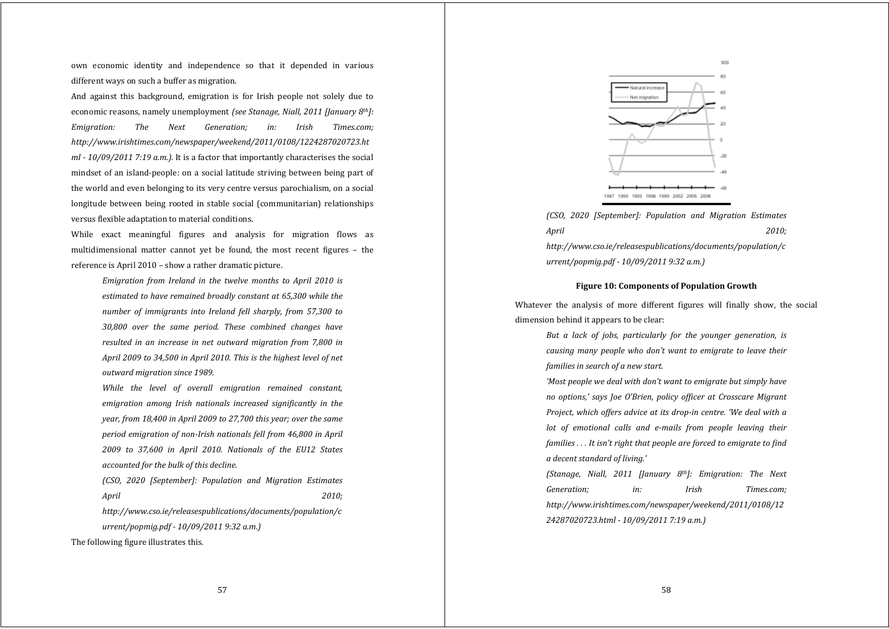own economic identity and independence so that it depended in various different ways on such a buffer as migration.

And against this background, emigration is for Irish people not solely due to economic reasons, namely unemployment *(see Stanage, Niall, 2011 [January 8th]: Emigration: The Next Generation; in: Irish Times.com; http://www.irishtimes.com/newspaper/weekend/2011/0108/1224287020723.html - 10/09/2011 7:19 a.m.)*. It is a factor that importantly characterises the social mindset of an island-people: on a social latitude striving between being part of the world and even belonging to its very centre versus parochialism, on a social longitude between being rooted in stable social (communitarian) relationships versus flexible adaptation to material conditions.

While exact meaningful figures and analysis for migration flows as multidimensional matter cannot yet be found, the most recent figures – the reference is April 2010 – show a rather dramatic picture.

> *Emigration from Ireland in the twelve months to April 2010 is estimated to have remained broadly constant at 65,300 while the number of immigrants into Ireland fell sharply, from 57,300 to 30,800 over the same period. These combined changes have resulted in an increase in net outward migration from 7,800 in April 2009 to 34,500 in April 2010. This is the highest level of net outward migration since 1989.*
>
> *While the level of overall emigration remained constant, emigration among Irish nationals increased significantly in the year, from 18,400 in April 2009 to 27,700 this year; over the same period emigration of non-Irish nationals fell from 46,800 in April 2009 to 37,600 in April 2010. Nationals of the EU12 States accounted for the bulk of this decline.*
>
> *(CSO, 2020 [September]: Population and Migration Estimates April 2010; http://www.cso.ie/releasespublications/documents/population/current/popmig.pdf - 10/09/2011 9:32 a.m.)*

The following figure illustrates this.

*(CSO, 2020 [September]: Population and Migration Estimates April 2010; http://www.cso.ie/releasespublications/documents/population/current/popmig.pdf - 10/09/2011 9:32 a.m.)*

**Figure 10: Components of Population Growth**

Whatever the analysis of more different figures will finally show, the social dimension behind it appears to be clear:

> *But a lack of jobs, particularly for the younger generation, is causing many people who don't want to emigrate to leave their families in search of a new start.*
>
> *'Most people we deal with don't want to emigrate but simply have no options,' says Joe O'Brien, policy officer at Crosscare Migrant Project, which offers advice at its drop-in centre. 'We deal with a lot of emotional calls and e-mails from people leaving their families . . . It isn't right that people are forced to emigrate to find a decent standard of living.'*
>
> *(Stanage, Niall, 2011 [January 8th]: Emigration: The Next Generation; in: Irish Times.com; http://www.irishtimes.com/newspaper/weekend/2011/0108/1224287020723.html - 10/09/2011 7:19 a.m.)*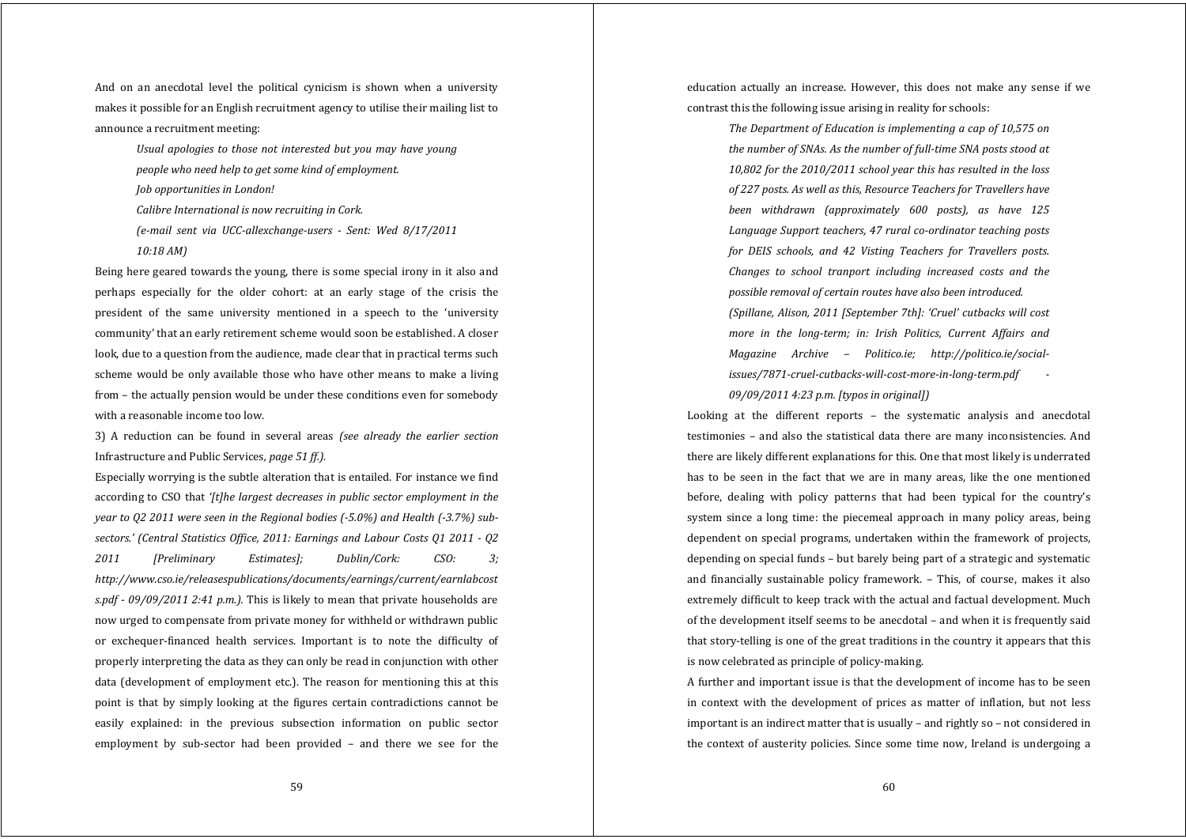And on an anecdotal level the political cynicism is shown when a university makes it possible for an English recruitment agency to utilise their mailing list to announce a recruitment meeting:

> *Usual apologies to those not interested but you may have young people who need help to get some kind of employment.*
> *Job opportunities in London!*
> *Calibre International is now recruiting in Cork.*
> *(e-mail sent via UCC-allexchange-users - Sent: Wed 8/17/2011 10:18 AM)*

Being here geared towards the young, there is some special irony in it also and perhaps especially for the older cohort: at an early stage of the crisis the president of the same university mentioned in a speech to the 'university community' that an early retirement scheme would soon be established. A closer look, due to a question from the audience, made clear that in practical terms such scheme would be only available those who have other means to make a living from – the actually pension would be under these conditions even for somebody with a reasonable income too low.

3) A reduction can be found in several areas *(see already the earlier section* Infrastructure and Public Services*, page 51 ff.).*

Especially worrying is the subtle alteration that is entailed. For instance we find according to CSO that *'[t]he largest decreases in public sector employment in the year to Q2 2011 were seen in the Regional bodies (-5.0%) and Health (-3.7%) sub-sectors.' (Central Statistics Office, 2011: Earnings and Labour Costs Q1 2011 - Q2 2011 [Preliminary Estimates]; Dublin/Cork: CSO: 3; http://www.cso.ie/releasespublications/documents/earnings/current/earnlabcosts.pdf - 09/09/2011 2:41 p.m.).* This is likely to mean that private households are now urged to compensate from private money for withheld or withdrawn public or exchequer-financed health services. Important is to note the difficulty of properly interpreting the data as they can only be read in conjunction with other data (development of employment etc.). The reason for mentioning this at this point is that by simply looking at the figures certain contradictions cannot be easily explained: in the previous subsection information on public sector employment by sub-sector had been provided – and there we see for the education actually an increase. However, this does not make any sense if we contrast this the following issue arising in reality for schools:

> *The Department of Education is implementing a cap of 10,575 on the number of SNAs. As the number of full-time SNA posts stood at 10,802 for the 2010/2011 school year this has resulted in the loss of 227 posts. As well as this, Resource Teachers for Travellers have been withdrawn (approximately 600 posts), as have 125 Language Support teachers, 47 rural co-ordinator teaching posts for DEIS schools, and 42 Visting Teachers for Travellers posts. Changes to school tranport including increased costs and the possible removal of certain routes have also been introduced.*
> *(Spillane, Alison, 2011 [September 7th]: 'Cruel' cutbacks will cost more in the long-term; in: Irish Politics, Current Affairs and Magazine Archive – Politico.ie; http://politico.ie/social-issues/7871-cruel-cutbacks-will-cost-more-in-long-term.pdf - 09/09/2011 4:23 p.m. [typos in original])*

Looking at the different reports – the systematic analysis and anecdotal testimonies – and also the statistical data there are many inconsistencies. And there are likely different explanations for this. One that most likely is underrated has to be seen in the fact that we are in many areas, like the one mentioned before, dealing with policy patterns that had been typical for the country's system since a long time: the piecemeal approach in many policy areas, being dependent on special programs, undertaken within the framework of projects, depending on special funds – but barely being part of a strategic and systematic and financially sustainable policy framework. – This, of course, makes it also extremely difficult to keep track with the actual and factual development. Much of the development itself seems to be anecdotal – and when it is frequently said that story-telling is one of the great traditions in the country it appears that this is now celebrated as principle of policy-making.

A further and important issue is that the development of income has to be seen in context with the development of prices as matter of inflation, but not less important is an indirect matter that is usually – and rightly so – not considered in the context of austerity policies. Since some time now, Ireland is undergoing a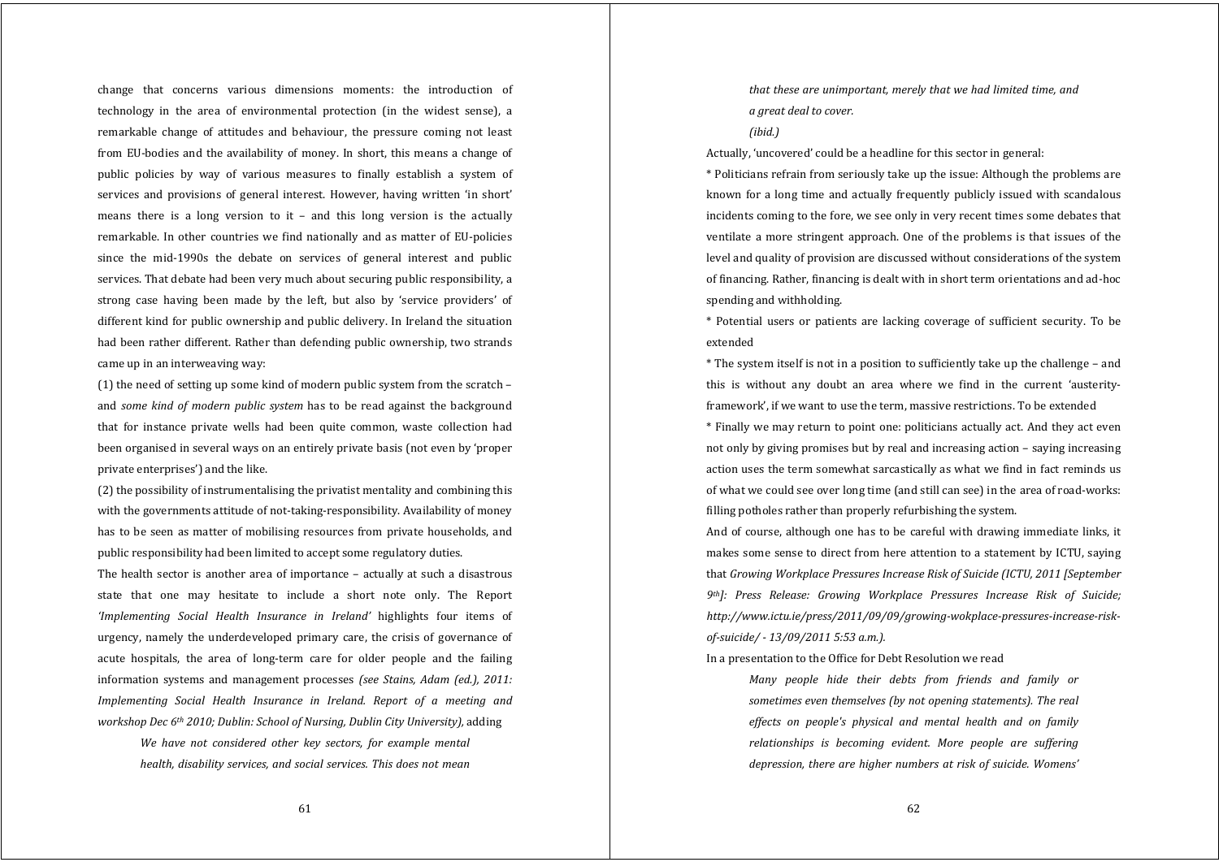change that concerns various dimensions moments: the introduction of technology in the area of environmental protection (in the widest sense), a remarkable change of attitudes and behaviour, the pressure coming not least from EU-bodies and the availability of money. In short, this means a change of public policies by way of various measures to finally establish a system of services and provisions of general interest. However, having written 'in short' means there is a long version to it – and this long version is the actually remarkable. In other countries we find nationally and as matter of EU-policies since the mid-1990s the debate on services of general interest and public services. That debate had been very much about securing public responsibility, a strong case having been made by the left, but also by 'service providers' of different kind for public ownership and public delivery. In Ireland the situation had been rather different. Rather than defending public ownership, two strands came up in an interweaving way:

(1) the need of setting up some kind of modern public system from the scratch – and *some kind of modern public system* has to be read against the background that for instance private wells had been quite common, waste collection had been organised in several ways on an entirely private basis (not even by 'proper private enterprises') and the like.

(2) the possibility of instrumentalising the privatist mentality and combining this with the governments attitude of not-taking-responsibility. Availability of money has to be seen as matter of mobilising resources from private households, and public responsibility had been limited to accept some regulatory duties.

The health sector is another area of importance – actually at such a disastrous state that one may hesitate to include a short note only. The Report *'Implementing Social Health Insurance in Ireland'* highlights four items of urgency, namely the underdeveloped primary care, the crisis of governance of acute hospitals, the area of long-term care for older people and the failing information systems and management processes *(see Stains, Adam (ed.), 2011: Implementing Social Health Insurance in Ireland. Report of a meeting and workshop Dec 6th 2010; Dublin: School of Nursing, Dublin City University)*, adding

> *We have not considered other key sectors, for example mental health, disability services, and social services. This does not mean that these are unimportant, merely that we had limited time, and a great deal to cover.*
>
> *(ibid.)*

Actually, 'uncovered' could be a headline for this sector in general:

* Politicians refrain from seriously take up the issue: Although the problems are known for a long time and actually frequently publicly issued with scandalous incidents coming to the fore, we see only in very recent times some debates that ventilate a more stringent approach. One of the problems is that issues of the level and quality of provision are discussed without considerations of the system of financing. Rather, financing is dealt with in short term orientations and ad-hoc spending and withholding.

* Potential users or patients are lacking coverage of sufficient security. To be extended

* The system itself is not in a position to sufficiently take up the challenge – and this is without any doubt an area where we find in the current 'austerity-framework', if we want to use the term, massive restrictions. To be extended

* Finally we may return to point one: politicians actually act. And they act even not only by giving promises but by real and increasing action – saying increasing action uses the term somewhat sarcastically as what we find in fact reminds us of what we could see over long time (and still can see) in the area of road-works: filling potholes rather than properly refurbishing the system.

And of course, although one has to be careful with drawing immediate links, it makes some sense to direct from here attention to a statement by ICTU, saying that *Growing Workplace Pressures Increase Risk of Suicide (ICTU, 2011 [September 9th]: Press Release: Growing Workplace Pressures Increase Risk of Suicide; http://www.ictu.ie/press/2011/09/09/growing-wokplace-pressures-increase-risk-of-suicide/ - 13/09/2011 5:53 a.m.).*

In a presentation to the Office for Debt Resolution we read

> *Many people hide their debts from friends and family or sometimes even themselves (by not opening statements). The real effects on people's physical and mental health and on family relationships is becoming evident. More people are suffering depression, there are higher numbers at risk of suicide. Womens'*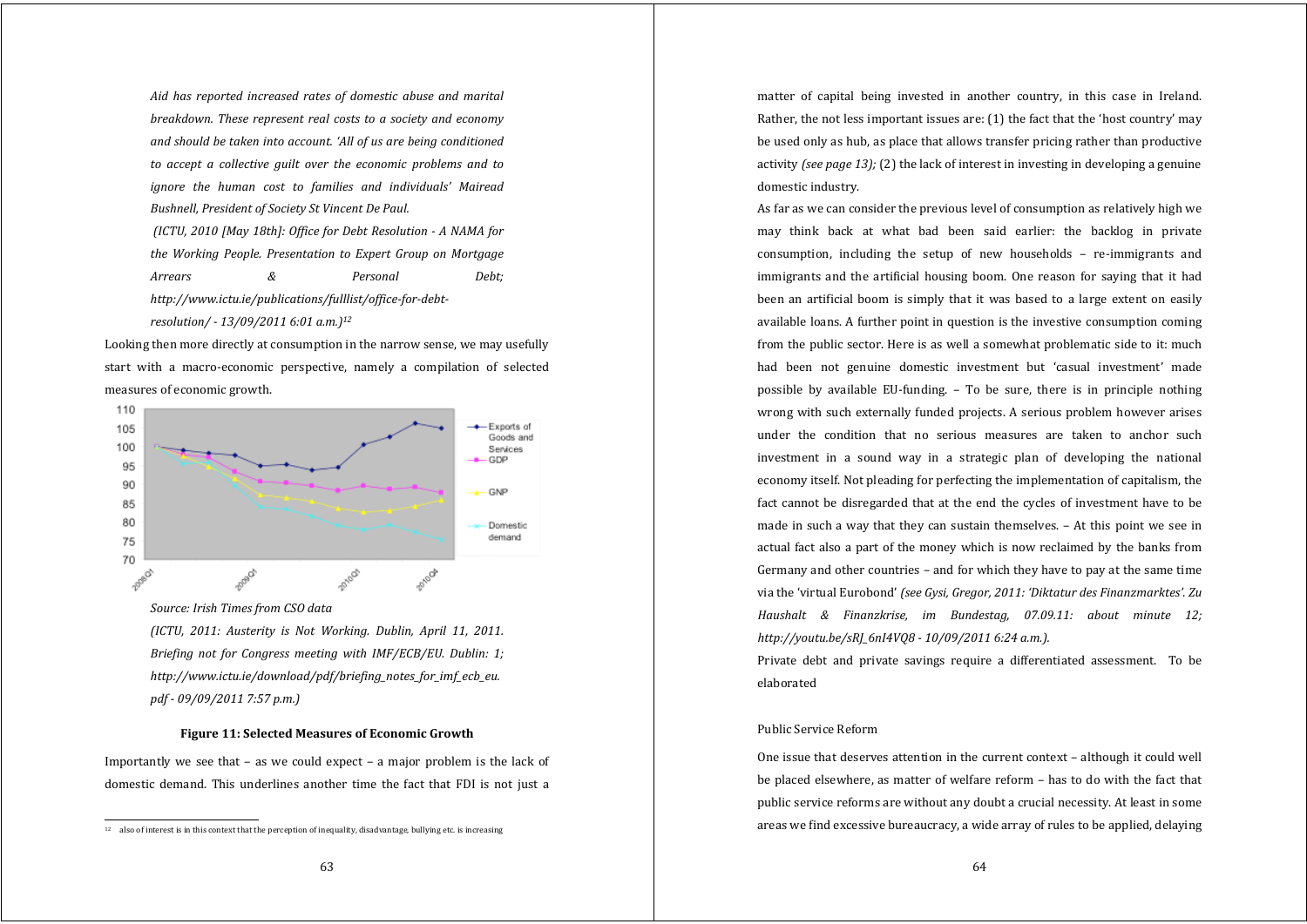*Aid has reported increased rates of domestic abuse and marital breakdown. These represent real costs to a society and economy and should be taken into account. 'All of us are being conditioned to accept a collective guilt over the economic problems and to ignore the human cost to families and individuals' Mairead Bushnell, President of Society St Vincent De Paul.*

*(ICTU, 2010 [May 18th]: Office for Debt Resolution - A NAMA for the Working People. Presentation to Expert Group on Mortgage Arrears & Personal Debt; http://www.ictu.ie/publications/fulllist/office-for-debt-resolution/ - 13/09/2011 6:01 a.m.)*[12]

Looking then more directly at consumption in the narrow sense, we may usefully start with a macro-economic perspective, namely a compilation of selected measures of economic growth.

*Source: Irish Times from CSO data*

*(ICTU, 2011: Austerity is Not Working. Dublin, April 11, 2011. Briefing not for Congress meeting with IMF/ECB/EU. Dublin: 1; http://www.ictu.ie/download/pdf/briefing_notes_for_imf_ecb_eu.pdf - 09/09/2011 7:57 p.m.)*

**Figure 11: Selected Measures of Economic Growth**

Importantly we see that – as we could expect – a major problem is the lack of domestic demand. This underlines another time the fact that FDI is not just a matter of capital being invested in another country, in this case in Ireland. Rather, the not less important issues are: (1) the fact that the 'host country' may be used only as hub, as place that allows transfer pricing rather than productive activity *(see page 13);* (2) the lack of interest in investing in developing a genuine domestic industry.

As far as we can consider the previous level of consumption as relatively high we may think back at what bad been said earlier: the backlog in private consumption, including the setup of new households – re-immigrants and immigrants and the artificial housing boom. One reason for saying that it had been an artificial boom is simply that it was based to a large extent on easily available loans. A further point in question is the investive consumption coming from the public sector. Here is as well a somewhat problematic side to it: much had been not genuine domestic investment but 'casual investment' made possible by available EU-funding. – To be sure, there is in principle nothing wrong with such externally funded projects. A serious problem however arises under the condition that no serious measures are taken to anchor such investment in a sound way in a strategic plan of developing the national economy itself. Not pleading for perfecting the implementation of capitalism, the fact cannot be disregarded that at the end the cycles of investment have to be made in such a way that they can sustain themselves. – At this point we see in actual fact also a part of the money which is now reclaimed by the banks from Germany and other countries – and for which they have to pay at the same time via the 'virtual Eurobond' *(see Gysi, Gregor, 2011: 'Diktatur des Finanzmarktes'. Zu Haushalt & Finanzkrise, im Bundestag, 07.09.11: about minute 12; http://youtu.be/sRJ_6nI4VQ8 - 10/09/2011 6:24 a.m.).*

Private debt and private savings require a differentiated assessment. To be elaborated

### Public Service Reform

One issue that deserves attention in the current context – although it could well be placed elsewhere, as matter of welfare reform – has to do with the fact that public service reforms are without any doubt a crucial necessity. At least in some areas we find excessive bureaucracy, a wide array of rules to be applied, delaying

[12] also of interest is in this context that the perception of inequality, disadvantage, bullying etc. is increasing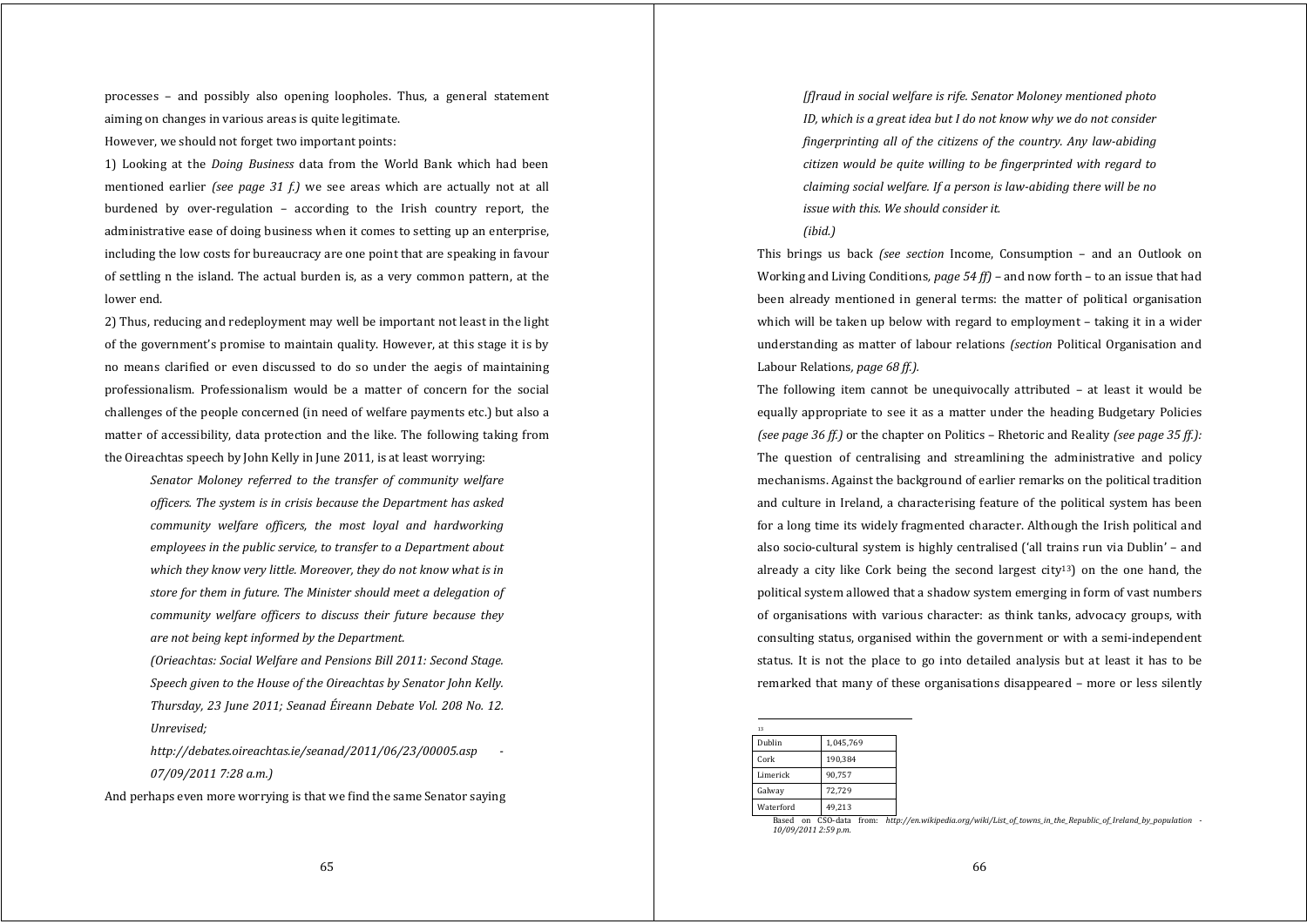processes – and possibly also opening loopholes. Thus, a general statement aiming on changes in various areas is quite legitimate.

However, we should not forget two important points:

1) Looking at the *Doing Business* data from the World Bank which had been mentioned earlier *(see page 31 f.)* we see areas which are actually not at all burdened by over-regulation – according to the Irish country report, the administrative ease of doing business when it comes to setting up an enterprise, including the low costs for bureaucracy are one point that are speaking in favour of settling n the island. The actual burden is, as a very common pattern, at the lower end.

2) Thus, reducing and redeployment may well be important not least in the light of the government's promise to maintain quality. However, at this stage it is by no means clarified or even discussed to do so under the aegis of maintaining professionalism. Professionalism would be a matter of concern for the social challenges of the people concerned (in need of welfare payments etc.) but also a matter of accessibility, data protection and the like. The following taking from the Oireachtas speech by John Kelly in June 2011, is at least worrying:

> *Senator Moloney referred to the transfer of community welfare officers. The system is in crisis because the Department has asked community welfare officers, the most loyal and hardworking employees in the public service, to transfer to a Department about which they know very little. Moreover, they do not know what is in store for them in future. The Minister should meet a delegation of community welfare officers to discuss their future because they are not being kept informed by the Department.*
>
> *(Orieachtas: Social Welfare and Pensions Bill 2011: Second Stage. Speech given to the House of the Oireachtas by Senator John Kelly. Thursday, 23 June 2011; Seanad Éireann Debate Vol. 208 No. 12. Unrevised;*
>
> *http://debates.oireachtas.ie/seanad/2011/06/23/00005.asp - 07/09/2011 7:28 a.m.)*

And perhaps even more worrying is that we find the same Senator saying

> *[f]raud in social welfare is rife. Senator Moloney mentioned photo ID, which is a great idea but I do not know why we do not consider fingerprinting all of the citizens of the country. Any law-abiding citizen would be quite willing to be fingerprinted with regard to claiming social welfare. If a person is law-abiding there will be no issue with this. We should consider it.*
>
> *(ibid.)*

This brings us back *(see section* Income, Consumption – and an Outlook on Working and Living Conditions, *page 54 ff)* – and now forth – to an issue that had been already mentioned in general terms: the matter of political organisation which will be taken up below with regard to employment – taking it in a wider understanding as matter of labour relations *(section* Political Organisation and Labour Relations, *page 68 ff.)*.

The following item cannot be unequivocally attributed – at least it would be equally appropriate to see it as a matter under the heading Budgetary Policies *(see page 36 ff.)* or the chapter on Politics – Rhetoric and Reality *(see page 35 ff.):* The question of centralising and streamlining the administrative and policy mechanisms. Against the background of earlier remarks on the political tradition and culture in Ireland, a characterising feature of the political system has been for a long time its widely fragmented character. Although the Irish political and also socio-cultural system is highly centralised ('all trains run via Dublin' – and already a city like Cork being the second largest city[13]) on the one hand, the political system allowed that a shadow system emerging in form of vast numbers of organisations with various character: as think tanks, advocacy groups, with consulting status, organised within the government or with a semi-independent status. It is not the place to go into detailed analysis but at least it has to be remarked that many of these organisations disappeared – more or less silently

---

[13]

| Dublin | 1,045,769 |
|---|---|
| Cork | 190,384 |
| Limerick | 90,757 |
| Galway | 72,729 |
| Waterford | 49,213 |

Based on CSO-data from: *http://en.wikipedia.org/wiki/List_of_towns_in_the_Republic_of_Ireland_by_population - 10/09/2011 2:59 p.m.*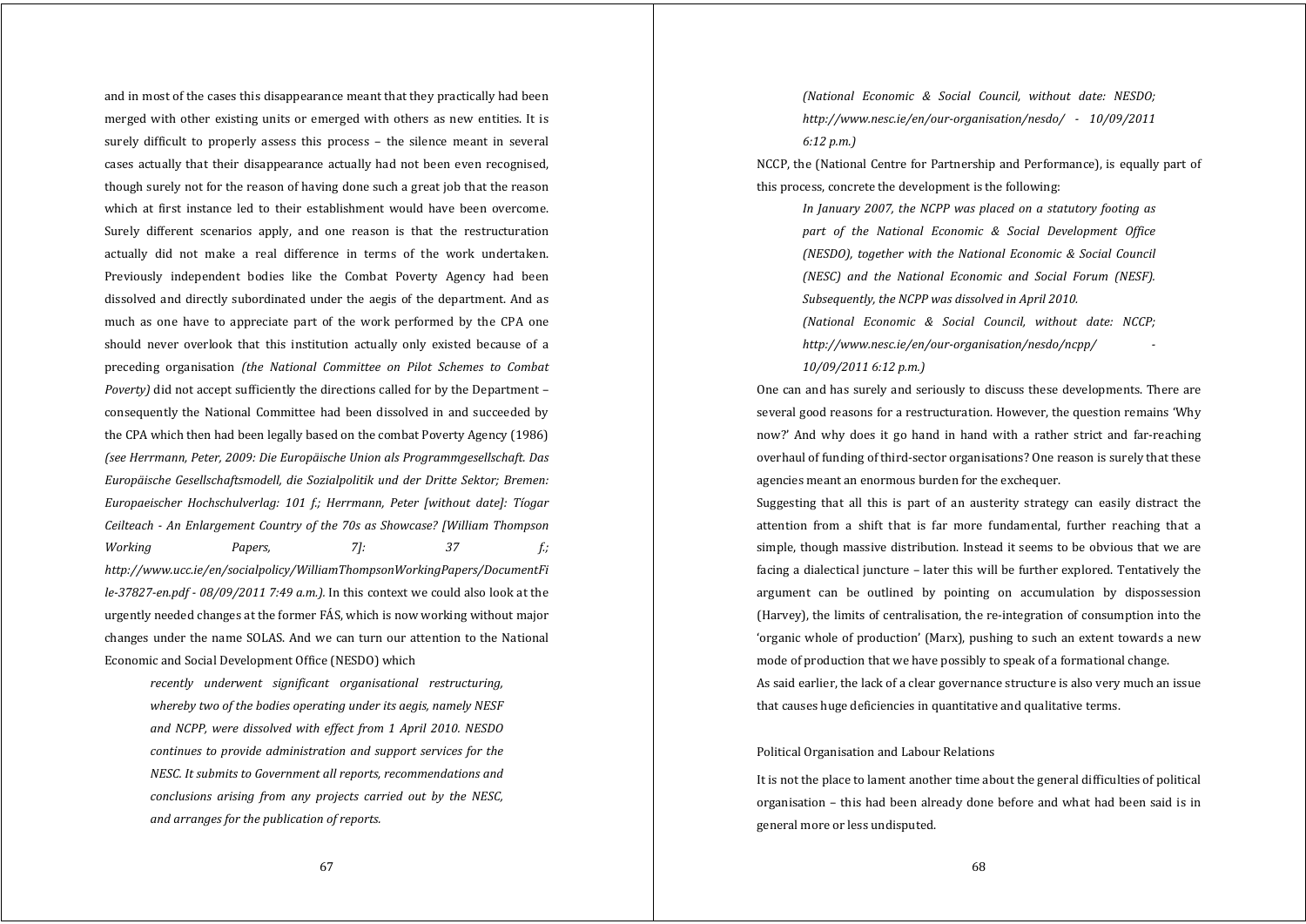and in most of the cases this disappearance meant that they practically had been merged with other existing units or emerged with others as new entities. It is surely difficult to properly assess this process – the silence meant in several cases actually that their disappearance actually had not been even recognised, though surely not for the reason of having done such a great job that the reason which at first instance led to their establishment would have been overcome. Surely different scenarios apply, and one reason is that the restructuration actually did not make a real difference in terms of the work undertaken. Previously independent bodies like the Combat Poverty Agency had been dissolved and directly subordinated under the aegis of the department. And as much as one have to appreciate part of the work performed by the CPA one should never overlook that this institution actually only existed because of a preceding organisation *(the National Committee on Pilot Schemes to Combat Poverty)* did not accept sufficiently the directions called for by the Department – consequently the National Committee had been dissolved in and succeeded by the CPA which then had been legally based on the combat Poverty Agency (1986) *(see Herrmann, Peter, 2009: Die Europäische Union als Programmgesellschaft. Das Europäische Gesellschaftsmodell, die Sozialpolitik und der Dritte Sektor; Bremen: Europaeischer Hochschulverlag: 101 f.; Herrmann, Peter [without date]: Tíogar Ceilteach - An Enlargement Country of the 70s as Showcase? [William Thompson Working Papers, 7]: 37 f.; http://www.ucc.ie/en/socialpolicy/WilliamThompsonWorkingPapers/DocumentFile-37827-en.pdf - 08/09/2011 7:49 a.m.).* In this context we could also look at the urgently needed changes at the former FÁS, which is now working without major changes under the name SOLAS. And we can turn our attention to the National Economic and Social Development Office (NESDO) which

> *recently underwent significant organisational restructuring, whereby two of the bodies operating under its aegis, namely NESF and NCPP, were dissolved with effect from 1 April 2010. NESDO continues to provide administration and support services for the NESC. It submits to Government all reports, recommendations and conclusions arising from any projects carried out by the NESC, and arranges for the publication of reports.*
>
> *(National Economic & Social Council, without date: NESDO; http://www.nesc.ie/en/our-organisation/nesdo/ - 10/09/2011 6:12 p.m.)*

NCCP, the (National Centre for Partnership and Performance), is equally part of this process, concrete the development is the following:

> *In January 2007, the NCPP was placed on a statutory footing as part of the National Economic & Social Development Office (NESDO), together with the National Economic & Social Council (NESC) and the National Economic and Social Forum (NESF). Subsequently, the NCPP was dissolved in April 2010.*
>
> *(National Economic & Social Council, without date: NCCP; http://www.nesc.ie/en/our-organisation/nesdo/ncpp/ - 10/09/2011 6:12 p.m.)*

One can and has surely and seriously to discuss these developments. There are several good reasons for a restructuration. However, the question remains 'Why now?' And why does it go hand in hand with a rather strict and far-reaching overhaul of funding of third-sector organisations? One reason is surely that these agencies meant an enormous burden for the exchequer.

Suggesting that all this is part of an austerity strategy can easily distract the attention from a shift that is far more fundamental, further reaching that a simple, though massive distribution. Instead it seems to be obvious that we are facing a dialectical juncture – later this will be further explored. Tentatively the argument can be outlined by pointing on accumulation by dispossession (Harvey), the limits of centralisation, the re-integration of consumption into the 'organic whole of production' (Marx), pushing to such an extent towards a new mode of production that we have possibly to speak of a formational change.

As said earlier, the lack of a clear governance structure is also very much an issue that causes huge deficiencies in quantitative and qualitative terms.

### Political Organisation and Labour Relations

It is not the place to lament another time about the general difficulties of political organisation – this had been already done before and what had been said is in general more or less undisputed.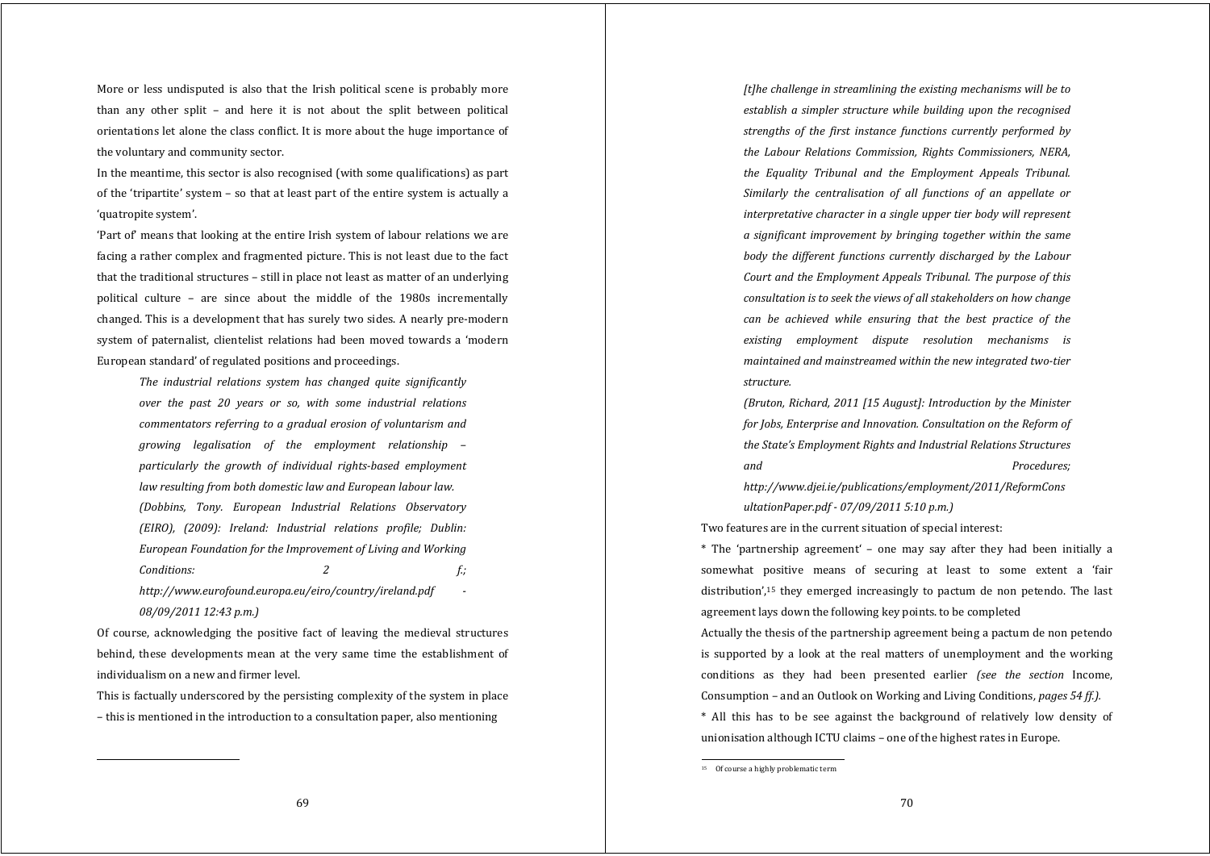More or less undisputed is also that the Irish political scene is probably more than any other split – and here it is not about the split between political orientations let alone the class conflict. It is more about the huge importance of the voluntary and community sector.

In the meantime, this sector is also recognised (with some qualifications) as part of the 'tripartite' system – so that at least part of the entire system is actually a 'quatropite system'.

'Part of' means that looking at the entire Irish system of labour relations we are facing a rather complex and fragmented picture. This is not least due to the fact that the traditional structures – still in place not least as matter of an underlying political culture – are since about the middle of the 1980s incrementally changed. This is a development that has surely two sides. A nearly pre-modern system of paternalist, clientelist relations had been moved towards a 'modern European standard' of regulated positions and proceedings.

> *The industrial relations system has changed quite significantly over the past 20 years or so, with some industrial relations commentators referring to a gradual erosion of voluntarism and growing legalisation of the employment relationship – particularly the growth of individual rights-based employment law resulting from both domestic law and European labour law.*
>
> *(Dobbins, Tony. European Industrial Relations Observatory (EIRO), (2009): Ireland: Industrial relations profile; Dublin: European Foundation for the Improvement of Living and Working Conditions: 2 f.; http://www.eurofound.europa.eu/eiro/country/ireland.pdf - 08/09/2011 12:43 p.m.)*

Of course, acknowledging the positive fact of leaving the medieval structures behind, these developments mean at the very same time the establishment of individualism on a new and firmer level.

This is factually underscored by the persisting complexity of the system in place – this is mentioned in the introduction to a consultation paper, also mentioning

> *[t]he challenge in streamlining the existing mechanisms will be to establish a simpler structure while building upon the recognised strengths of the first instance functions currently performed by the Labour Relations Commission, Rights Commissioners, NERA, the Equality Tribunal and the Employment Appeals Tribunal. Similarly the centralisation of all functions of an appellate or interpretative character in a single upper tier body will represent a significant improvement by bringing together within the same body the different functions currently discharged by the Labour Court and the Employment Appeals Tribunal. The purpose of this consultation is to seek the views of all stakeholders on how change can be achieved while ensuring that the best practice of the existing employment dispute resolution mechanisms is maintained and mainstreamed within the new integrated two-tier structure.*
>
> *(Bruton, Richard, 2011 [15 August]: Introduction by the Minister for Jobs, Enterprise and Innovation. Consultation on the Reform of the State's Employment Rights and Industrial Relations Structures and Procedures; http://www.djei.ie/publications/employment/2011/ReformConsultationPaper.pdf - 07/09/2011 5:10 p.m.)*

Two features are in the current situation of special interest:

* The 'partnership agreement' – one may say after they had been initially a somewhat positive means of securing at least to some extent a 'fair distribution',[15] they emerged increasingly to pactum de non petendo. The last agreement lays down the following key points. to be completed

Actually the thesis of the partnership agreement being a pactum de non petendo is supported by a look at the real matters of unemployment and the working conditions as they had been presented earlier *(see the section* Income, Consumption – and an Outlook on Working and Living Conditions*, pages 54 ff.).*

* All this has to be see against the background of relatively low density of unionisation although ICTU claims – one of the highest rates in Europe.

[15] Of course a highly problematic term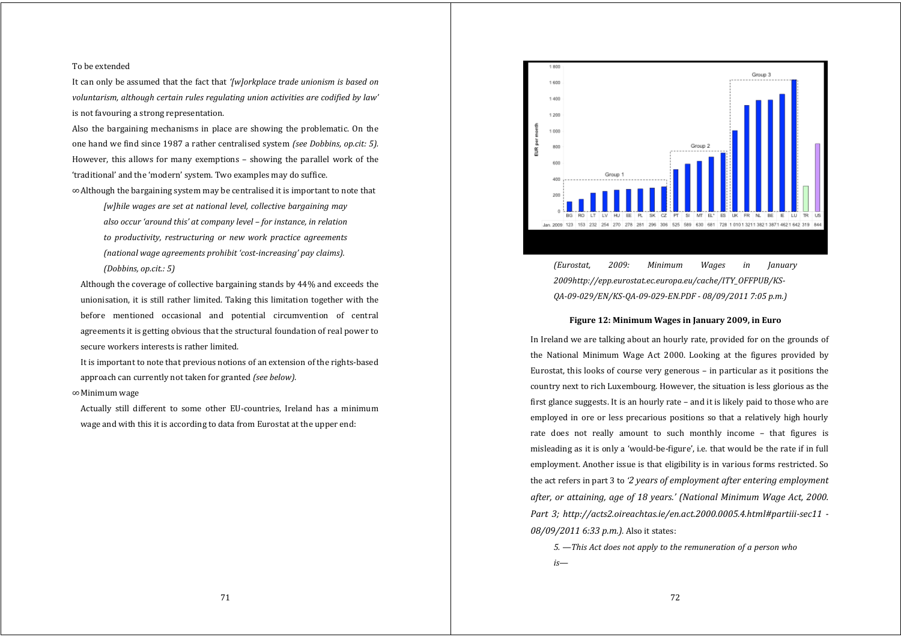To be extended

It can only be assumed that the fact that *'[w]orkplace trade unionism is based on voluntarism, although certain rules regulating union activities are codified by law'* is not favouring a strong representation.

Also the bargaining mechanisms in place are showing the problematic. On the one hand we find since 1987 a rather centralised system *(see Dobbins, op.cit: 5).* However, this allows for many exemptions – showing the parallel work of the 'traditional' and the 'modern' system. Two examples may do suffice.

- Although the bargaining system may be centralised it is important to note that

  > *[w]hile wages are set at national level, collective bargaining may also occur 'around this' at company level – for instance, in relation to productivity, restructuring or new work practice agreements (national wage agreements prohibit 'cost-increasing' pay claims). (Dobbins, op.cit.: 5)*

  Although the coverage of collective bargaining stands by 44% and exceeds the unionisation, it is still rather limited. Taking this limitation together with the before mentioned occasional and potential circumvention of central agreements it is getting obvious that the structural foundation of real power to secure workers interests is rather limited.

  It is important to note that previous notions of an extension of the rights-based approach can currently not taken for granted *(see below).*

- Minimum wage

  Actually still different to some other EU-countries, Ireland has a minimum wage and with this it is according to data from Eurostat at the upper end:

| Jan. 2009 | BG | RO | LT | LV | HU | EE | PL | SK | CZ | PT | SI | MT | EL* | ES | UK | FR | NL | BE | IE | LU | TR | US |
|---|---|---|---|---|---|---|---|---|---|---|---|---|---|---|---|---|---|---|---|---|---|---|
| EUR per month | 123 | 153 | 232 | 254 | 270 | 278 | 281 | 296 | 306 | 525 | 589 | 630 | 681 | 728 | 1 010 | 1 321 | 1 382 | 1 387 | 1 462 | 1 642 | 319 | 844 |

*(Eurostat, 2009: Minimum Wages in January 2009http://epp.eurostat.ec.europa.eu/cache/ITY_OFFPUB/KS-QA-09-029/EN/KS-QA-09-029-EN.PDF - 08/09/2011 7:05 p.m.)*

**Figure 12: Minimum Wages in January 2009, in Euro**

In Ireland we are talking about an hourly rate, provided for on the grounds of the National Minimum Wage Act 2000. Looking at the figures provided by Eurostat, this looks of course very generous – in particular as it positions the country next to rich Luxembourg. However, the situation is less glorious as the first glance suggests. It is an hourly rate – and it is likely paid to those who are employed in ore or less precarious positions so that a relatively high hourly rate does not really amount to such monthly income – that figures is misleading as it is only a 'would-be-figure', i.e. that would be the rate if in full employment. Another issue is that eligibility is in various forms restricted. So the act refers in part 3 to *'2 years of employment after entering employment after, or attaining, age of 18 years.' (National Minimum Wage Act, 2000. Part 3; http://acts2.oireachtas.ie/en.act.2000.0005.4.html#partiii-sec11 - 08/09/2011 6:33 p.m.).* Also it states:

> *5. —This Act does not apply to the remuneration of a person who is—*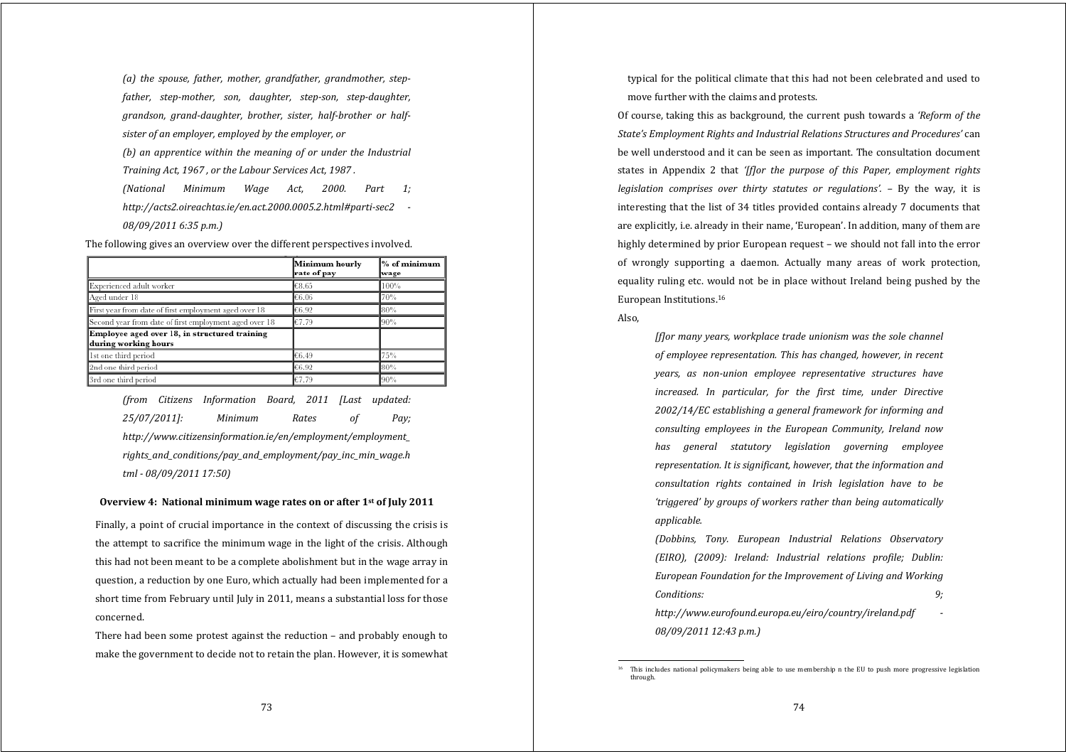*(a) the spouse, father, mother, grandfather, grandmother, step-father, step-mother, son, daughter, step-son, step-daughter, grandson, grand-daughter, brother, sister, half-brother or half-sister of an employer, employed by the employer, or*

*(b) an apprentice within the meaning of or under the Industrial Training Act, 1967 , or the Labour Services Act, 1987 .*

*(National Minimum Wage Act, 2000. Part 1; http://acts2.oireachtas.ie/en.act.2000.0005.2.html#parti-sec2 - 08/09/2011 6:35 p.m.)*

The following gives an overview over the different perspectives involved.

| | Minimum hourly rate of pay | % of minimum wage |
|---|---|---|
| Experienced adult worker | €8.65 | 100% |
| Aged under 18 | €6.06 | 70% |
| First year from date of first employment aged over 18 | €6.92 | 80% |
| Second year from date of first employment aged over 18 | €7.79 | 90% |
| **Employee aged over 18, in structured training during working hours** | | |
| 1st one third period | €6.49 | 75% |
| 2nd one third period | €6.92 | 80% |
| 3rd one third period | €7.79 | 90% |

*(from Citizens Information Board, 2011 [Last updated: 25/07/2011]: Minimum Rates of Pay; http://www.citizensinformation.ie/en/employment/employment_rights_and_conditions/pay_and_employment/pay_inc_min_wage.html - 08/09/2011 17:50)*

**Overview 4: National minimum wage rates on or after 1st of July 2011**

Finally, a point of crucial importance in the context of discussing the crisis is the attempt to sacrifice the minimum wage in the light of the crisis. Although this had not been meant to be a complete abolishment but in the wage array in question, a reduction by one Euro, which actually had been implemented for a short time from February until July in 2011, means a substantial loss for those concerned.

There had been some protest against the reduction – and probably enough to make the government to decide not to retain the plan. However, it is somewhat typical for the political climate that this had not been celebrated and used to move further with the claims and protests.

Of course, taking this as background, the current push towards a *'Reform of the State's Employment Rights and Industrial Relations Structures and Procedures'* can be well understood and it can be seen as important. The consultation document states in Appendix 2 that *'[f]or the purpose of this Paper, employment rights legislation comprises over thirty statutes or regulations'.* – By the way, it is interesting that the list of 34 titles provided contains already 7 documents that are explicitly, i.e. already in their name, 'European'. In addition, many of them are highly determined by prior European request – we should not fall into the error of wrongly supporting a daemon. Actually many areas of work protection, equality ruling etc. would not be in place without Ireland being pushed by the European Institutions.[16]

Also,

*[f]or many years, workplace trade unionism was the sole channel of employee representation. This has changed, however, in recent years, as non-union employee representative structures have increased. In particular, for the first time, under Directive 2002/14/EC establishing a general framework for informing and consulting employees in the European Community, Ireland now has general statutory legislation governing employee representation. It is significant, however, that the information and consultation rights contained in Irish legislation have to be 'triggered' by groups of workers rather than being automatically applicable.*

*(Dobbins, Tony. European Industrial Relations Observatory (EIRO), (2009): Ireland: Industrial relations profile; Dublin: European Foundation for the Improvement of Living and Working Conditions: 9; http://www.eurofound.europa.eu/eiro/country/ireland.pdf - 08/09/2011 12:43 p.m.)*

[16] This includes national policymakers being able to use membership n the EU to push more progressive legislation through.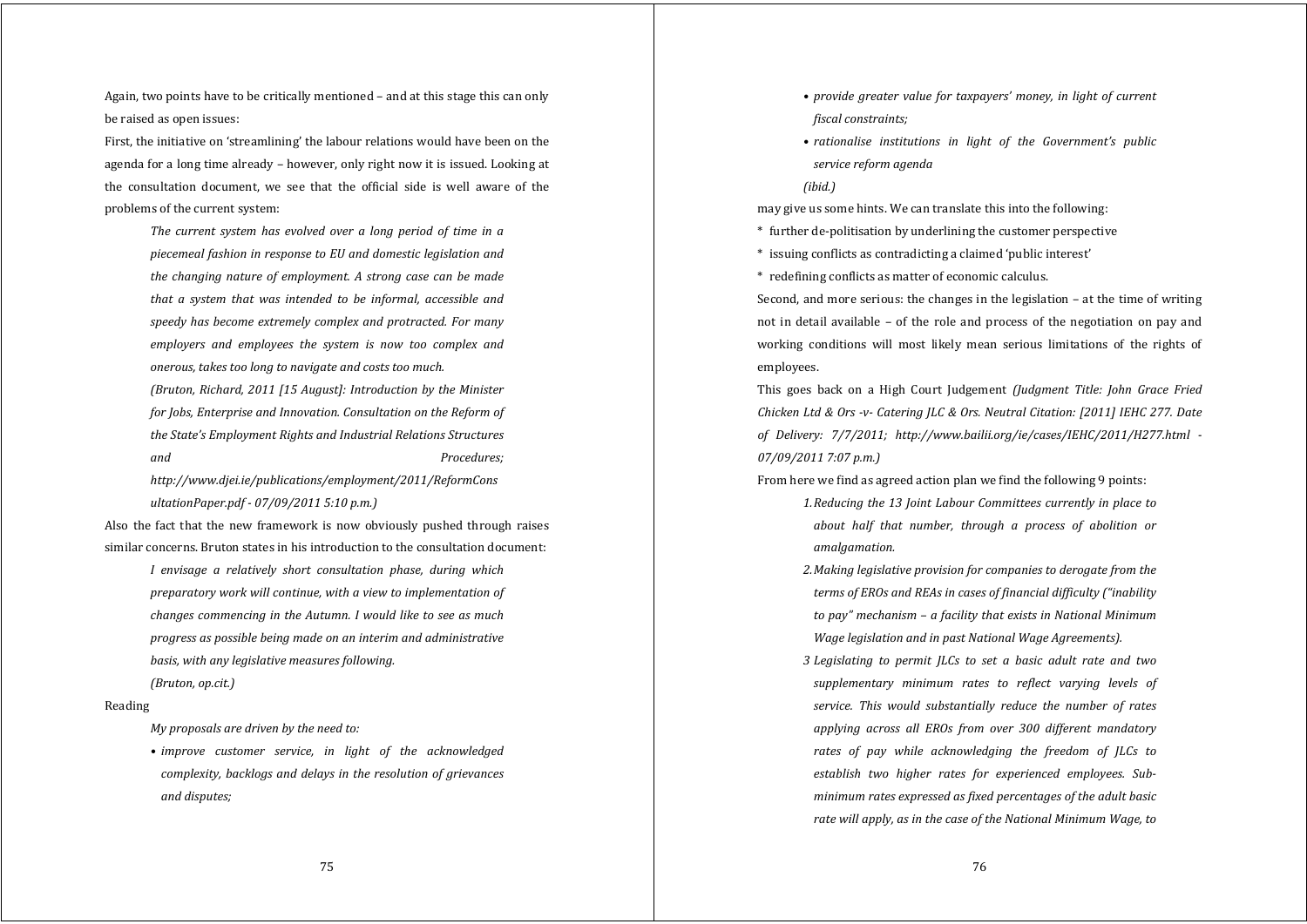Again, two points have to be critically mentioned – and at this stage this can only be raised as open issues:

First, the initiative on 'streamlining' the labour relations would have been on the agenda for a long time already – however, only right now it is issued. Looking at the consultation document, we see that the official side is well aware of the problems of the current system:

> *The current system has evolved over a long period of time in a piecemeal fashion in response to EU and domestic legislation and the changing nature of employment. A strong case can be made that a system that was intended to be informal, accessible and speedy has become extremely complex and protracted. For many employers and employees the system is now too complex and onerous, takes too long to navigate and costs too much.*
>
> *(Bruton, Richard, 2011 [15 August]: Introduction by the Minister for Jobs, Enterprise and Innovation. Consultation on the Reform of the State's Employment Rights and Industrial Relations Structures and Procedures; http://www.djei.ie/publications/employment/2011/ReformConsultationPaper.pdf - 07/09/2011 5:10 p.m.)*

Also the fact that the new framework is now obviously pushed through raises similar concerns. Bruton states in his introduction to the consultation document:

> *I envisage a relatively short consultation phase, during which preparatory work will continue, with a view to implementation of changes commencing in the Autumn. I would like to see as much progress as possible being made on an interim and administrative basis, with any legislative measures following.*
>
> *(Bruton, op.cit.)*

Reading

> *My proposals are driven by the need to:*
>
> - *improve customer service, in light of the acknowledged complexity, backlogs and delays in the resolution of grievances and disputes;*
> - *provide greater value for taxpayers' money, in light of current fiscal constraints;*
> - *rationalise institutions in light of the Government's public service reform agenda*
>
> *(ibid.)*

may give us some hints. We can translate this into the following:

* further de-politisation by underlining the customer perspective
* issuing conflicts as contradicting a claimed 'public interest'
* redefining conflicts as matter of economic calculus.

Second, and more serious: the changes in the legislation – at the time of writing not in detail available – of the role and process of the negotiation on pay and working conditions will most likely mean serious limitations of the rights of employees.

This goes back on a High Court Judgement *(Judgment Title: John Grace Fried Chicken Ltd & Ors -v- Catering JLC & Ors. Neutral Citation: [2011] IEHC 277. Date of Delivery: 7/7/2011; http://www.bailii.org/ie/cases/IEHC/2011/H277.html - 07/09/2011 7:07 p.m.)*

From here we find as agreed action plan we find the following 9 points:

> 1. *Reducing the 13 Joint Labour Committees currently in place to about half that number, through a process of abolition or amalgamation.*
> 2. *Making legislative provision for companies to derogate from the terms of EROs and REAs in cases of financial difficulty ("inability to pay" mechanism – a facility that exists in National Minimum Wage legislation and in past National Wage Agreements).*
> 3. *Legislating to permit JLCs to set a basic adult rate and two supplementary minimum rates to reflect varying levels of service. This would substantially reduce the number of rates applying across all EROs from over 300 different mandatory rates of pay while acknowledging the freedom of JLCs to establish two higher rates for experienced employees. Sub-minimum rates expressed as fixed percentages of the adult basic rate will apply, as in the case of the National Minimum Wage, to*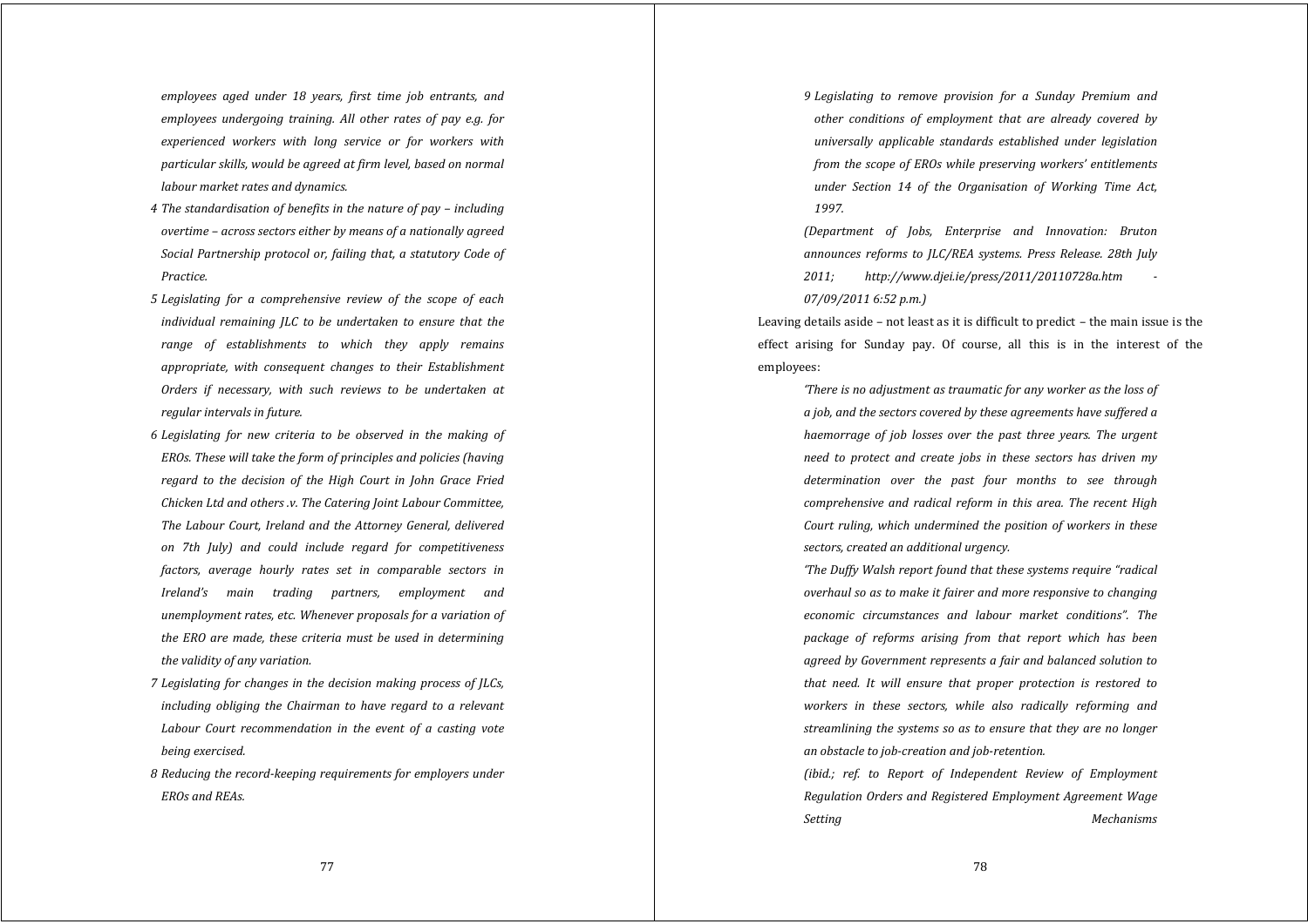*employees aged under 18 years, first time job entrants, and employees undergoing training. All other rates of pay e.g. for experienced workers with long service or for workers with particular skills, would be agreed at firm level, based on normal labour market rates and dynamics.*

*4 The standardisation of benefits in the nature of pay – including overtime – across sectors either by means of a nationally agreed Social Partnership protocol or, failing that, a statutory Code of Practice.*

*5 Legislating for a comprehensive review of the scope of each individual remaining JLC to be undertaken to ensure that the range of establishments to which they apply remains appropriate, with consequent changes to their Establishment Orders if necessary, with such reviews to be undertaken at regular intervals in future.*

*6 Legislating for new criteria to be observed in the making of EROs. These will take the form of principles and policies (having regard to the decision of the High Court in John Grace Fried Chicken Ltd and others .v. The Catering Joint Labour Committee, The Labour Court, Ireland and the Attorney General, delivered on 7th July) and could include regard for competitiveness factors, average hourly rates set in comparable sectors in Ireland's main trading partners, employment and unemployment rates, etc. Whenever proposals for a variation of the ERO are made, these criteria must be used in determining the validity of any variation.*

*7 Legislating for changes in the decision making process of JLCs, including obliging the Chairman to have regard to a relevant Labour Court recommendation in the event of a casting vote being exercised.*

*8 Reducing the record-keeping requirements for employers under EROs and REAs.*

*9 Legislating to remove provision for a Sunday Premium and other conditions of employment that are already covered by universally applicable standards established under legislation from the scope of EROs while preserving workers' entitlements under Section 14 of the Organisation of Working Time Act, 1997.*

*(Department of Jobs, Enterprise and Innovation: Bruton announces reforms to JLC/REA systems. Press Release. 28th July 2011; http://www.djei.ie/press/2011/20110728a.htm - 07/09/2011 6:52 p.m.)*

Leaving details aside – not least as it is difficult to predict – the main issue is the effect arising for Sunday pay. Of course, all this is in the interest of the employees:

*'There is no adjustment as traumatic for any worker as the loss of a job, and the sectors covered by these agreements have suffered a haemorrage of job losses over the past three years. The urgent need to protect and create jobs in these sectors has driven my determination over the past four months to see through comprehensive and radical reform in this area. The recent High Court ruling, which undermined the position of workers in these sectors, created an additional urgency.*

*'The Duffy Walsh report found that these systems require "radical overhaul so as to make it fairer and more responsive to changing economic circumstances and labour market conditions". The package of reforms arising from that report which has been agreed by Government represents a fair and balanced solution to that need. It will ensure that proper protection is restored to workers in these sectors, while also radically reforming and streamlining the systems so as to ensure that they are no longer an obstacle to job-creation and job-retention.*

*(ibid.; ref. to Report of Independent Review of Employment Regulation Orders and Registered Employment Agreement Wage Setting Mechanisms*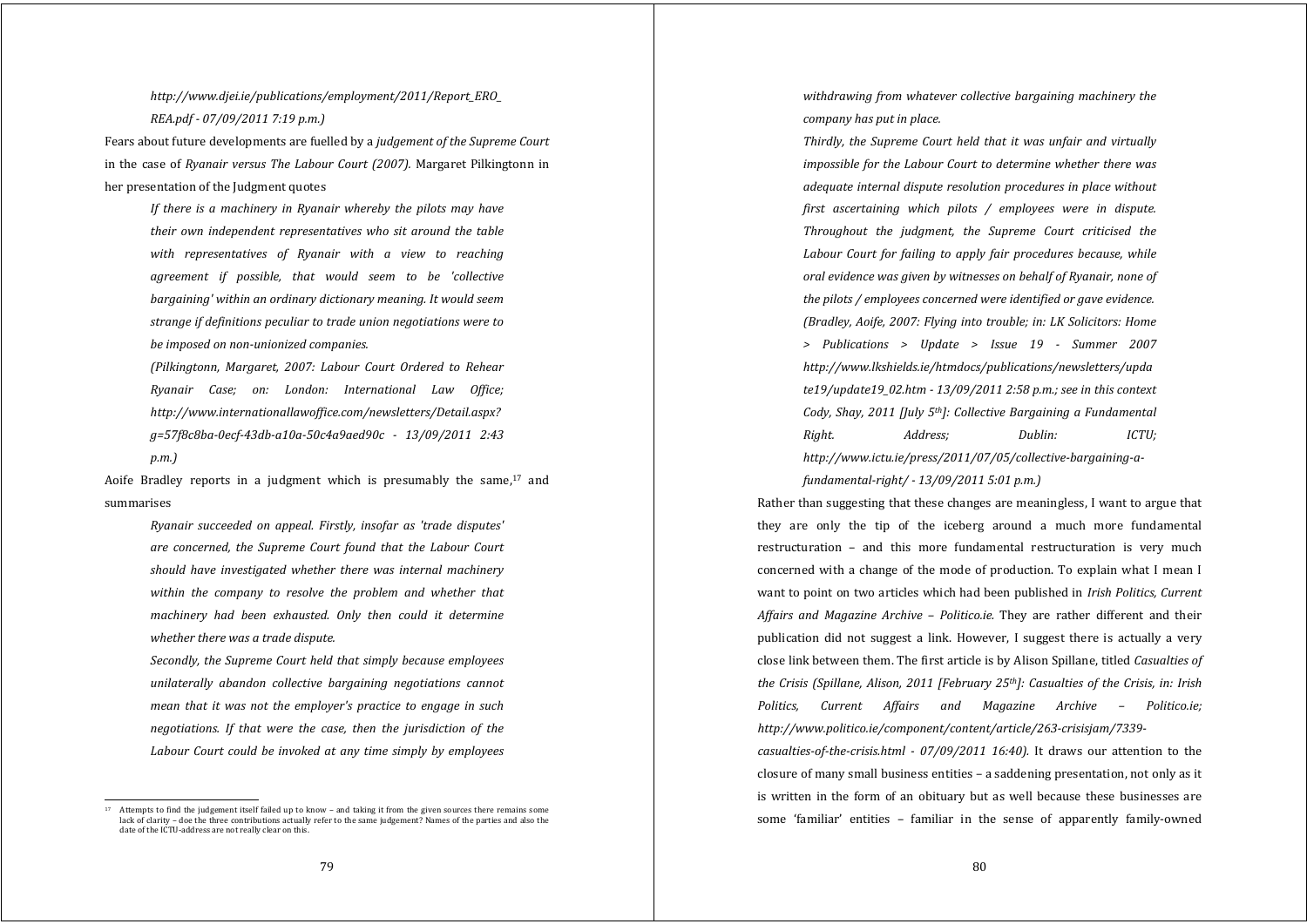*http://www.djei.ie/publications/employment/2011/Report_ERO_REA.pdf - 07/09/2011 7:19 p.m.)*

Fears about future developments are fuelled by a *judgement of the Supreme Court* in the case of *Ryanair versus The Labour Court (2007).* Margaret Pilkingtonn in her presentation of the Judgment quotes

> *If there is a machinery in Ryanair whereby the pilots may have their own independent representatives who sit around the table with representatives of Ryanair with a view to reaching agreement if possible, that would seem to be 'collective bargaining' within an ordinary dictionary meaning. It would seem strange if definitions peculiar to trade union negotiations were to be imposed on non-unionized companies.*
>
> *(Pilkingtonn, Margaret, 2007: Labour Court Ordered to Rehear Ryanair Case; on: London: International Law Office; http://www.internationallawoffice.com/newsletters/Detail.aspx?g=57f8c8ba-0ecf-43db-a10a-50c4a9aed90c - 13/09/2011 2:43 p.m.)*

Aoife Bradley reports in a judgment which is presumably the same,[17] and summarises

> *Ryanair succeeded on appeal. Firstly, insofar as 'trade disputes' are concerned, the Supreme Court found that the Labour Court should have investigated whether there was internal machinery within the company to resolve the problem and whether that machinery had been exhausted. Only then could it determine whether there was a trade dispute.*
>
> *Secondly, the Supreme Court held that simply because employees unilaterally abandon collective bargaining negotiations cannot mean that it was not the employer's practice to engage in such negotiations. If that were the case, then the jurisdiction of the Labour Court could be invoked at any time simply by employees withdrawing from whatever collective bargaining machinery the company has put in place.*
>
> *Thirdly, the Supreme Court held that it was unfair and virtually impossible for the Labour Court to determine whether there was adequate internal dispute resolution procedures in place without first ascertaining which pilots / employees were in dispute. Throughout the judgment, the Supreme Court criticised the Labour Court for failing to apply fair procedures because, while oral evidence was given by witnesses on behalf of Ryanair, none of the pilots / employees concerned were identified or gave evidence.*
>
> *(Bradley, Aoife, 2007: Flying into trouble; in: LK Solicitors: Home > Publications > Update > Issue 19 - Summer 2007 http://www.lkshields.ie/htmdocs/publications/newsletters/update19/update19_02.htm - 13/09/2011 2:58 p.m.; see in this context Cody, Shay, 2011 [July 5th]: Collective Bargaining a Fundamental Right. Address; Dublin: ICTU; http://www.ictu.ie/press/2011/07/05/collective-bargaining-a-fundamental-right/ - 13/09/2011 5:01 p.m.)*

Rather than suggesting that these changes are meaningless, I want to argue that they are only the tip of the iceberg around a much more fundamental restructuration – and this more fundamental restructuration is very much concerned with a change of the mode of production. To explain what I mean I want to point on two articles which had been published in *Irish Politics, Current Affairs and Magazine Archive – Politico.ie.* They are rather different and their publication did not suggest a link. However, I suggest there is actually a very close link between them. The first article is by Alison Spillane, titled *Casualties of the Crisis (Spillane, Alison, 2011 [February 25th]: Casualties of the Crisis, in: Irish Politics, Current Affairs and Magazine Archive – Politico.ie; http://www.politico.ie/component/content/article/263-crisisjam/7339-casualties-of-the-crisis.html - 07/09/2011 16:40).* It draws our attention to the closure of many small business entities – a saddening presentation, not only as it is written in the form of an obituary but as well because these businesses are some 'familiar' entities – familiar in the sense of apparently family-owned

---

[17] Attempts to find the judgement itself failed up to know – and taking it from the given sources there remains some lack of clarity – doe the three contributions actually refer to the same judgement? Names of the parties and also the date of the ICTU-address are not really clear on this.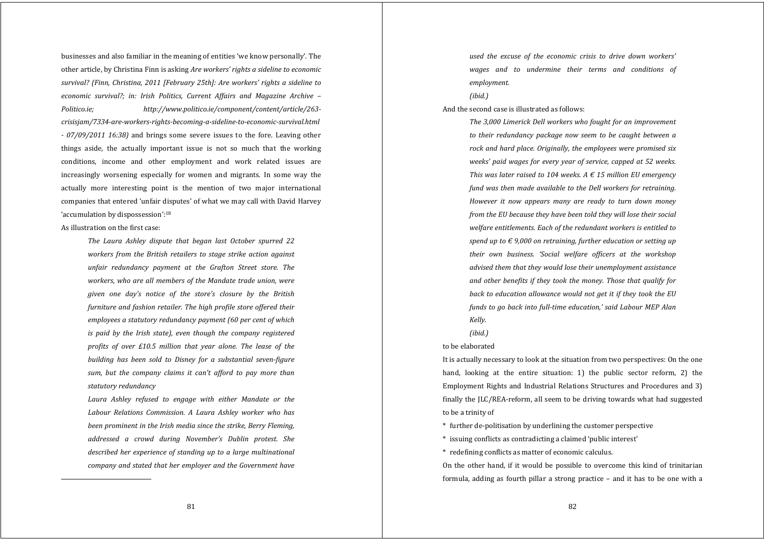businesses and also familiar in the meaning of entities 'we know personally'. The other article, by Christina Finn is asking *Are workers' rights a sideline to economic survival? (Finn, Christina, 2011 [February 25th]: Are workers' rights a sideline to economic survival?; in: Irish Politics, Current Affairs and Magazine Archive – Politico.ie; http://www.politico.ie/component/content/article/263-crisisjam/7334-are-workers-rights-becoming-a-sideline-to-economic-survival.html - 07/09/2011 16:38)* and brings some severe issues to the fore. Leaving other things aside, the actually important issue is not so much that the working conditions, income and other employment and work related issues are increasingly worsening especially for women and migrants. In some way the actually more interesting point is the mention of two major international companies that entered 'unfair disputes' of what we may call with David Harvey 'accumulation by dispossession':[18]

As illustration on the first case:

> *The Laura Ashley dispute that began last October spurred 22 workers from the British retailers to stage strike action against unfair redundancy payment at the Grafton Street store. The workers, who are all members of the Mandate trade union, were given one day's notice of the store's closure by the British furniture and fashion retailer. The high profile store offered their employees a statutory redundancy payment (60 per cent of which is paid by the Irish state), even though the company registered profits of over £10.5 million that year alone. The lease of the building has been sold to Disney for a substantial seven-figure sum, but the company claims it can't afford to pay more than statutory redundancy*
>
> *Laura Ashley refused to engage with either Mandate or the Labour Relations Commission. A Laura Ashley worker who has been prominent in the Irish media since the strike, Berry Fleming, addressed a crowd during November's Dublin protest. She described her experience of standing up to a large multinational company and stated that her employer and the Government have used the excuse of the economic crisis to drive down workers' wages and to undermine their terms and conditions of employment.*
>
> *(ibid.)*

And the second case is illustrated as follows:

> *The 3,000 Limerick Dell workers who fought for an improvement to their redundancy package now seem to be caught between a rock and hard place. Originally, the employees were promised six weeks' paid wages for every year of service, capped at 52 weeks. This was later raised to 104 weeks. A € 15 million EU emergency fund was then made available to the Dell workers for retraining. However it now appears many are ready to turn down money from the EU because they have been told they will lose their social welfare entitlements. Each of the redundant workers is entitled to spend up to € 9,000 on retraining, further education or setting up their own business. 'Social welfare officers at the workshop advised them that they would lose their unemployment assistance and other benefits if they took the money. Those that qualify for back to education allowance would not get it if they took the EU funds to go back into full-time education,' said Labour MEP Alan Kelly.*
>
> *(ibid.)*

to be elaborated

It is actually necessary to look at the situation from two perspectives: On the one hand, looking at the entire situation: 1) the public sector reform, 2) the Employment Rights and Industrial Relations Structures and Procedures and 3) finally the JLC/REA-reform, all seem to be driving towards what had suggested to be a trinity of

* further de-politisation by underlining the customer perspective
* issuing conflicts as contradicting a claimed 'public interest'
* redefining conflicts as matter of economic calculus.

On the other hand, if it would be possible to overcome this kind of trinitarian formula, adding as fourth pillar a strong practice – and it has to be one with a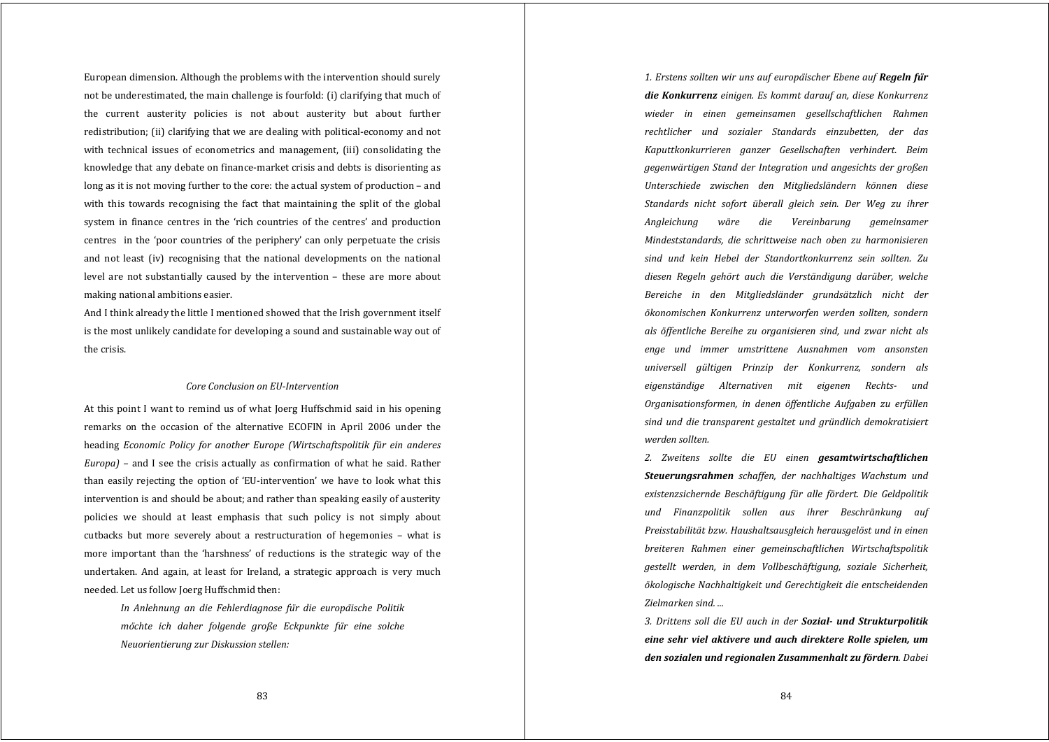European dimension. Although the problems with the intervention should surely not be underestimated, the main challenge is fourfold: (i) clarifying that much of the current austerity policies is not about austerity but about further redistribution; (ii) clarifying that we are dealing with political-economy and not with technical issues of econometrics and management, (iii) consolidating the knowledge that any debate on finance-market crisis and debts is disorienting as long as it is not moving further to the core: the actual system of production – and with this towards recognising the fact that maintaining the split of the global system in finance centres in the 'rich countries of the centres' and production centres in the 'poor countries of the periphery' can only perpetuate the crisis and not least (iv) recognising that the national developments on the national level are not substantially caused by the intervention – these are more about making national ambitions easier.

And I think already the little I mentioned showed that the Irish government itself is the most unlikely candidate for developing a sound and sustainable way out of the crisis.

### *Core Conclusion on EU-Intervention*

At this point I want to remind us of what Joerg Huffschmid said in his opening remarks on the occasion of the alternative ECOFIN in April 2006 under the heading *Economic Policy for another Europe (Wirtschaftspolitik für ein anderes Europa)* – and I see the crisis actually as confirmation of what he said. Rather than easily rejecting the option of 'EU-intervention' we have to look what this intervention is and should be about; and rather than speaking easily of austerity policies we should at least emphasis that such policy is not simply about cutbacks but more severely about a restructuration of hegemonies – what is more important than the 'harshness' of reductions is the strategic way of the undertaken. And again, at least for Ireland, a strategic approach is very much needed. Let us follow Joerg Huffschmid then:

> *In Anlehnung an die Fehlerdiagnose für die europäische Politik möchte ich daher folgende große Eckpunkte für eine solche Neuorientierung zur Diskussion stellen:*
>
> *1. Erstens sollten wir uns auf europäischer Ebene auf* ***Regeln für die Konkurrenz*** *einigen. Es kommt darauf an, diese Konkurrenz wieder in einen gemeinsamen gesellschaftlichen Rahmen rechtlicher und sozialer Standards einzubetten, der das Kaputtkonkurrieren ganzer Gesellschaften verhindert. Beim gegenwärtigen Stand der Integration und angesichts der großen Unterschiede zwischen den Mitgliedsländern können diese Standards nicht sofort überall gleich sein. Der Weg zu ihrer Angleichung wäre die Vereinbarung gemeinsamer Mindeststandards, die schrittweise nach oben zu harmonisieren sind und kein Hebel der Standortkonkurrenz sein sollten. Zu diesen Regeln gehört auch die Verständigung darüber, welche Bereiche in den Mitgliedsländer grundsätzlich nicht der ökonomischen Konkurrenz unterworfen werden sollten, sondern als öffentliche Bereihe zu organisieren sind, und zwar nicht als enge und immer umstrittene Ausnahmen vom ansonsten universell gültigen Prinzip der Konkurrenz, sondern als eigenständige Alternativen mit eigenen Rechts- und Organisationsformen, in denen öffentliche Aufgaben zu erfüllen sind und die transparent gestaltet und gründlich demokratisiert werden sollten.*
>
> *2. Zweitens sollte die EU einen* ***gesamtwirtschaftlichen Steuerungsrahmen*** *schaffen, der nachhaltiges Wachstum und existenzsichernde Beschäftigung für alle fördert. Die Geldpolitik und Finanzpolitik sollen aus ihrer Beschränkung auf Preisstabilität bzw. Haushaltsausgleich herausgelöst und in einen breiteren Rahmen einer gemeinschaftlichen Wirtschaftspolitik gestellt werden, in dem Vollbeschäftigung, soziale Sicherheit, ökologische Nachhaltigkeit und Gerechtigkeit die entscheidenden Zielmarken sind. ...*
>
> *3. Drittens soll die EU auch in der* ***Sozial- und Strukturpolitik eine sehr viel aktivere und auch direktere Rolle spielen, um den sozialen und regionalen Zusammenhalt zu fördern****. Dabei*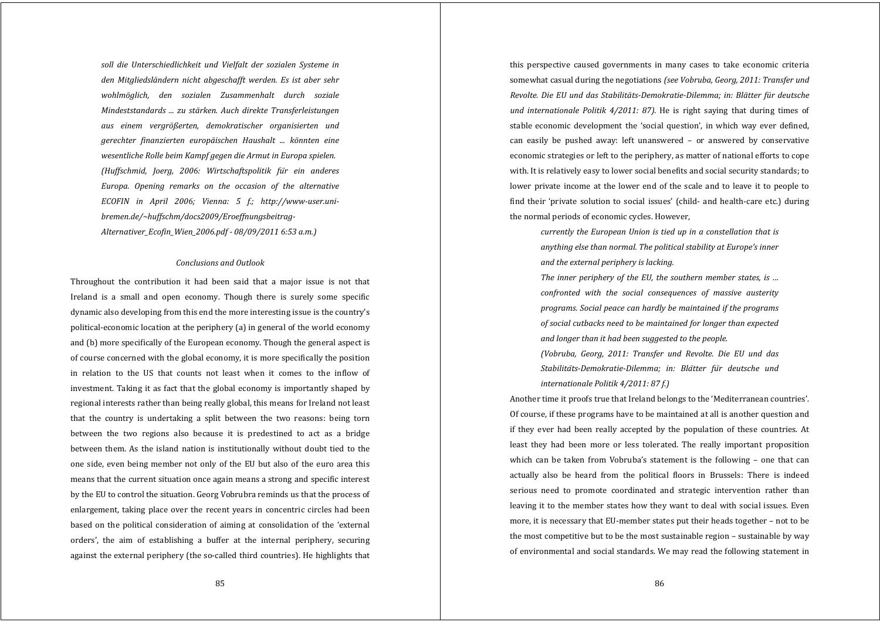*soll die Unterschiedlichkeit und Vielfalt der sozialen Systeme in den Mitgliedsländern nicht abgeschafft werden. Es ist aber sehr wohlmöglich, den sozialen Zusammenhalt durch soziale Mindeststandards ... zu stärken. Auch direkte Transferleistungen aus einem vergrößerten, demokratischer organisierten und gerechter finanzierten europäischen Haushalt ... könnten eine wesentliche Rolle beim Kampf gegen die Armut in Europa spielen.*
*(Huffschmid, Joerg, 2006: Wirtschaftspolitik für ein anderes Europa. Opening remarks on the occasion of the alternative ECOFIN in April 2006; Vienna: 5 f.; http://www-user.uni-bremen.de/~huffschm/docs2009/Eroeffnungsbeitrag-Alternativer_Ecofin_Wien_2006.pdf - 08/09/2011 6:53 a.m.)*

### *Conclusions and Outlook*

Throughout the contribution it had been said that a major issue is not that Ireland is a small and open economy. Though there is surely some specific dynamic also developing from this end the more interesting issue is the country's political-economic location at the periphery (a) in general of the world economy and (b) more specifically of the European economy. Though the general aspect is of course concerned with the global economy, it is more specifically the position in relation to the US that counts not least when it comes to the inflow of investment. Taking it as fact that the global economy is importantly shaped by regional interests rather than being really global, this means for Ireland not least that the country is undertaking a split between the two reasons: being torn between the two regions also because it is predestined to act as a bridge between them. As the island nation is institutionally without doubt tied to the one side, even being member not only of the EU but also of the euro area this means that the current situation once again means a strong and specific interest by the EU to control the situation. Georg Vobrubra reminds us that the process of enlargement, taking place over the recent years in concentric circles had been based on the political consideration of aiming at consolidation of the 'external orders', the aim of establishing a buffer at the internal periphery, securing against the external periphery (the so-called third countries). He highlights that this perspective caused governments in many cases to take economic criteria somewhat casual during the negotiations *(see Vobruba, Georg, 2011: Transfer und Revolte. Die EU und das Stabilitäts-Demokratie-Dilemma; in: Blätter für deutsche und internationale Politik 4/2011: 87).* He is right saying that during times of stable economic development the 'social question', in which way ever defined, can easily be pushed away: left unanswered – or answered by conservative economic strategies or left to the periphery, as matter of national efforts to cope with. It is relatively easy to lower social benefits and social security standards; to lower private income at the lower end of the scale and to leave it to people to find their 'private solution to social issues' (child- and health-care etc.) during the normal periods of economic cycles. However,

> *currently the European Union is tied up in a constellation that is anything else than normal. The political stability at Europe's inner and the external periphery is lacking.*
> *The inner periphery of the EU, the southern member states, is ... confronted with the social consequences of massive austerity programs. Social peace can hardly be maintained if the programs of social cutbacks need to be maintained for longer than expected and longer than it had been suggested to the people.*
> *(Vobruba, Georg, 2011: Transfer und Revolte. Die EU und das Stabilitäts-Demokratie-Dilemma; in: Blätter für deutsche und internationale Politik 4/2011: 87 f.)*

Another time it proofs true that Ireland belongs to the 'Mediterranean countries'. Of course, if these programs have to be maintained at all is another question and if they ever had been really accepted by the population of these countries. At least they had been more or less tolerated. The really important proposition which can be taken from Vobruba's statement is the following – one that can actually also be heard from the political floors in Brussels: There is indeed serious need to promote coordinated and strategic intervention rather than leaving it to the member states how they want to deal with social issues. Even more, it is necessary that EU-member states put their heads together – not to be the most competitive but to be the most sustainable region – sustainable by way of environmental and social standards. We may read the following statement in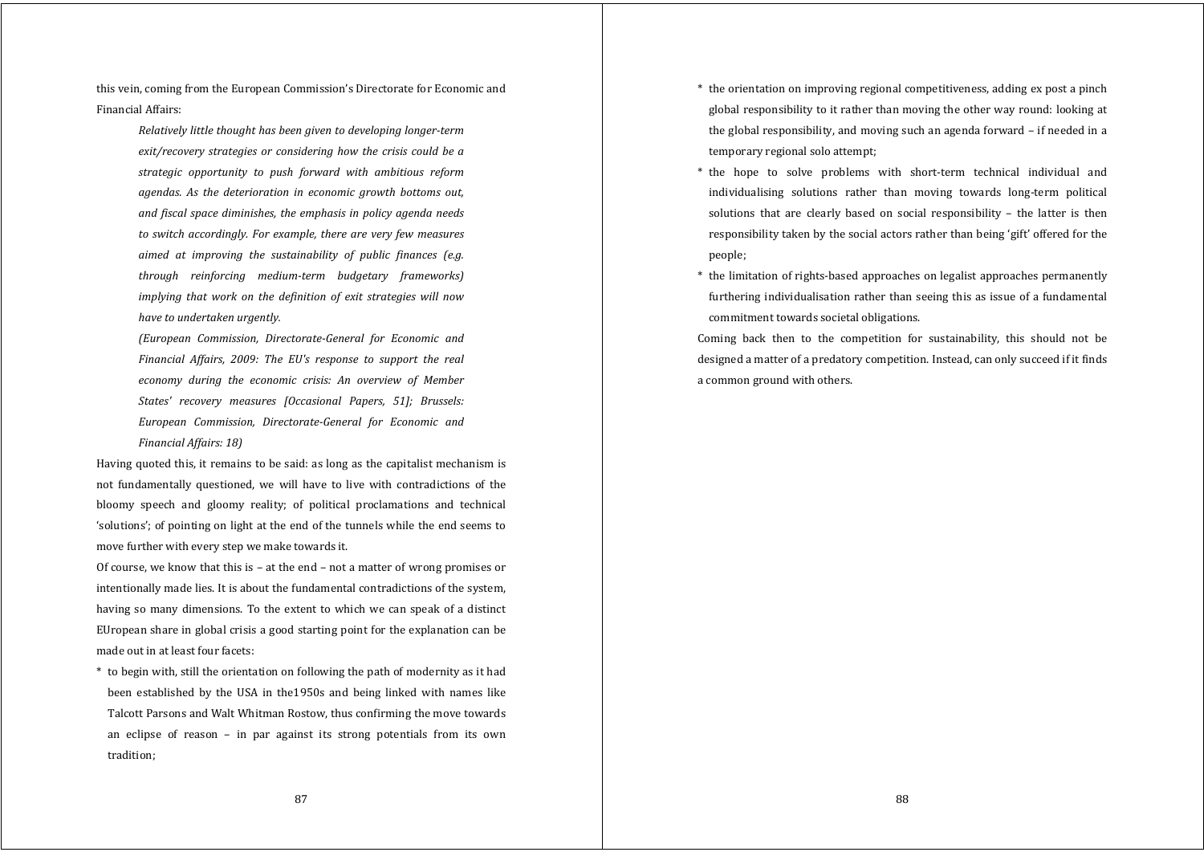this vein, coming from the European Commission's Directorate for Economic and Financial Affairs:

> *Relatively little thought has been given to developing longer-term exit/recovery strategies or considering how the crisis could be a strategic opportunity to push forward with ambitious reform agendas. As the deterioration in economic growth bottoms out, and fiscal space diminishes, the emphasis in policy agenda needs to switch accordingly. For example, there are very few measures aimed at improving the sustainability of public finances (e.g. through reinforcing medium-term budgetary frameworks) implying that work on the definition of exit strategies will now have to undertaken urgently.*
>
> *(European Commission, Directorate-General for Economic and Financial Affairs, 2009: The EU's response to support the real economy during the economic crisis: An overview of Member States' recovery measures [Occasional Papers, 51]; Brussels: European Commission, Directorate-General for Economic and Financial Affairs: 18)*

Having quoted this, it remains to be said: as long as the capitalist mechanism is not fundamentally questioned, we will have to live with contradictions of the bloomy speech and gloomy reality; of political proclamations and technical 'solutions'; of pointing on light at the end of the tunnels while the end seems to move further with every step we make towards it.

Of course, we know that this is – at the end – not a matter of wrong promises or intentionally made lies. It is about the fundamental contradictions of the system, having so many dimensions. To the extent to which we can speak of a distinct EUropean share in global crisis a good starting point for the explanation can be made out in at least four facets:

* to begin with, still the orientation on following the path of modernity as it had been established by the USA in the1950s and being linked with names like Talcott Parsons and Walt Whitman Rostow, thus confirming the move towards an eclipse of reason – in par against its strong potentials from its own tradition;
* the orientation on improving regional competitiveness, adding ex post a pinch global responsibility to it rather than moving the other way round: looking at the global responsibility, and moving such an agenda forward – if needed in a temporary regional solo attempt;
* the hope to solve problems with short-term technical individual and individualising solutions rather than moving towards long-term political solutions that are clearly based on social responsibility – the latter is then responsibility taken by the social actors rather than being 'gift' offered for the people;
* the limitation of rights-based approaches on legalist approaches permanently furthering individualisation rather than seeing this as issue of a fundamental commitment towards societal obligations.

Coming back then to the competition for sustainability, this should not be designed a matter of a predatory competition. Instead, can only succeed if it finds a common ground with others.